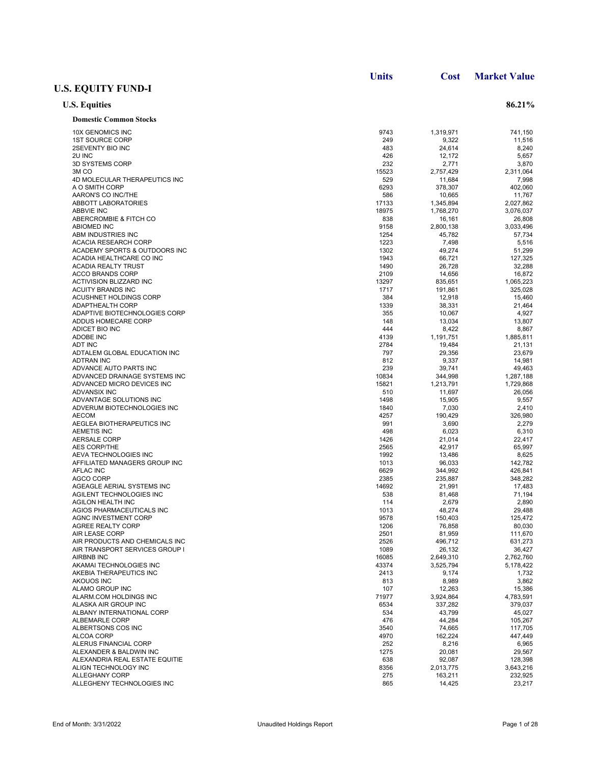## U.S. EQUITY FUND-I

### U.S. Equities — 86.21%

#### Domestic Common Stocks

| | Units | Cost | Market Value |
|---|---|---|---|
| 10X GENOMICS INC | 9743 | 1,319,971 | 741,150 |
| 1ST SOURCE CORP | 249 | 9,322 | 11,516 |
| 2SEVENTY BIO INC | 483 | 24,614 | 8,240 |
| 2U INC | 426 | 12,172 | 5,657 |
| 3D SYSTEMS CORP | 232 | 2,771 | 3,870 |
| 3M CO | 15523 | 2,757,429 | 2,311,064 |
| 4D MOLECULAR THERAPEUTICS INC | 529 | 11,684 | 7,998 |
| A O SMITH CORP | 6293 | 378,307 | 402,060 |
| AARON'S CO INC/THE | 586 | 10,665 | 11,767 |
| ABBOTT LABORATORIES | 17133 | 1,345,894 | 2,027,862 |
| ABBVIE INC | 18975 | 1,768,270 | 3,076,037 |
| ABERCROMBIE & FITCH CO | 838 | 16,161 | 26,808 |
| ABIOMED INC | 9158 | 2,800,138 | 3,033,496 |
| ABM INDUSTRIES INC | 1254 | 45,782 | 57,734 |
| ACACIA RESEARCH CORP | 1223 | 7,498 | 5,516 |
| ACADEMY SPORTS & OUTDOORS INC | 1302 | 49,274 | 51,299 |
| ACADIA HEALTHCARE CO INC | 1943 | 66,721 | 127,325 |
| ACADIA REALTY TRUST | 1490 | 26,728 | 32,288 |
| ACCO BRANDS CORP | 2109 | 14,656 | 16,872 |
| ACTIVISION BLIZZARD INC | 13297 | 835,651 | 1,065,223 |
| ACUITY BRANDS INC | 1717 | 191,861 | 325,028 |
| ACUSHNET HOLDINGS CORP | 384 | 12,918 | 15,460 |
| ADAPTHEALTH CORP | 1339 | 38,331 | 21,464 |
| ADAPTIVE BIOTECHNOLOGIES CORP | 355 | 10,067 | 4,927 |
| ADDUS HOMECARE CORP | 148 | 13,034 | 13,807 |
| ADICET BIO INC | 444 | 8,422 | 8,867 |
| ADOBE INC | 4139 | 1,191,751 | 1,885,811 |
| ADT INC | 2784 | 19,484 | 21,131 |
| ADTALEM GLOBAL EDUCATION INC | 797 | 29,356 | 23,679 |
| ADTRAN INC | 812 | 9,337 | 14,981 |
| ADVANCE AUTO PARTS INC | 239 | 39,741 | 49,463 |
| ADVANCED DRAINAGE SYSTEMS INC | 10834 | 344,998 | 1,287,188 |
| ADVANCED MICRO DEVICES INC | 15821 | 1,213,791 | 1,729,868 |
| ADVANSIX INC | 510 | 11,697 | 26,056 |
| ADVANTAGE SOLUTIONS INC | 1498 | 15,905 | 9,557 |
| ADVERUM BIOTECHNOLOGIES INC | 1840 | 7,030 | 2,410 |
| AECOM | 4257 | 190,429 | 326,980 |
| AEGLEA BIOTHERAPEUTICS INC | 991 | 3,690 | 2,279 |
| AEMETIS INC | 498 | 6,023 | 6,310 |
| AERSALE CORP | 1426 | 21,014 | 22,417 |
| AES CORP/THE | 2565 | 42,917 | 65,997 |
| AEVA TECHNOLOGIES INC | 1992 | 13,486 | 8,625 |
| AFFILIATED MANAGERS GROUP INC | 1013 | 96,033 | 142,782 |
| AFLAC INC | 6629 | 344,992 | 426,841 |
| AGCO CORP | 2385 | 235,887 | 348,282 |
| AGEAGLE AERIAL SYSTEMS INC | 14692 | 21,991 | 17,483 |
| AGILENT TECHNOLOGIES INC | 538 | 81,468 | 71,194 |
| AGILON HEALTH INC | 114 | 2,679 | 2,890 |
| AGIOS PHARMACEUTICALS INC | 1013 | 48,274 | 29,488 |
| AGNC INVESTMENT CORP | 9578 | 150,403 | 125,472 |
| AGREE REALTY CORP | 1206 | 76,858 | 80,030 |
| AIR LEASE CORP | 2501 | 81,959 | 111,670 |
| AIR PRODUCTS AND CHEMICALS INC | 2526 | 496,712 | 631,273 |
| AIR TRANSPORT SERVICES GROUP I | 1089 | 26,132 | 36,427 |
| AIRBNB INC | 16085 | 2,649,310 | 2,762,760 |
| AKAMAI TECHNOLOGIES INC | 43374 | 3,525,794 | 5,178,422 |
| AKEBIA THERAPEUTICS INC | 2413 | 9,174 | 1,732 |
| AKOUOS INC | 813 | 8,989 | 3,862 |
| ALAMO GROUP INC | 107 | 12,263 | 15,386 |
| ALARM.COM HOLDINGS INC | 71977 | 3,924,864 | 4,783,591 |
| ALASKA AIR GROUP INC | 6534 | 337,282 | 379,037 |
| ALBANY INTERNATIONAL CORP | 534 | 43,799 | 45,027 |
| ALBEMARLE CORP | 476 | 44,284 | 105,267 |
| ALBERTSONS COS INC | 3540 | 74,665 | 117,705 |
| ALCOA CORP | 4970 | 162,224 | 447,449 |
| ALERUS FINANCIAL CORP | 252 | 8,216 | 6,965 |
| ALEXANDER & BALDWIN INC | 1275 | 20,081 | 29,567 |
| ALEXANDRIA REAL ESTATE EQUITIE | 638 | 92,087 | 128,398 |
| ALIGN TECHNOLOGY INC | 8356 | 2,013,775 | 3,643,216 |
| ALLEGHANY CORP | 275 | 163,211 | 232,925 |
| ALLEGHENY TECHNOLOGIES INC | 865 | 14,425 | 23,217 |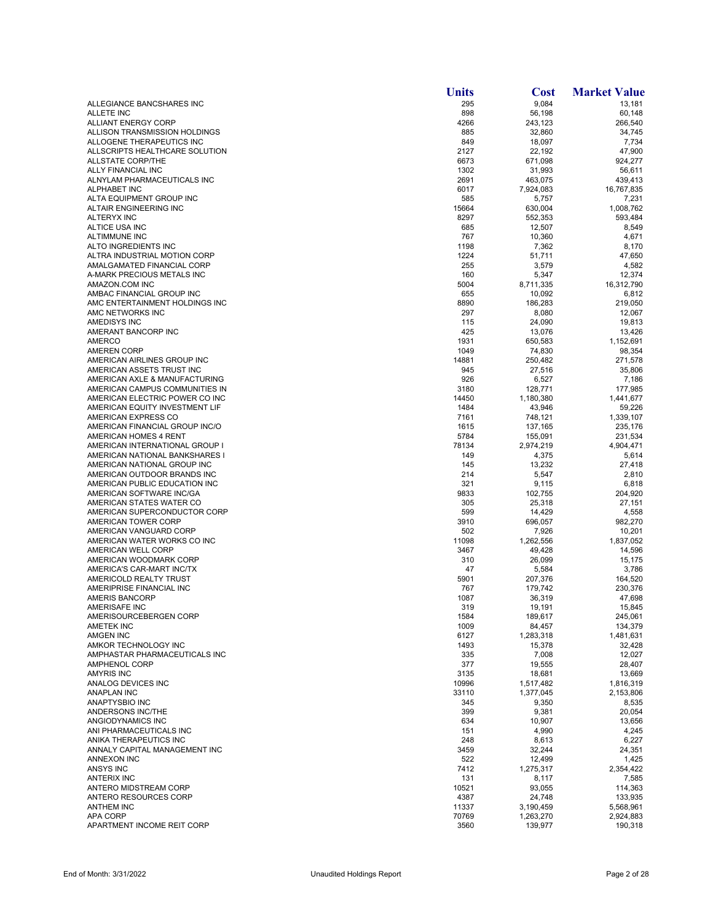| | Units | Cost | Market Value |
|---|---|---|---|
| ALLEGIANCE BANCSHARES INC | 295 | 9,084 | 13,181 |
| ALLETE INC | 898 | 56,198 | 60,148 |
| ALLIANT ENERGY CORP | 4266 | 243,123 | 266,540 |
| ALLISON TRANSMISSION HOLDINGS | 885 | 32,860 | 34,745 |
| ALLOGENE THERAPEUTICS INC | 849 | 18,097 | 7,734 |
| ALLSCRIPTS HEALTHCARE SOLUTION | 2127 | 22,192 | 47,900 |
| ALLSTATE CORP/THE | 6673 | 671,098 | 924,277 |
| ALLY FINANCIAL INC | 1302 | 31,993 | 56,611 |
| ALNYLAM PHARMACEUTICALS INC | 2691 | 463,075 | 439,413 |
| ALPHABET INC | 6017 | 7,924,083 | 16,767,835 |
| ALTA EQUIPMENT GROUP INC | 585 | 5,757 | 7,231 |
| ALTAIR ENGINEERING INC | 15664 | 630,004 | 1,008,762 |
| ALTERYX INC | 8297 | 552,353 | 593,484 |
| ALTICE USA INC | 685 | 12,507 | 8,549 |
| ALTIMMUNE INC | 767 | 10,360 | 4,671 |
| ALTO INGREDIENTS INC | 1198 | 7,362 | 8,170 |
| ALTRA INDUSTRIAL MOTION CORP | 1224 | 51,711 | 47,650 |
| AMALGAMATED FINANCIAL CORP | 255 | 3,579 | 4,582 |
| A-MARK PRECIOUS METALS INC | 160 | 5,347 | 12,374 |
| AMAZON.COM INC | 5004 | 8,711,335 | 16,312,790 |
| AMBAC FINANCIAL GROUP INC | 655 | 10,092 | 6,812 |
| AMC ENTERTAINMENT HOLDINGS INC | 8890 | 186,283 | 219,050 |
| AMC NETWORKS INC | 297 | 8,080 | 12,067 |
| AMEDISYS INC | 115 | 24,090 | 19,813 |
| AMERANT BANCORP INC | 425 | 13,076 | 13,426 |
| AMERCO | 1931 | 650,583 | 1,152,691 |
| AMEREN CORP | 1049 | 74,830 | 98,354 |
| AMERICAN AIRLINES GROUP INC | 14881 | 250,482 | 271,578 |
| AMERICAN ASSETS TRUST INC | 945 | 27,516 | 35,806 |
| AMERICAN AXLE & MANUFACTURING | 926 | 6,527 | 7,186 |
| AMERICAN CAMPUS COMMUNITIES IN | 3180 | 128,771 | 177,985 |
| AMERICAN ELECTRIC POWER CO INC | 14450 | 1,180,380 | 1,441,677 |
| AMERICAN EQUITY INVESTMENT LIF | 1484 | 43,946 | 59,226 |
| AMERICAN EXPRESS CO | 7161 | 748,121 | 1,339,107 |
| AMERICAN FINANCIAL GROUP INC/O | 1615 | 137,165 | 235,176 |
| AMERICAN HOMES 4 RENT | 5784 | 155,091 | 231,534 |
| AMERICAN INTERNATIONAL GROUP I | 78134 | 2,974,219 | 4,904,471 |
| AMERICAN NATIONAL BANKSHARES I | 149 | 4,375 | 5,614 |
| AMERICAN NATIONAL GROUP INC | 145 | 13,232 | 27,418 |
| AMERICAN OUTDOOR BRANDS INC | 214 | 5,547 | 2,810 |
| AMERICAN PUBLIC EDUCATION INC | 321 | 9,115 | 6,818 |
| AMERICAN SOFTWARE INC/GA | 9833 | 102,755 | 204,920 |
| AMERICAN STATES WATER CO | 305 | 25,318 | 27,151 |
| AMERICAN SUPERCONDUCTOR CORP | 599 | 14,429 | 4,558 |
| AMERICAN TOWER CORP | 3910 | 696,057 | 982,270 |
| AMERICAN VANGUARD CORP | 502 | 7,926 | 10,201 |
| AMERICAN WATER WORKS CO INC | 11098 | 1,262,556 | 1,837,052 |
| AMERICAN WELL CORP | 3467 | 49,428 | 14,596 |
| AMERICAN WOODMARK CORP | 310 | 26,099 | 15,175 |
| AMERICA'S CAR-MART INC/TX | 47 | 5,584 | 3,786 |
| AMERICOLD REALTY TRUST | 5901 | 207,376 | 164,520 |
| AMERIPRISE FINANCIAL INC | 767 | 179,742 | 230,376 |
| AMERIS BANCORP | 1087 | 36,319 | 47,698 |
| AMERISAFE INC | 319 | 19,191 | 15,845 |
| AMERISOURCEBERGEN CORP | 1584 | 189,617 | 245,061 |
| AMETEK INC | 1009 | 84,457 | 134,379 |
| AMGEN INC | 6127 | 1,283,318 | 1,481,631 |
| AMKOR TECHNOLOGY INC | 1493 | 15,378 | 32,428 |
| AMPHASTAR PHARMACEUTICALS INC | 335 | 7,008 | 12,027 |
| AMPHENOL CORP | 377 | 19,555 | 28,407 |
| AMYRIS INC | 3135 | 18,681 | 13,669 |
| ANALOG DEVICES INC | 10996 | 1,517,482 | 1,816,319 |
| ANAPLAN INC | 33110 | 1,377,045 | 2,153,806 |
| ANAPTYSBIO INC | 345 | 9,350 | 8,535 |
| ANDERSONS INC/THE | 399 | 9,381 | 20,054 |
| ANGIODYNAMICS INC | 634 | 10,907 | 13,656 |
| ANI PHARMACEUTICALS INC | 151 | 4,990 | 4,245 |
| ANIKA THERAPEUTICS INC | 248 | 8,613 | 6,227 |
| ANNALY CAPITAL MANAGEMENT INC | 3459 | 32,244 | 24,351 |
| ANNEXON INC | 522 | 12,499 | 1,425 |
| ANSYS INC | 7412 | 1,275,317 | 2,354,422 |
| ANTERIX INC | 131 | 8,117 | 7,585 |
| ANTERO MIDSTREAM CORP | 10521 | 93,055 | 114,363 |
| ANTERO RESOURCES CORP | 4387 | 24,748 | 133,935 |
| ANTHEM INC | 11337 | 3,190,459 | 5,568,961 |
| APA CORP | 70769 | 1,263,270 | 2,924,883 |
| APARTMENT INCOME REIT CORP | 3560 | 139,977 | 190,318 |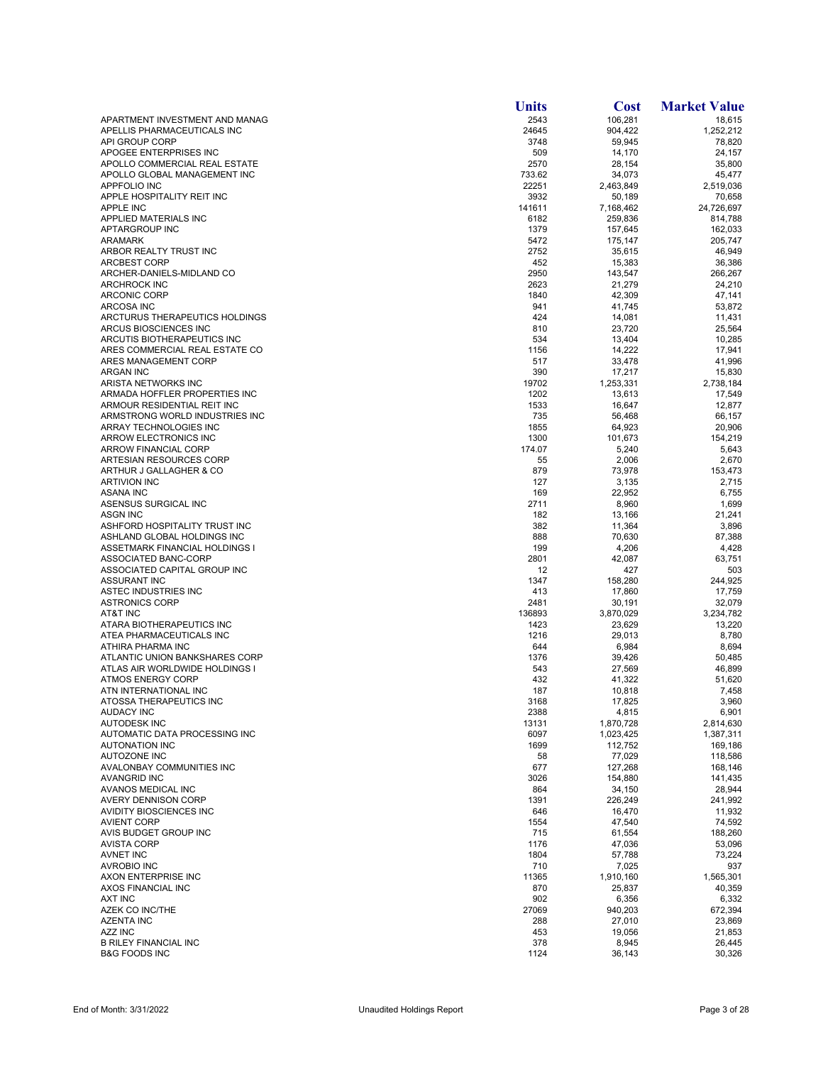| | Units | Cost | Market Value |
|---|---|---|---|
| APARTMENT INVESTMENT AND MANAG | 2543 | 106,281 | 18,615 |
| APELLIS PHARMACEUTICALS INC | 24645 | 904,422 | 1,252,212 |
| API GROUP CORP | 3748 | 59,945 | 78,820 |
| APOGEE ENTERPRISES INC | 509 | 14,170 | 24,157 |
| APOLLO COMMERCIAL REAL ESTATE | 2570 | 28,154 | 35,800 |
| APOLLO GLOBAL MANAGEMENT INC | 733.62 | 34,073 | 45,477 |
| APPFOLIO INC | 22251 | 2,463,849 | 2,519,036 |
| APPLE HOSPITALITY REIT INC | 3932 | 50,189 | 70,658 |
| APPLE INC | 141611 | 7,168,462 | 24,726,697 |
| APPLIED MATERIALS INC | 6182 | 259,836 | 814,788 |
| APTARGROUP INC | 1379 | 157,645 | 162,033 |
| ARAMARK | 5472 | 175,147 | 205,747 |
| ARBOR REALTY TRUST INC | 2752 | 35,615 | 46,949 |
| ARCBEST CORP | 452 | 15,383 | 36,386 |
| ARCHER-DANIELS-MIDLAND CO | 2950 | 143,547 | 266,267 |
| ARCHROCK INC | 2623 | 21,279 | 24,210 |
| ARCONIC CORP | 1840 | 42,309 | 47,141 |
| ARCOSA INC | 941 | 41,745 | 53,872 |
| ARCTURUS THERAPEUTICS HOLDINGS | 424 | 14,081 | 11,431 |
| ARCUS BIOSCIENCES INC | 810 | 23,720 | 25,564 |
| ARCUTIS BIOTHERAPEUTICS INC | 534 | 13,404 | 10,285 |
| ARES COMMERCIAL REAL ESTATE CO | 1156 | 14,222 | 17,941 |
| ARES MANAGEMENT CORP | 517 | 33,478 | 41,996 |
| ARGAN INC | 390 | 17,217 | 15,830 |
| ARISTA NETWORKS INC | 19702 | 1,253,331 | 2,738,184 |
| ARMADA HOFFLER PROPERTIES INC | 1202 | 13,613 | 17,549 |
| ARMOUR RESIDENTIAL REIT INC | 1533 | 16,647 | 12,877 |
| ARMSTRONG WORLD INDUSTRIES INC | 735 | 56,468 | 66,157 |
| ARRAY TECHNOLOGIES INC | 1855 | 64,923 | 20,906 |
| ARROW ELECTRONICS INC | 1300 | 101,673 | 154,219 |
| ARROW FINANCIAL CORP | 174.07 | 5,240 | 5,643 |
| ARTESIAN RESOURCES CORP | 55 | 2,006 | 2,670 |
| ARTHUR J GALLAGHER & CO | 879 | 73,978 | 153,473 |
| ARTIVION INC | 127 | 3,135 | 2,715 |
| ASANA INC | 169 | 22,952 | 6,755 |
| ASENSUS SURGICAL INC | 2711 | 8,960 | 1,699 |
| ASGN INC | 182 | 13,166 | 21,241 |
| ASHFORD HOSPITALITY TRUST INC | 382 | 11,364 | 3,896 |
| ASHLAND GLOBAL HOLDINGS INC | 888 | 70,630 | 87,388 |
| ASSETMARK FINANCIAL HOLDINGS I | 199 | 4,206 | 4,428 |
| ASSOCIATED BANC-CORP | 2801 | 42,087 | 63,751 |
| ASSOCIATED CAPITAL GROUP INC | 12 | 427 | 503 |
| ASSURANT INC | 1347 | 158,280 | 244,925 |
| ASTEC INDUSTRIES INC | 413 | 17,860 | 17,759 |
| ASTRONICS CORP | 2481 | 30,191 | 32,079 |
| AT&T INC | 136893 | 3,870,029 | 3,234,782 |
| ATARA BIOTHERAPEUTICS INC | 1423 | 23,629 | 13,220 |
| ATEA PHARMACEUTICALS INC | 1216 | 29,013 | 8,780 |
| ATHIRA PHARMA INC | 644 | 6,984 | 8,694 |
| ATLANTIC UNION BANKSHARES CORP | 1376 | 39,426 | 50,485 |
| ATLAS AIR WORLDWIDE HOLDINGS I | 543 | 27,569 | 46,899 |
| ATMOS ENERGY CORP | 432 | 41,322 | 51,620 |
| ATN INTERNATIONAL INC | 187 | 10,818 | 7,458 |
| ATOSSA THERAPEUTICS INC | 3168 | 17,825 | 3,960 |
| AUDACY INC | 2388 | 4,815 | 6,901 |
| AUTODESK INC | 13131 | 1,870,728 | 2,814,630 |
| AUTOMATIC DATA PROCESSING INC | 6097 | 1,023,425 | 1,387,311 |
| AUTONATION INC | 1699 | 112,752 | 169,186 |
| AUTOZONE INC | 58 | 77,029 | 118,586 |
| AVALONBAY COMMUNITIES INC | 677 | 127,268 | 168,146 |
| AVANGRID INC | 3026 | 154,880 | 141,435 |
| AVANOS MEDICAL INC | 864 | 34,150 | 28,944 |
| AVERY DENNISON CORP | 1391 | 226,249 | 241,992 |
| AVIDITY BIOSCIENCES INC | 646 | 16,470 | 11,932 |
| AVIENT CORP | 1554 | 47,540 | 74,592 |
| AVIS BUDGET GROUP INC | 715 | 61,554 | 188,260 |
| AVISTA CORP | 1176 | 47,036 | 53,096 |
| AVNET INC | 1804 | 57,788 | 73,224 |
| AVROBIO INC | 710 | 7,025 | 937 |
| AXON ENTERPRISE INC | 11365 | 1,910,160 | 1,565,301 |
| AXOS FINANCIAL INC | 870 | 25,837 | 40,359 |
| AXT INC | 902 | 6,356 | 6,332 |
| AZEK CO INC/THE | 27069 | 940,203 | 672,394 |
| AZENTA INC | 288 | 27,010 | 23,869 |
| AZZ INC | 453 | 19,056 | 21,853 |
| B RILEY FINANCIAL INC | 378 | 8,945 | 26,445 |
| B&G FOODS INC | 1124 | 36,143 | 30,326 |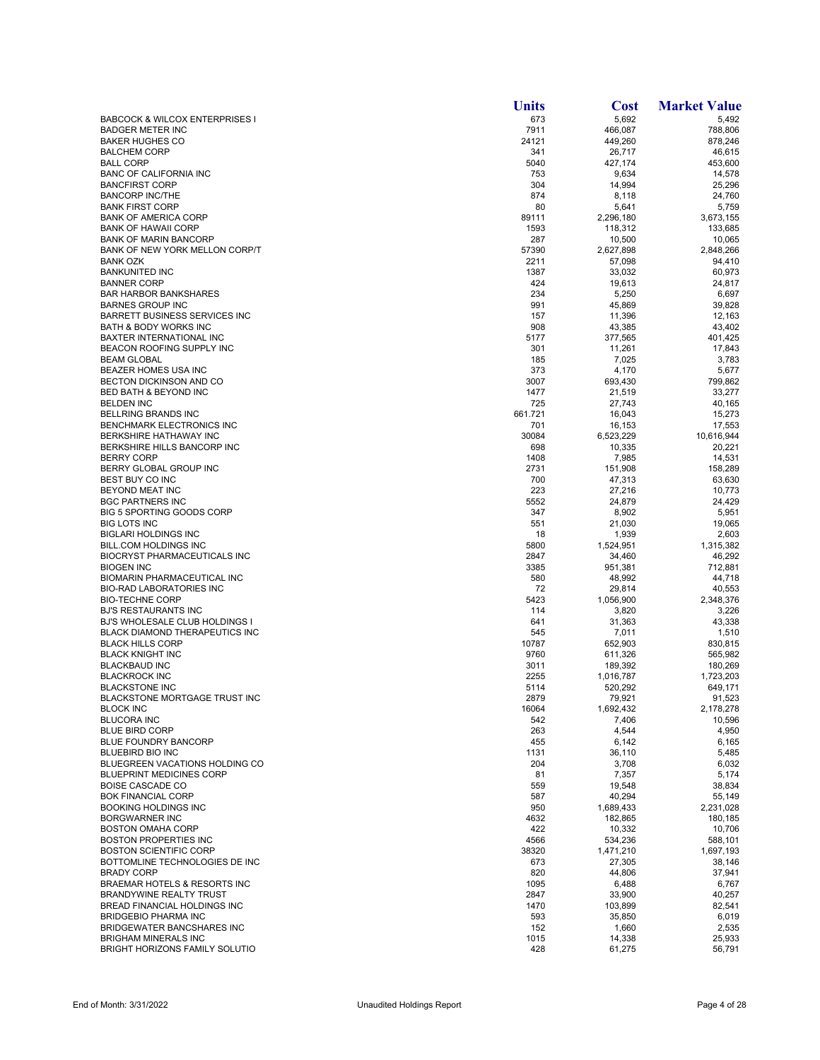| | Units | Cost | Market Value |
|---|---|---|---|
| BABCOCK & WILCOX ENTERPRISES I | 673 | 5,692 | 5,492 |
| BADGER METER INC | 7911 | 466,087 | 788,806 |
| BAKER HUGHES CO | 24121 | 449,260 | 878,246 |
| BALCHEM CORP | 341 | 26,717 | 46,615 |
| BALL CORP | 5040 | 427,174 | 453,600 |
| BANC OF CALIFORNIA INC | 753 | 9,634 | 14,578 |
| BANCFIRST CORP | 304 | 14,994 | 25,296 |
| BANCORP INC/THE | 874 | 8,118 | 24,760 |
| BANK FIRST CORP | 80 | 5,641 | 5,759 |
| BANK OF AMERICA CORP | 89111 | 2,296,180 | 3,673,155 |
| BANK OF HAWAII CORP | 1593 | 118,312 | 133,685 |
| BANK OF MARIN BANCORP | 287 | 10,500 | 10,065 |
| BANK OF NEW YORK MELLON CORP/T | 57390 | 2,627,898 | 2,848,266 |
| BANK OZK | 2211 | 57,098 | 94,410 |
| BANKUNITED INC | 1387 | 33,032 | 60,973 |
| BANNER CORP | 424 | 19,613 | 24,817 |
| BAR HARBOR BANKSHARES | 234 | 5,250 | 6,697 |
| BARNES GROUP INC | 991 | 45,869 | 39,828 |
| BARRETT BUSINESS SERVICES INC | 157 | 11,396 | 12,163 |
| BATH & BODY WORKS INC | 908 | 43,385 | 43,402 |
| BAXTER INTERNATIONAL INC | 5177 | 377,565 | 401,425 |
| BEACON ROOFING SUPPLY INC | 301 | 11,261 | 17,843 |
| BEAM GLOBAL | 185 | 7,025 | 3,783 |
| BEAZER HOMES USA INC | 373 | 4,170 | 5,677 |
| BECTON DICKINSON AND CO | 3007 | 693,430 | 799,862 |
| BED BATH & BEYOND INC | 1477 | 21,519 | 33,277 |
| BELDEN INC | 725 | 27,743 | 40,165 |
| BELLRING BRANDS INC | 661.721 | 16,043 | 15,273 |
| BENCHMARK ELECTRONICS INC | 701 | 16,153 | 17,553 |
| BERKSHIRE HATHAWAY INC | 30084 | 6,523,229 | 10,616,944 |
| BERKSHIRE HILLS BANCORP INC | 698 | 10,335 | 20,221 |
| BERRY CORP | 1408 | 7,985 | 14,531 |
| BERRY GLOBAL GROUP INC | 2731 | 151,908 | 158,289 |
| BEST BUY CO INC | 700 | 47,313 | 63,630 |
| BEYOND MEAT INC | 223 | 27,216 | 10,773 |
| BGC PARTNERS INC | 5552 | 24,879 | 24,429 |
| BIG 5 SPORTING GOODS CORP | 347 | 8,902 | 5,951 |
| BIG LOTS INC | 551 | 21,030 | 19,065 |
| BIGLARI HOLDINGS INC | 18 | 1,939 | 2,603 |
| BILL.COM HOLDINGS INC | 5800 | 1,524,951 | 1,315,382 |
| BIOCRYST PHARMACEUTICALS INC | 2847 | 34,460 | 46,292 |
| BIOGEN INC | 3385 | 951,381 | 712,881 |
| BIOMARIN PHARMACEUTICAL INC | 580 | 48,992 | 44,718 |
| BIO-RAD LABORATORIES INC | 72 | 29,814 | 40,553 |
| BIO-TECHNE CORP | 5423 | 1,056,900 | 2,348,376 |
| BJ'S RESTAURANTS INC | 114 | 3,820 | 3,226 |
| BJ'S WHOLESALE CLUB HOLDINGS I | 641 | 31,363 | 43,338 |
| BLACK DIAMOND THERAPEUTICS INC | 545 | 7,011 | 1,510 |
| BLACK HILLS CORP | 10787 | 652,903 | 830,815 |
| BLACK KNIGHT INC | 9760 | 611,326 | 565,982 |
| BLACKBAUD INC | 3011 | 189,392 | 180,269 |
| BLACKROCK INC | 2255 | 1,016,787 | 1,723,203 |
| BLACKSTONE INC | 5114 | 520,292 | 649,171 |
| BLACKSTONE MORTGAGE TRUST INC | 2879 | 79,921 | 91,523 |
| BLOCK INC | 16064 | 1,692,432 | 2,178,278 |
| BLUCORA INC | 542 | 7,406 | 10,596 |
| BLUE BIRD CORP | 263 | 4,544 | 4,950 |
| BLUE FOUNDRY BANCORP | 455 | 6,142 | 6,165 |
| BLUEBIRD BIO INC | 1131 | 36,110 | 5,485 |
| BLUEGREEN VACATIONS HOLDING CO | 204 | 3,708 | 6,032 |
| BLUEPRINT MEDICINES CORP | 81 | 7,357 | 5,174 |
| BOISE CASCADE CO | 559 | 19,548 | 38,834 |
| BOK FINANCIAL CORP | 587 | 40,294 | 55,149 |
| BOOKING HOLDINGS INC | 950 | 1,689,433 | 2,231,028 |
| BORGWARNER INC | 4632 | 182,865 | 180,185 |
| BOSTON OMAHA CORP | 422 | 10,332 | 10,706 |
| BOSTON PROPERTIES INC | 4566 | 534,236 | 588,101 |
| BOSTON SCIENTIFIC CORP | 38320 | 1,471,210 | 1,697,193 |
| BOTTOMLINE TECHNOLOGIES DE INC | 673 | 27,305 | 38,146 |
| BRADY CORP | 820 | 44,806 | 37,941 |
| BRAEMAR HOTELS & RESORTS INC | 1095 | 6,488 | 6,767 |
| BRANDYWINE REALTY TRUST | 2847 | 33,900 | 40,257 |
| BREAD FINANCIAL HOLDINGS INC | 1470 | 103,899 | 82,541 |
| BRIDGEBIO PHARMA INC | 593 | 35,850 | 6,019 |
| BRIDGEWATER BANCSHARES INC | 152 | 1,660 | 2,535 |
| BRIGHAM MINERALS INC | 1015 | 14,338 | 25,933 |
| BRIGHT HORIZONS FAMILY SOLUTIO | 428 | 61,275 | 56,791 |

End of Month: 3/31/2022 Unaudited Holdings Report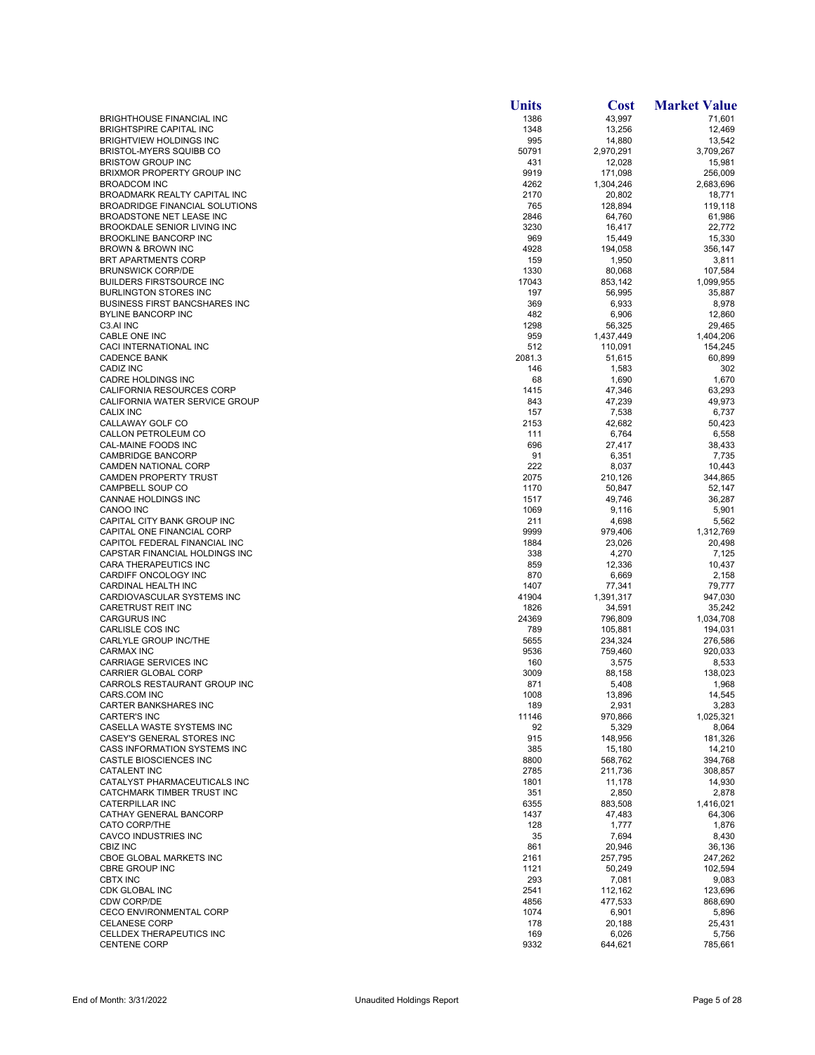| | Units | Cost | Market Value |
|---|---|---|---|
| BRIGHTHOUSE FINANCIAL INC | 1386 | 43,997 | 71,601 |
| BRIGHTSPIRE CAPITAL INC | 1348 | 13,256 | 12,469 |
| BRIGHTVIEW HOLDINGS INC | 995 | 14,880 | 13,542 |
| BRISTOL-MYERS SQUIBB CO | 50791 | 2,970,291 | 3,709,267 |
| BRISTOW GROUP INC | 431 | 12,028 | 15,981 |
| BRIXMOR PROPERTY GROUP INC | 9919 | 171,098 | 256,009 |
| BROADCOM INC | 4262 | 1,304,246 | 2,683,696 |
| BROADMARK REALTY CAPITAL INC | 2170 | 20,802 | 18,771 |
| BROADRIDGE FINANCIAL SOLUTIONS | 765 | 128,894 | 119,118 |
| BROADSTONE NET LEASE INC | 2846 | 64,760 | 61,986 |
| BROOKDALE SENIOR LIVING INC | 3230 | 16,417 | 22,772 |
| BROOKLINE BANCORP INC | 969 | 15,449 | 15,330 |
| BROWN & BROWN INC | 4928 | 194,058 | 356,147 |
| BRT APARTMENTS CORP | 159 | 1,950 | 3,811 |
| BRUNSWICK CORP/DE | 1330 | 80,068 | 107,584 |
| BUILDERS FIRSTSOURCE INC | 17043 | 853,142 | 1,099,955 |
| BURLINGTON STORES INC | 197 | 56,995 | 35,887 |
| BUSINESS FIRST BANCSHARES INC | 369 | 6,933 | 8,978 |
| BYLINE BANCORP INC | 482 | 6,906 | 12,860 |
| C3.AI INC | 1298 | 56,325 | 29,465 |
| CABLE ONE INC | 959 | 1,437,449 | 1,404,206 |
| CACI INTERNATIONAL INC | 512 | 110,091 | 154,245 |
| CADENCE BANK | 2081.3 | 51,615 | 60,899 |
| CADIZ INC | 146 | 1,583 | 302 |
| CADRE HOLDINGS INC | 68 | 1,690 | 1,670 |
| CALIFORNIA RESOURCES CORP | 1415 | 47,346 | 63,293 |
| CALIFORNIA WATER SERVICE GROUP | 843 | 47,239 | 49,973 |
| CALIX INC | 157 | 7,538 | 6,737 |
| CALLAWAY GOLF CO | 2153 | 42,682 | 50,423 |
| CALLON PETROLEUM CO | 111 | 6,764 | 6,558 |
| CAL-MAINE FOODS INC | 696 | 27,417 | 38,433 |
| CAMBRIDGE BANCORP | 91 | 6,351 | 7,735 |
| CAMDEN NATIONAL CORP | 222 | 8,037 | 10,443 |
| CAMDEN PROPERTY TRUST | 2075 | 210,126 | 344,865 |
| CAMPBELL SOUP CO | 1170 | 50,847 | 52,147 |
| CANNAE HOLDINGS INC | 1517 | 49,746 | 36,287 |
| CANOO INC | 1069 | 9,116 | 5,901 |
| CAPITAL CITY BANK GROUP INC | 211 | 4,698 | 5,562 |
| CAPITAL ONE FINANCIAL CORP | 9999 | 979,406 | 1,312,769 |
| CAPITOL FEDERAL FINANCIAL INC | 1884 | 23,026 | 20,498 |
| CAPSTAR FINANCIAL HOLDINGS INC | 338 | 4,270 | 7,125 |
| CARA THERAPEUTICS INC | 859 | 12,336 | 10,437 |
| CARDIFF ONCOLOGY INC | 870 | 6,669 | 2,158 |
| CARDINAL HEALTH INC | 1407 | 77,341 | 79,777 |
| CARDIOVASCULAR SYSTEMS INC | 41904 | 1,391,317 | 947,030 |
| CARETRUST REIT INC | 1826 | 34,591 | 35,242 |
| CARGURUS INC | 24369 | 796,809 | 1,034,708 |
| CARLISLE COS INC | 789 | 105,881 | 194,031 |
| CARLYLE GROUP INC/THE | 5655 | 234,324 | 276,586 |
| CARMAX INC | 9536 | 759,460 | 920,033 |
| CARRIAGE SERVICES INC | 160 | 3,575 | 8,533 |
| CARRIER GLOBAL CORP | 3009 | 88,158 | 138,023 |
| CARROLS RESTAURANT GROUP INC | 871 | 5,408 | 1,968 |
| CARS.COM INC | 1008 | 13,896 | 14,545 |
| CARTER BANKSHARES INC | 189 | 2,931 | 3,283 |
| CARTER'S INC | 11146 | 970,866 | 1,025,321 |
| CASELLA WASTE SYSTEMS INC | 92 | 5,329 | 8,064 |
| CASEY'S GENERAL STORES INC | 915 | 148,956 | 181,326 |
| CASS INFORMATION SYSTEMS INC | 385 | 15,180 | 14,210 |
| CASTLE BIOSCIENCES INC | 8800 | 568,762 | 394,768 |
| CATALENT INC | 2785 | 211,736 | 308,857 |
| CATALYST PHARMACEUTICALS INC | 1801 | 11,178 | 14,930 |
| CATCHMARK TIMBER TRUST INC | 351 | 2,850 | 2,878 |
| CATERPILLAR INC | 6355 | 883,508 | 1,416,021 |
| CATHAY GENERAL BANCORP | 1437 | 47,483 | 64,306 |
| CATO CORP/THE | 128 | 1,777 | 1,876 |
| CAVCO INDUSTRIES INC | 35 | 7,694 | 8,430 |
| CBIZ INC | 861 | 20,946 | 36,136 |
| CBOE GLOBAL MARKETS INC | 2161 | 257,795 | 247,262 |
| CBRE GROUP INC | 1121 | 50,249 | 102,594 |
| CBTX INC | 293 | 7,081 | 9,083 |
| CDK GLOBAL INC | 2541 | 112,162 | 123,696 |
| CDW CORP/DE | 4856 | 477,533 | 868,690 |
| CECO ENVIRONMENTAL CORP | 1074 | 6,901 | 5,896 |
| CELANESE CORP | 178 | 20,188 | 25,431 |
| CELLDEX THERAPEUTICS INC | 169 | 6,026 | 5,756 |
| CENTENE CORP | 9332 | 644,621 | 785,661 |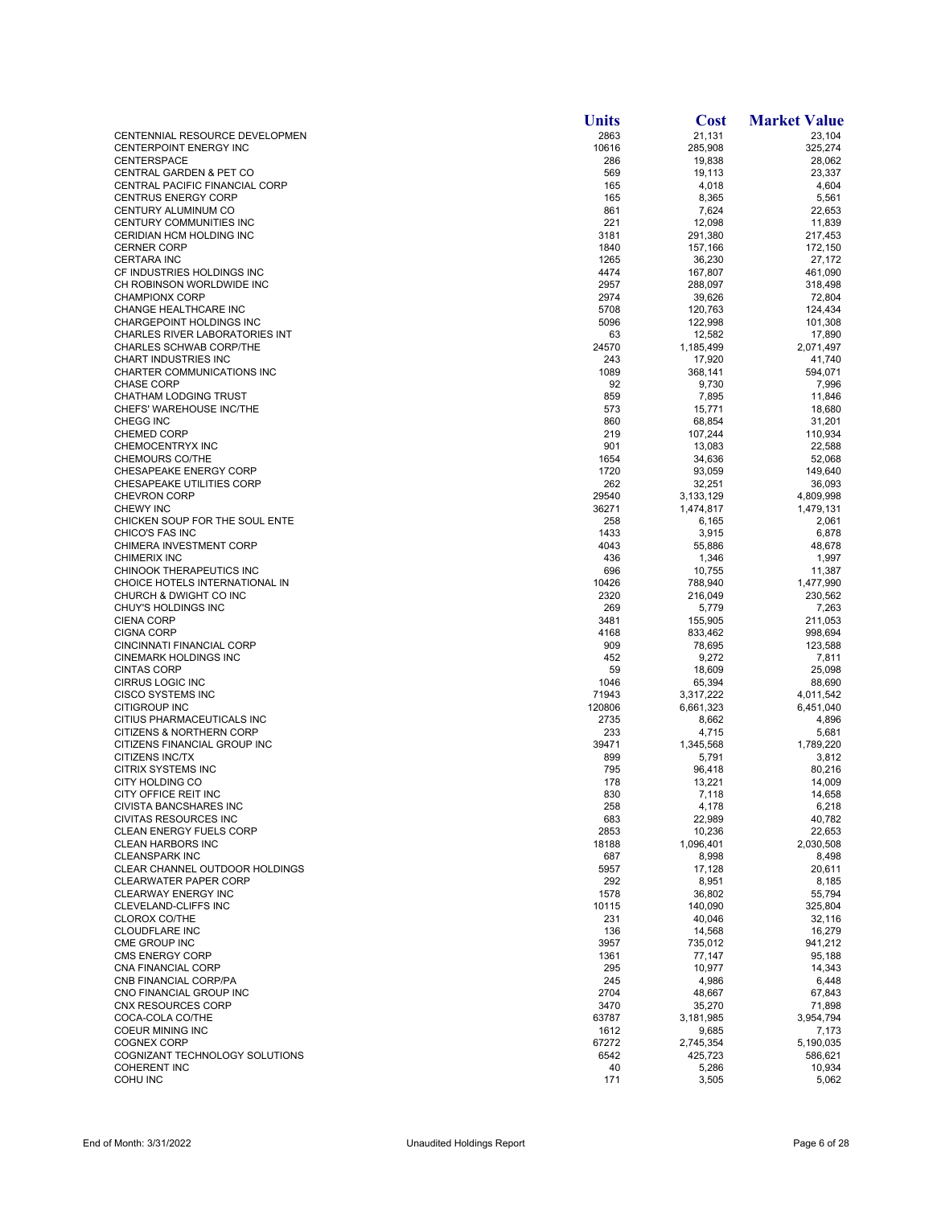| | Units | Cost | Market Value |
|---|---|---|---|
| CENTENNIAL RESOURCE DEVELOPMEN | 2863 | 21,131 | 23,104 |
| CENTERPOINT ENERGY INC | 10616 | 285,908 | 325,274 |
| CENTERSPACE | 286 | 19,838 | 28,062 |
| CENTRAL GARDEN & PET CO | 569 | 19,113 | 23,337 |
| CENTRAL PACIFIC FINANCIAL CORP | 165 | 4,018 | 4,604 |
| CENTRUS ENERGY CORP | 165 | 8,365 | 5,561 |
| CENTURY ALUMINUM CO | 861 | 7,624 | 22,653 |
| CENTURY COMMUNITIES INC | 221 | 12,098 | 11,839 |
| CERIDIAN HCM HOLDING INC | 3181 | 291,380 | 217,453 |
| CERNER CORP | 1840 | 157,166 | 172,150 |
| CERTARA INC | 1265 | 36,230 | 27,172 |
| CF INDUSTRIES HOLDINGS INC | 4474 | 167,807 | 461,090 |
| CH ROBINSON WORLDWIDE INC | 2957 | 288,097 | 318,498 |
| CHAMPIONX CORP | 2974 | 39,626 | 72,804 |
| CHANGE HEALTHCARE INC | 5708 | 120,763 | 124,434 |
| CHARGEPOINT HOLDINGS INC | 5096 | 122,998 | 101,308 |
| CHARLES RIVER LABORATORIES INT | 63 | 12,582 | 17,890 |
| CHARLES SCHWAB CORP/THE | 24570 | 1,185,499 | 2,071,497 |
| CHART INDUSTRIES INC | 243 | 17,920 | 41,740 |
| CHARTER COMMUNICATIONS INC | 1089 | 368,141 | 594,071 |
| CHASE CORP | 92 | 9,730 | 7,996 |
| CHATHAM LODGING TRUST | 859 | 7,895 | 11,846 |
| CHEFS' WAREHOUSE INC/THE | 573 | 15,771 | 18,680 |
| CHEGG INC | 860 | 68,854 | 31,201 |
| CHEMED CORP | 219 | 107,244 | 110,934 |
| CHEMOCENTRYX INC | 901 | 13,083 | 22,588 |
| CHEMOURS CO/THE | 1654 | 34,636 | 52,068 |
| CHESAPEAKE ENERGY CORP | 1720 | 93,059 | 149,640 |
| CHESAPEAKE UTILITIES CORP | 262 | 32,251 | 36,093 |
| CHEVRON CORP | 29540 | 3,133,129 | 4,809,998 |
| CHEWY INC | 36271 | 1,474,817 | 1,479,131 |
| CHICKEN SOUP FOR THE SOUL ENTE | 258 | 6,165 | 2,061 |
| CHICO'S FAS INC | 1433 | 3,915 | 6,878 |
| CHIMERA INVESTMENT CORP | 4043 | 55,886 | 48,678 |
| CHIMERIX INC | 436 | 1,346 | 1,997 |
| CHINOOK THERAPEUTICS INC | 696 | 10,755 | 11,387 |
| CHOICE HOTELS INTERNATIONAL IN | 10426 | 788,940 | 1,477,990 |
| CHURCH & DWIGHT CO INC | 2320 | 216,049 | 230,562 |
| CHUY'S HOLDINGS INC | 269 | 5,779 | 7,263 |
| CIENA CORP | 3481 | 155,905 | 211,053 |
| CIGNA CORP | 4168 | 833,462 | 998,694 |
| CINCINNATI FINANCIAL CORP | 909 | 78,695 | 123,588 |
| CINEMARK HOLDINGS INC | 452 | 9,272 | 7,811 |
| CINTAS CORP | 59 | 18,609 | 25,098 |
| CIRRUS LOGIC INC | 1046 | 65,394 | 88,690 |
| CISCO SYSTEMS INC | 71943 | 3,317,222 | 4,011,542 |
| CITIGROUP INC | 120806 | 6,661,323 | 6,451,040 |
| CITIUS PHARMACEUTICALS INC | 2735 | 8,662 | 4,896 |
| CITIZENS & NORTHERN CORP | 233 | 4,715 | 5,681 |
| CITIZENS FINANCIAL GROUP INC | 39471 | 1,345,568 | 1,789,220 |
| CITIZENS INC/TX | 899 | 5,791 | 3,812 |
| CITRIX SYSTEMS INC | 795 | 96,418 | 80,216 |
| CITY HOLDING CO | 178 | 13,221 | 14,009 |
| CITY OFFICE REIT INC | 830 | 7,118 | 14,658 |
| CIVISTA BANCSHARES INC | 258 | 4,178 | 6,218 |
| CIVITAS RESOURCES INC | 683 | 22,989 | 40,782 |
| CLEAN ENERGY FUELS CORP | 2853 | 10,236 | 22,653 |
| CLEAN HARBORS INC | 18188 | 1,096,401 | 2,030,508 |
| CLEANSPARK INC | 687 | 8,998 | 8,498 |
| CLEAR CHANNEL OUTDOOR HOLDINGS | 5957 | 17,128 | 20,611 |
| CLEARWATER PAPER CORP | 292 | 8,951 | 8,185 |
| CLEARWAY ENERGY INC | 1578 | 36,802 | 55,794 |
| CLEVELAND-CLIFFS INC | 10115 | 140,090 | 325,804 |
| CLOROX CO/THE | 231 | 40,046 | 32,116 |
| CLOUDFLARE INC | 136 | 14,568 | 16,279 |
| CME GROUP INC | 3957 | 735,012 | 941,212 |
| CMS ENERGY CORP | 1361 | 77,147 | 95,188 |
| CNA FINANCIAL CORP | 295 | 10,977 | 14,343 |
| CNB FINANCIAL CORP/PA | 245 | 4,986 | 6,448 |
| CNO FINANCIAL GROUP INC | 2704 | 48,667 | 67,843 |
| CNX RESOURCES CORP | 3470 | 35,270 | 71,898 |
| COCA-COLA CO/THE | 63787 | 3,181,985 | 3,954,794 |
| COEUR MINING INC | 1612 | 9,685 | 7,173 |
| COGNEX CORP | 67272 | 2,745,354 | 5,190,035 |
| COGNIZANT TECHNOLOGY SOLUTIONS | 6542 | 425,723 | 586,621 |
| COHERENT INC | 40 | 5,286 | 10,934 |
| COHU INC | 171 | 3,505 | 5,062 |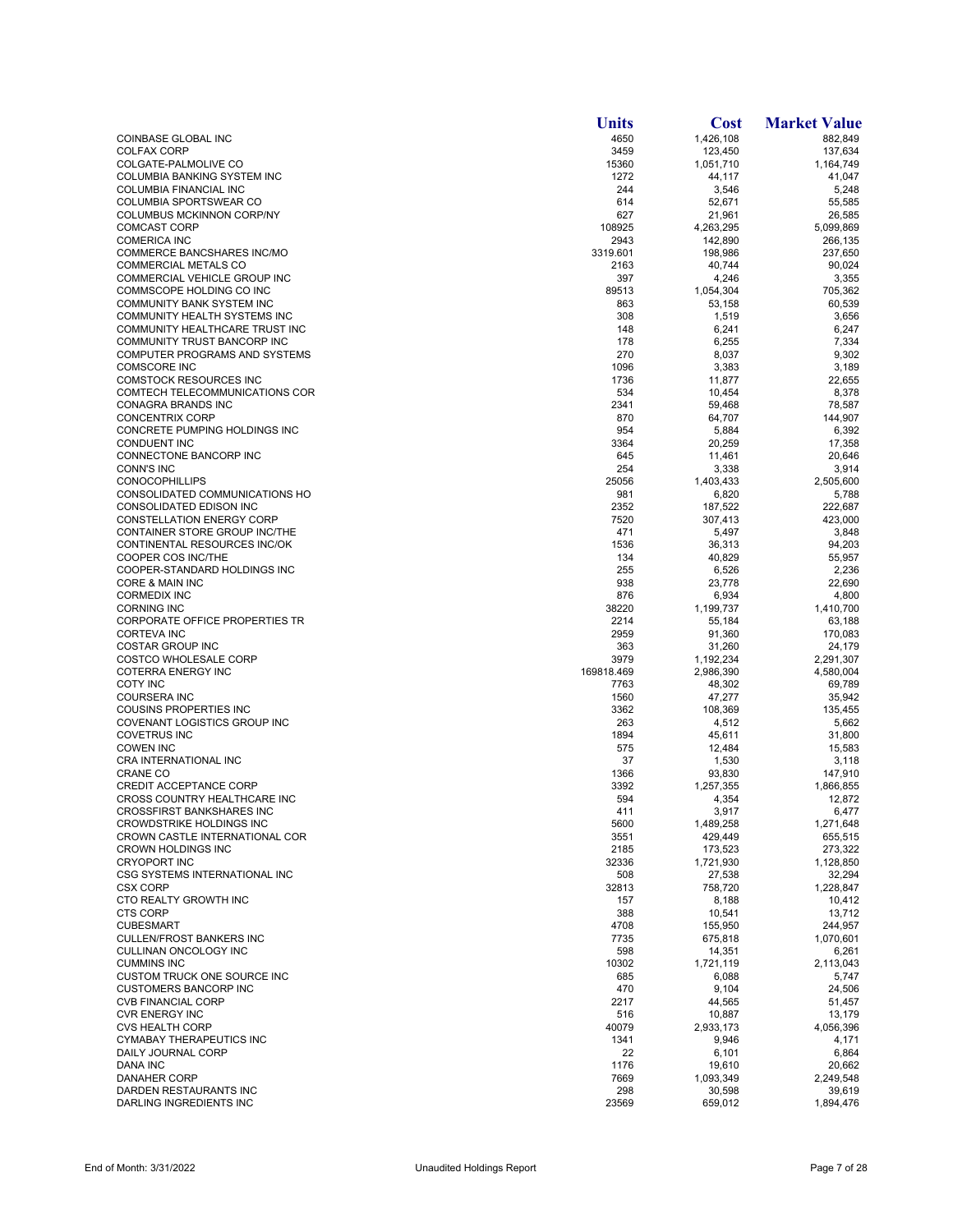| | Units | Cost | Market Value |
|---|---|---|---|
| COINBASE GLOBAL INC | 4650 | 1,426,108 | 882,849 |
| COLFAX CORP | 3459 | 123,450 | 137,634 |
| COLGATE-PALMOLIVE CO | 15360 | 1,051,710 | 1,164,749 |
| COLUMBIA BANKING SYSTEM INC | 1272 | 44,117 | 41,047 |
| COLUMBIA FINANCIAL INC | 244 | 3,546 | 5,248 |
| COLUMBIA SPORTSWEAR CO | 614 | 52,671 | 55,585 |
| COLUMBUS MCKINNON CORP/NY | 627 | 21,961 | 26,585 |
| COMCAST CORP | 108925 | 4,263,295 | 5,099,869 |
| COMERICA INC | 2943 | 142,890 | 266,135 |
| COMMERCE BANCSHARES INC/MO | 3319.601 | 198,986 | 237,650 |
| COMMERCIAL METALS CO | 2163 | 40,744 | 90,024 |
| COMMERCIAL VEHICLE GROUP INC | 397 | 4,246 | 3,355 |
| COMMSCOPE HOLDING CO INC | 89513 | 1,054,304 | 705,362 |
| COMMUNITY BANK SYSTEM INC | 863 | 53,158 | 60,539 |
| COMMUNITY HEALTH SYSTEMS INC | 308 | 1,519 | 3,656 |
| COMMUNITY HEALTHCARE TRUST INC | 148 | 6,241 | 6,247 |
| COMMUNITY TRUST BANCORP INC | 178 | 6,255 | 7,334 |
| COMPUTER PROGRAMS AND SYSTEMS | 270 | 8,037 | 9,302 |
| COMSCORE INC | 1096 | 3,383 | 3,189 |
| COMSTOCK RESOURCES INC | 1736 | 11,877 | 22,655 |
| COMTECH TELECOMMUNICATIONS COR | 534 | 10,454 | 8,378 |
| CONAGRA BRANDS INC | 2341 | 59,468 | 78,587 |
| CONCENTRIX CORP | 870 | 64,707 | 144,907 |
| CONCRETE PUMPING HOLDINGS INC | 954 | 5,884 | 6,392 |
| CONDUENT INC | 3364 | 20,259 | 17,358 |
| CONNECTONE BANCORP INC | 645 | 11,461 | 20,646 |
| CONN'S INC | 254 | 3,338 | 3,914 |
| CONOCOPHILLIPS | 25056 | 1,403,433 | 2,505,600 |
| CONSOLIDATED COMMUNICATIONS HO | 981 | 6,820 | 5,788 |
| CONSOLIDATED EDISON INC | 2352 | 187,522 | 222,687 |
| CONSTELLATION ENERGY CORP | 7520 | 307,413 | 423,000 |
| CONTAINER STORE GROUP INC/THE | 471 | 5,497 | 3,848 |
| CONTINENTAL RESOURCES INC/OK | 1536 | 36,313 | 94,203 |
| COOPER COS INC/THE | 134 | 40,829 | 55,957 |
| COOPER-STANDARD HOLDINGS INC | 255 | 6,526 | 2,236 |
| CORE & MAIN INC | 938 | 23,778 | 22,690 |
| CORMEDIX INC | 876 | 6,934 | 4,800 |
| CORNING INC | 38220 | 1,199,737 | 1,410,700 |
| CORPORATE OFFICE PROPERTIES TR | 2214 | 55,184 | 63,188 |
| CORTEVA INC | 2959 | 91,360 | 170,083 |
| COSTAR GROUP INC | 363 | 31,260 | 24,179 |
| COSTCO WHOLESALE CORP | 3979 | 1,192,234 | 2,291,307 |
| COTERRA ENERGY INC | 169818.469 | 2,986,390 | 4,580,004 |
| COTY INC | 7763 | 48,302 | 69,789 |
| COURSERA INC | 1560 | 47,277 | 35,942 |
| COUSINS PROPERTIES INC | 3362 | 108,369 | 135,455 |
| COVENANT LOGISTICS GROUP INC | 263 | 4,512 | 5,662 |
| COVETRUS INC | 1894 | 45,611 | 31,800 |
| COWEN INC | 575 | 12,484 | 15,583 |
| CRA INTERNATIONAL INC | 37 | 1,530 | 3,118 |
| CRANE CO | 1366 | 93,830 | 147,910 |
| CREDIT ACCEPTANCE CORP | 3392 | 1,257,355 | 1,866,855 |
| CROSS COUNTRY HEALTHCARE INC | 594 | 4,354 | 12,872 |
| CROSSFIRST BANKSHARES INC | 411 | 3,917 | 6,477 |
| CROWDSTRIKE HOLDINGS INC | 5600 | 1,489,258 | 1,271,648 |
| CROWN CASTLE INTERNATIONAL COR | 3551 | 429,449 | 655,515 |
| CROWN HOLDINGS INC | 2185 | 173,523 | 273,322 |
| CRYOPORT INC | 32336 | 1,721,930 | 1,128,850 |
| CSG SYSTEMS INTERNATIONAL INC | 508 | 27,538 | 32,294 |
| CSX CORP | 32813 | 758,720 | 1,228,847 |
| CTO REALTY GROWTH INC | 157 | 8,188 | 10,412 |
| CTS CORP | 388 | 10,541 | 13,712 |
| CUBESMART | 4708 | 155,950 | 244,957 |
| CULLEN/FROST BANKERS INC | 7735 | 675,818 | 1,070,601 |
| CULLINAN ONCOLOGY INC | 598 | 14,351 | 6,261 |
| CUMMINS INC | 10302 | 1,721,119 | 2,113,043 |
| CUSTOM TRUCK ONE SOURCE INC | 685 | 6,088 | 5,747 |
| CUSTOMERS BANCORP INC | 470 | 9,104 | 24,506 |
| CVB FINANCIAL CORP | 2217 | 44,565 | 51,457 |
| CVR ENERGY INC | 516 | 10,887 | 13,179 |
| CVS HEALTH CORP | 40079 | 2,933,173 | 4,056,396 |
| CYMABAY THERAPEUTICS INC | 1341 | 9,946 | 4,171 |
| DAILY JOURNAL CORP | 22 | 6,101 | 6,864 |
| DANA INC | 1176 | 19,610 | 20,662 |
| DANAHER CORP | 7669 | 1,093,349 | 2,249,548 |
| DARDEN RESTAURANTS INC | 298 | 30,598 | 39,619 |
| DARLING INGREDIENTS INC | 23569 | 659,012 | 1,894,476 |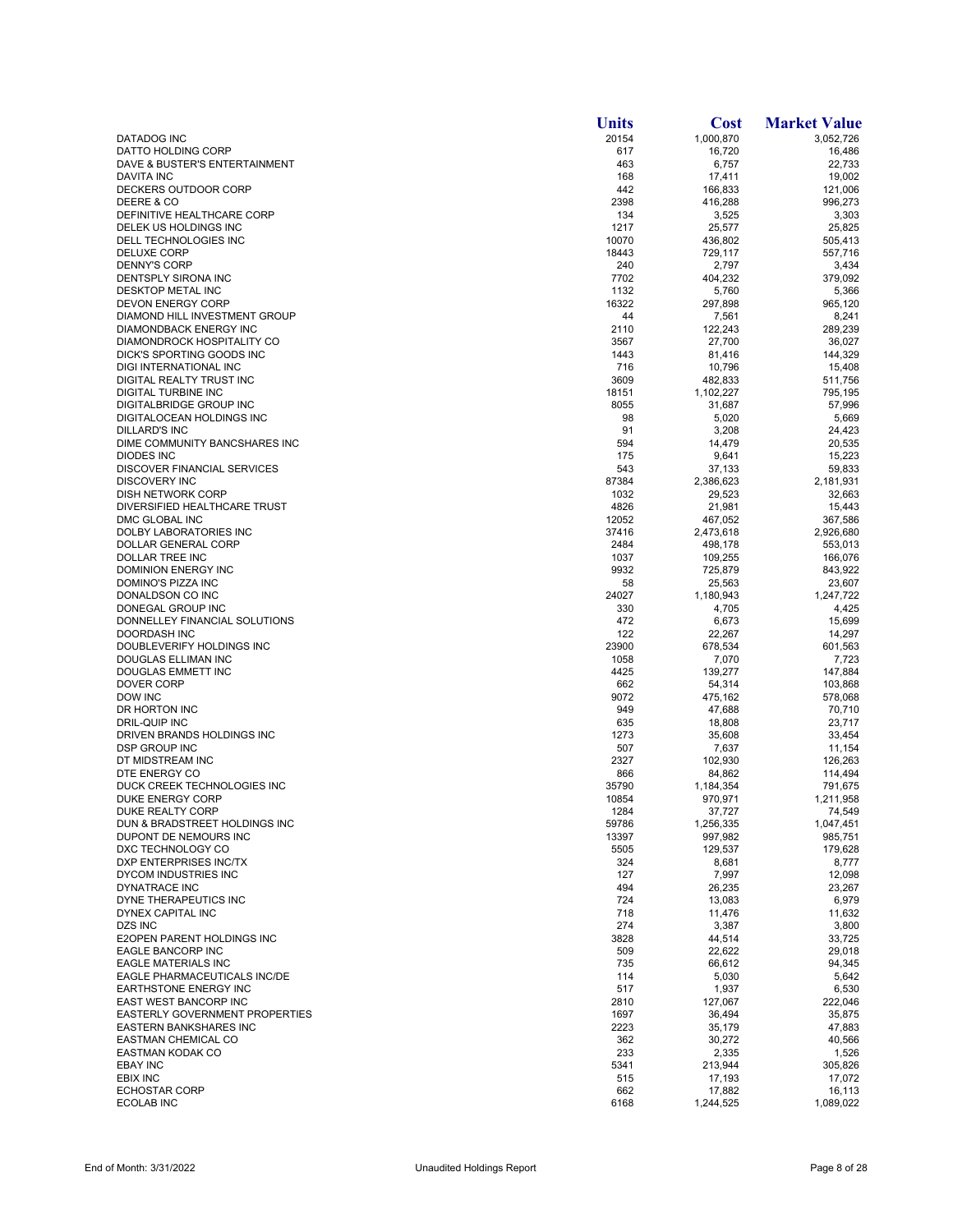| | Units | Cost | Market Value |
|---|---|---|---|
| DATADOG INC | 20154 | 1,000,870 | 3,052,726 |
| DATTO HOLDING CORP | 617 | 16,720 | 16,486 |
| DAVE & BUSTER'S ENTERTAINMENT | 463 | 6,757 | 22,733 |
| DAVITA INC | 168 | 17,411 | 19,002 |
| DECKERS OUTDOOR CORP | 442 | 166,833 | 121,006 |
| DEERE & CO | 2398 | 416,288 | 996,273 |
| DEFINITIVE HEALTHCARE CORP | 134 | 3,525 | 3,303 |
| DELEK US HOLDINGS INC | 1217 | 25,577 | 25,825 |
| DELL TECHNOLOGIES INC | 10070 | 436,802 | 505,413 |
| DELUXE CORP | 18443 | 729,117 | 557,716 |
| DENNY'S CORP | 240 | 2,797 | 3,434 |
| DENTSPLY SIRONA INC | 7702 | 404,232 | 379,092 |
| DESKTOP METAL INC | 1132 | 5,760 | 5,366 |
| DEVON ENERGY CORP | 16322 | 297,898 | 965,120 |
| DIAMOND HILL INVESTMENT GROUP | 44 | 7,561 | 8,241 |
| DIAMONDBACK ENERGY INC | 2110 | 122,243 | 289,239 |
| DIAMONDROCK HOSPITALITY CO | 3567 | 27,700 | 36,027 |
| DICK'S SPORTING GOODS INC | 1443 | 81,416 | 144,329 |
| DIGI INTERNATIONAL INC | 716 | 10,796 | 15,408 |
| DIGITAL REALTY TRUST INC | 3609 | 482,833 | 511,756 |
| DIGITAL TURBINE INC | 18151 | 1,102,227 | 795,195 |
| DIGITALBRIDGE GROUP INC | 8055 | 31,687 | 57,996 |
| DIGITALOCEAN HOLDINGS INC | 98 | 5,020 | 5,669 |
| DILLARD'S INC | 91 | 3,208 | 24,423 |
| DIME COMMUNITY BANCSHARES INC | 594 | 14,479 | 20,535 |
| DIODES INC | 175 | 9,641 | 15,223 |
| DISCOVER FINANCIAL SERVICES | 543 | 37,133 | 59,833 |
| DISCOVERY INC | 87384 | 2,386,623 | 2,181,931 |
| DISH NETWORK CORP | 1032 | 29,523 | 32,663 |
| DIVERSIFIED HEALTHCARE TRUST | 4826 | 21,981 | 15,443 |
| DMC GLOBAL INC | 12052 | 467,052 | 367,586 |
| DOLBY LABORATORIES INC | 37416 | 2,473,618 | 2,926,680 |
| DOLLAR GENERAL CORP | 2484 | 498,178 | 553,013 |
| DOLLAR TREE INC | 1037 | 109,255 | 166,076 |
| DOMINION ENERGY INC | 9932 | 725,879 | 843,922 |
| DOMINO'S PIZZA INC | 58 | 25,563 | 23,607 |
| DONALDSON CO INC | 24027 | 1,180,943 | 1,247,722 |
| DONEGAL GROUP INC | 330 | 4,705 | 4,425 |
| DONNELLEY FINANCIAL SOLUTIONS | 472 | 6,673 | 15,699 |
| DOORDASH INC | 122 | 22,267 | 14,297 |
| DOUBLEVERIFY HOLDINGS INC | 23900 | 678,534 | 601,563 |
| DOUGLAS ELLIMAN INC | 1058 | 7,070 | 7,723 |
| DOUGLAS EMMETT INC | 4425 | 139,277 | 147,884 |
| DOVER CORP | 662 | 54,314 | 103,868 |
| DOW INC | 9072 | 475,162 | 578,068 |
| DR HORTON INC | 949 | 47,688 | 70,710 |
| DRIL-QUIP INC | 635 | 18,808 | 23,717 |
| DRIVEN BRANDS HOLDINGS INC | 1273 | 35,608 | 33,454 |
| DSP GROUP INC | 507 | 7,637 | 11,154 |
| DT MIDSTREAM INC | 2327 | 102,930 | 126,263 |
| DTE ENERGY CO | 866 | 84,862 | 114,494 |
| DUCK CREEK TECHNOLOGIES INC | 35790 | 1,184,354 | 791,675 |
| DUKE ENERGY CORP | 10854 | 970,971 | 1,211,958 |
| DUKE REALTY CORP | 1284 | 37,727 | 74,549 |
| DUN & BRADSTREET HOLDINGS INC | 59786 | 1,256,335 | 1,047,451 |
| DUPONT DE NEMOURS INC | 13397 | 997,982 | 985,751 |
| DXC TECHNOLOGY CO | 5505 | 129,537 | 179,628 |
| DXP ENTERPRISES INC/TX | 324 | 8,681 | 8,777 |
| DYCOM INDUSTRIES INC | 127 | 7,997 | 12,098 |
| DYNATRACE INC | 494 | 26,235 | 23,267 |
| DYNE THERAPEUTICS INC | 724 | 13,083 | 6,979 |
| DYNEX CAPITAL INC | 718 | 11,476 | 11,632 |
| DZS INC | 274 | 3,387 | 3,800 |
| E2OPEN PARENT HOLDINGS INC | 3828 | 44,514 | 33,725 |
| EAGLE BANCORP INC | 509 | 22,622 | 29,018 |
| EAGLE MATERIALS INC | 735 | 66,612 | 94,345 |
| EAGLE PHARMACEUTICALS INC/DE | 114 | 5,030 | 5,642 |
| EARTHSTONE ENERGY INC | 517 | 1,937 | 6,530 |
| EAST WEST BANCORP INC | 2810 | 127,067 | 222,046 |
| EASTERLY GOVERNMENT PROPERTIES | 1697 | 36,494 | 35,875 |
| EASTERN BANKSHARES INC | 2223 | 35,179 | 47,883 |
| EASTMAN CHEMICAL CO | 362 | 30,272 | 40,566 |
| EASTMAN KODAK CO | 233 | 2,335 | 1,526 |
| EBAY INC | 5341 | 213,944 | 305,826 |
| EBIX INC | 515 | 17,193 | 17,072 |
| ECHOSTAR CORP | 662 | 17,882 | 16,113 |
| ECOLAB INC | 6168 | 1,244,525 | 1,089,022 |

End of Month: 3/31/2022 Unaudited Holdings Report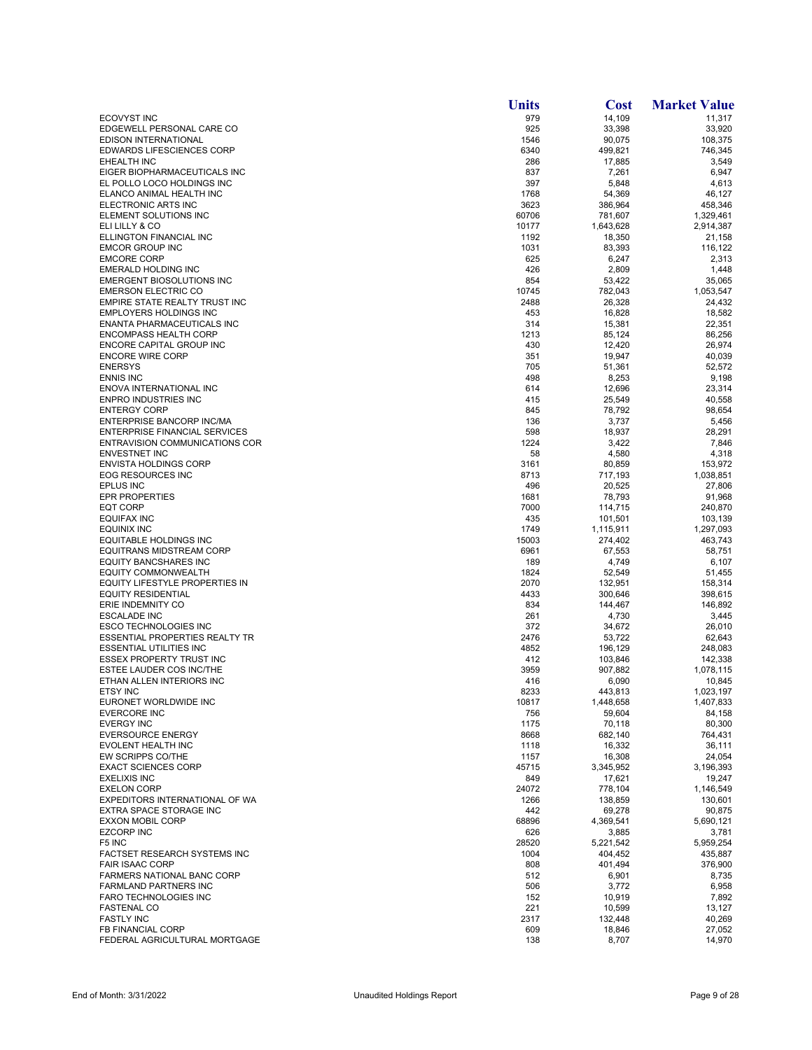| | Units | Cost | Market Value |
|---|---|---|---|
| ECOVYST INC | 979 | 14,109 | 11,317 |
| EDGEWELL PERSONAL CARE CO | 925 | 33,398 | 33,920 |
| EDISON INTERNATIONAL | 1546 | 90,075 | 108,375 |
| EDWARDS LIFESCIENCES CORP | 6340 | 499,821 | 746,345 |
| EHEALTH INC | 286 | 17,885 | 3,549 |
| EIGER BIOPHARMACEUTICALS INC | 837 | 7,261 | 6,947 |
| EL POLLO LOCO HOLDINGS INC | 397 | 5,848 | 4,613 |
| ELANCO ANIMAL HEALTH INC | 1768 | 54,369 | 46,127 |
| ELECTRONIC ARTS INC | 3623 | 386,964 | 458,346 |
| ELEMENT SOLUTIONS INC | 60706 | 781,607 | 1,329,461 |
| ELI LILLY & CO | 10177 | 1,643,628 | 2,914,387 |
| ELLINGTON FINANCIAL INC | 1192 | 18,350 | 21,158 |
| EMCOR GROUP INC | 1031 | 83,393 | 116,122 |
| EMCORE CORP | 625 | 6,247 | 2,313 |
| EMERALD HOLDING INC | 426 | 2,809 | 1,448 |
| EMERGENT BIOSOLUTIONS INC | 854 | 53,422 | 35,065 |
| EMERSON ELECTRIC CO | 10745 | 782,043 | 1,053,547 |
| EMPIRE STATE REALTY TRUST INC | 2488 | 26,328 | 24,432 |
| EMPLOYERS HOLDINGS INC | 453 | 16,828 | 18,582 |
| ENANTA PHARMACEUTICALS INC | 314 | 15,381 | 22,351 |
| ENCOMPASS HEALTH CORP | 1213 | 85,124 | 86,256 |
| ENCORE CAPITAL GROUP INC | 430 | 12,420 | 26,974 |
| ENCORE WIRE CORP | 351 | 19,947 | 40,039 |
| ENERSYS | 705 | 51,361 | 52,572 |
| ENNIS INC | 498 | 8,253 | 9,198 |
| ENOVA INTERNATIONAL INC | 614 | 12,696 | 23,314 |
| ENPRO INDUSTRIES INC | 415 | 25,549 | 40,558 |
| ENTERGY CORP | 845 | 78,792 | 98,654 |
| ENTERPRISE BANCORP INC/MA | 136 | 3,737 | 5,456 |
| ENTERPRISE FINANCIAL SERVICES | 598 | 18,937 | 28,291 |
| ENTRAVISION COMMUNICATIONS COR | 1224 | 3,422 | 7,846 |
| ENVESTNET INC | 58 | 4,580 | 4,318 |
| ENVISTA HOLDINGS CORP | 3161 | 80,859 | 153,972 |
| EOG RESOURCES INC | 8713 | 717,193 | 1,038,851 |
| EPLUS INC | 496 | 20,525 | 27,806 |
| EPR PROPERTIES | 1681 | 78,793 | 91,968 |
| EQT CORP | 7000 | 114,715 | 240,870 |
| EQUIFAX INC | 435 | 101,501 | 103,139 |
| EQUINIX INC | 1749 | 1,115,911 | 1,297,093 |
| EQUITABLE HOLDINGS INC | 15003 | 274,402 | 463,743 |
| EQUITRANS MIDSTREAM CORP | 6961 | 67,553 | 58,751 |
| EQUITY BANCSHARES INC | 189 | 4,749 | 6,107 |
| EQUITY COMMONWEALTH | 1824 | 52,549 | 51,455 |
| EQUITY LIFESTYLE PROPERTIES IN | 2070 | 132,951 | 158,314 |
| EQUITY RESIDENTIAL | 4433 | 300,646 | 398,615 |
| ERIE INDEMNITY CO | 834 | 144,467 | 146,892 |
| ESCALADE INC | 261 | 4,730 | 3,445 |
| ESCO TECHNOLOGIES INC | 372 | 34,672 | 26,010 |
| ESSENTIAL PROPERTIES REALTY TR | 2476 | 53,722 | 62,643 |
| ESSENTIAL UTILITIES INC | 4852 | 196,129 | 248,083 |
| ESSEX PROPERTY TRUST INC | 412 | 103,846 | 142,338 |
| ESTEE LAUDER COS INC/THE | 3959 | 907,882 | 1,078,115 |
| ETHAN ALLEN INTERIORS INC | 416 | 6,090 | 10,845 |
| ETSY INC | 8233 | 443,813 | 1,023,197 |
| EURONET WORLDWIDE INC | 10817 | 1,448,658 | 1,407,833 |
| EVERCORE INC | 756 | 59,604 | 84,158 |
| EVERGY INC | 1175 | 70,118 | 80,300 |
| EVERSOURCE ENERGY | 8668 | 682,140 | 764,431 |
| EVOLENT HEALTH INC | 1118 | 16,332 | 36,111 |
| EW SCRIPPS CO/THE | 1157 | 16,308 | 24,054 |
| EXACT SCIENCES CORP | 45715 | 3,345,952 | 3,196,393 |
| EXELIXIS INC | 849 | 17,621 | 19,247 |
| EXELON CORP | 24072 | 778,104 | 1,146,549 |
| EXPEDITORS INTERNATIONAL OF WA | 1266 | 138,859 | 130,601 |
| EXTRA SPACE STORAGE INC | 442 | 69,278 | 90,875 |
| EXXON MOBIL CORP | 68896 | 4,369,541 | 5,690,121 |
| EZCORP INC | 626 | 3,885 | 3,781 |
| F5 INC | 28520 | 5,221,542 | 5,959,254 |
| FACTSET RESEARCH SYSTEMS INC | 1004 | 404,452 | 435,887 |
| FAIR ISAAC CORP | 808 | 401,494 | 376,900 |
| FARMERS NATIONAL BANC CORP | 512 | 6,901 | 8,735 |
| FARMLAND PARTNERS INC | 506 | 3,772 | 6,958 |
| FARO TECHNOLOGIES INC | 152 | 10,919 | 7,892 |
| FASTENAL CO | 221 | 10,599 | 13,127 |
| FASTLY INC | 2317 | 132,448 | 40,269 |
| FB FINANCIAL CORP | 609 | 18,846 | 27,052 |
| FEDERAL AGRICULTURAL MORTGAGE | 138 | 8,707 | 14,970 |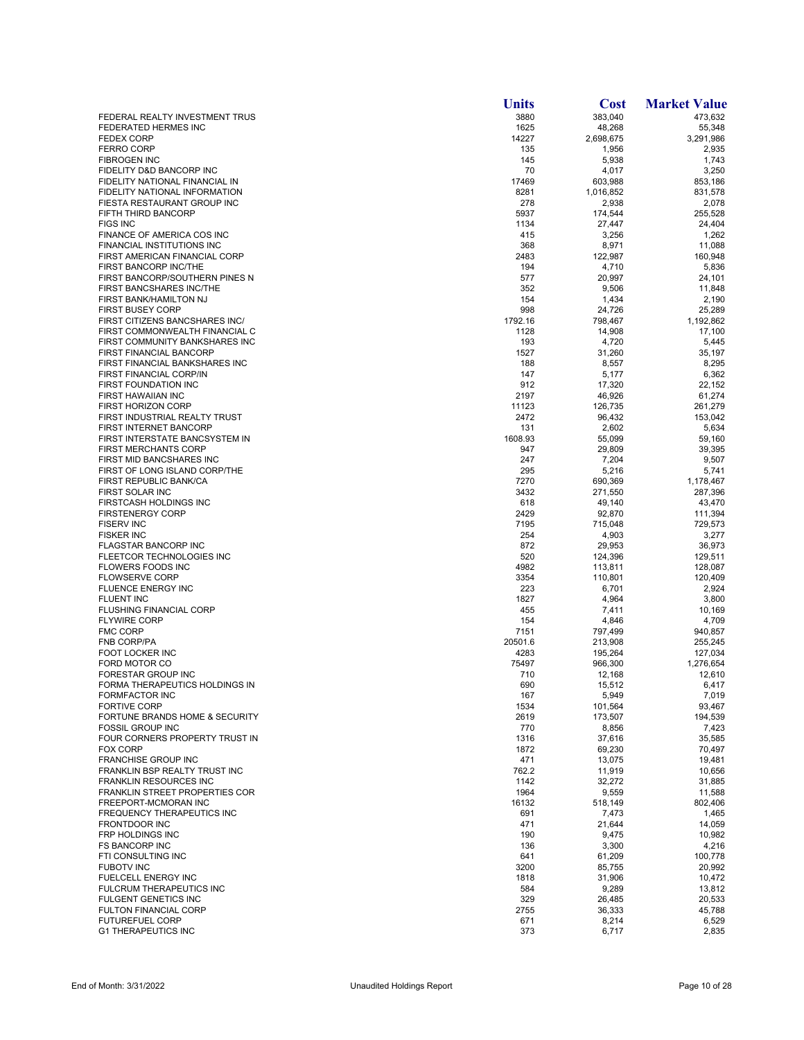| | Units | Cost | Market Value |
|---|---|---|---|
| FEDERAL REALTY INVESTMENT TRUS | 3880 | 383,040 | 473,632 |
| FEDERATED HERMES INC | 1625 | 48,268 | 55,348 |
| FEDEX CORP | 14227 | 2,698,675 | 3,291,986 |
| FERRO CORP | 135 | 1,956 | 2,935 |
| FIBROGEN INC | 145 | 5,938 | 1,743 |
| FIDELITY D&D BANCORP INC | 70 | 4,017 | 3,250 |
| FIDELITY NATIONAL FINANCIAL IN | 17469 | 603,988 | 853,186 |
| FIDELITY NATIONAL INFORMATION | 8281 | 1,016,852 | 831,578 |
| FIESTA RESTAURANT GROUP INC | 278 | 2,938 | 2,078 |
| FIFTH THIRD BANCORP | 5937 | 174,544 | 255,528 |
| FIGS INC | 1134 | 27,447 | 24,404 |
| FINANCE OF AMERICA COS INC | 415 | 3,256 | 1,262 |
| FINANCIAL INSTITUTIONS INC | 368 | 8,971 | 11,088 |
| FIRST AMERICAN FINANCIAL CORP | 2483 | 122,987 | 160,948 |
| FIRST BANCORP INC/THE | 194 | 4,710 | 5,836 |
| FIRST BANCORP/SOUTHERN PINES N | 577 | 20,997 | 24,101 |
| FIRST BANCSHARES INC/THE | 352 | 9,506 | 11,848 |
| FIRST BANK/HAMILTON NJ | 154 | 1,434 | 2,190 |
| FIRST BUSEY CORP | 998 | 24,726 | 25,289 |
| FIRST CITIZENS BANCSHARES INC/ | 1792.16 | 798,467 | 1,192,862 |
| FIRST COMMONWEALTH FINANCIAL C | 1128 | 14,908 | 17,100 |
| FIRST COMMUNITY BANKSHARES INC | 193 | 4,720 | 5,445 |
| FIRST FINANCIAL BANCORP | 1527 | 31,260 | 35,197 |
| FIRST FINANCIAL BANKSHARES INC | 188 | 8,557 | 8,295 |
| FIRST FINANCIAL CORP/IN | 147 | 5,177 | 6,362 |
| FIRST FOUNDATION INC | 912 | 17,320 | 22,152 |
| FIRST HAWAIIAN INC | 2197 | 46,926 | 61,274 |
| FIRST HORIZON CORP | 11123 | 126,735 | 261,279 |
| FIRST INDUSTRIAL REALTY TRUST | 2472 | 96,432 | 153,042 |
| FIRST INTERNET BANCORP | 131 | 2,602 | 5,634 |
| FIRST INTERSTATE BANCSYSTEM IN | 1608.93 | 55,099 | 59,160 |
| FIRST MERCHANTS CORP | 947 | 29,809 | 39,395 |
| FIRST MID BANCSHARES INC | 247 | 7,204 | 9,507 |
| FIRST OF LONG ISLAND CORP/THE | 295 | 5,216 | 5,741 |
| FIRST REPUBLIC BANK/CA | 7270 | 690,369 | 1,178,467 |
| FIRST SOLAR INC | 3432 | 271,550 | 287,396 |
| FIRSTCASH HOLDINGS INC | 618 | 49,140 | 43,470 |
| FIRSTENERGY CORP | 2429 | 92,870 | 111,394 |
| FISERV INC | 7195 | 715,048 | 729,573 |
| FISKER INC | 254 | 4,903 | 3,277 |
| FLAGSTAR BANCORP INC | 872 | 29,953 | 36,973 |
| FLEETCOR TECHNOLOGIES INC | 520 | 124,396 | 129,511 |
| FLOWERS FOODS INC | 4982 | 113,811 | 128,087 |
| FLOWSERVE CORP | 3354 | 110,801 | 120,409 |
| FLUENCE ENERGY INC | 223 | 6,701 | 2,924 |
| FLUENT INC | 1827 | 4,964 | 3,800 |
| FLUSHING FINANCIAL CORP | 455 | 7,411 | 10,169 |
| FLYWIRE CORP | 154 | 4,846 | 4,709 |
| FMC CORP | 7151 | 797,499 | 940,857 |
| FNB CORP/PA | 20501.6 | 213,908 | 255,245 |
| FOOT LOCKER INC | 4283 | 195,264 | 127,034 |
| FORD MOTOR CO | 75497 | 966,300 | 1,276,654 |
| FORESTAR GROUP INC | 710 | 12,168 | 12,610 |
| FORMA THERAPEUTICS HOLDINGS IN | 690 | 15,512 | 6,417 |
| FORMFACTOR INC | 167 | 5,949 | 7,019 |
| FORTIVE CORP | 1534 | 101,564 | 93,467 |
| FORTUNE BRANDS HOME & SECURITY | 2619 | 173,507 | 194,539 |
| FOSSIL GROUP INC | 770 | 8,856 | 7,423 |
| FOUR CORNERS PROPERTY TRUST IN | 1316 | 37,616 | 35,585 |
| FOX CORP | 1872 | 69,230 | 70,497 |
| FRANCHISE GROUP INC | 471 | 13,075 | 19,481 |
| FRANKLIN BSP REALTY TRUST INC | 762.2 | 11,919 | 10,656 |
| FRANKLIN RESOURCES INC | 1142 | 32,272 | 31,885 |
| FRANKLIN STREET PROPERTIES COR | 1964 | 9,559 | 11,588 |
| FREEPORT-MCMORAN INC | 16132 | 518,149 | 802,406 |
| FREQUENCY THERAPEUTICS INC | 691 | 7,473 | 1,465 |
| FRONTDOOR INC | 471 | 21,644 | 14,059 |
| FRP HOLDINGS INC | 190 | 9,475 | 10,982 |
| FS BANCORP INC | 136 | 3,300 | 4,216 |
| FTI CONSULTING INC | 641 | 61,209 | 100,778 |
| FUBOTV INC | 3200 | 85,755 | 20,992 |
| FUELCELL ENERGY INC | 1818 | 31,906 | 10,472 |
| FULCRUM THERAPEUTICS INC | 584 | 9,289 | 13,812 |
| FULGENT GENETICS INC | 329 | 26,485 | 20,533 |
| FULTON FINANCIAL CORP | 2755 | 36,333 | 45,788 |
| FUTUREFUEL CORP | 671 | 8,214 | 6,529 |
| G1 THERAPEUTICS INC | 373 | 6,717 | 2,835 |

End of Month: 3/31/2022 Unaudited Holdings Report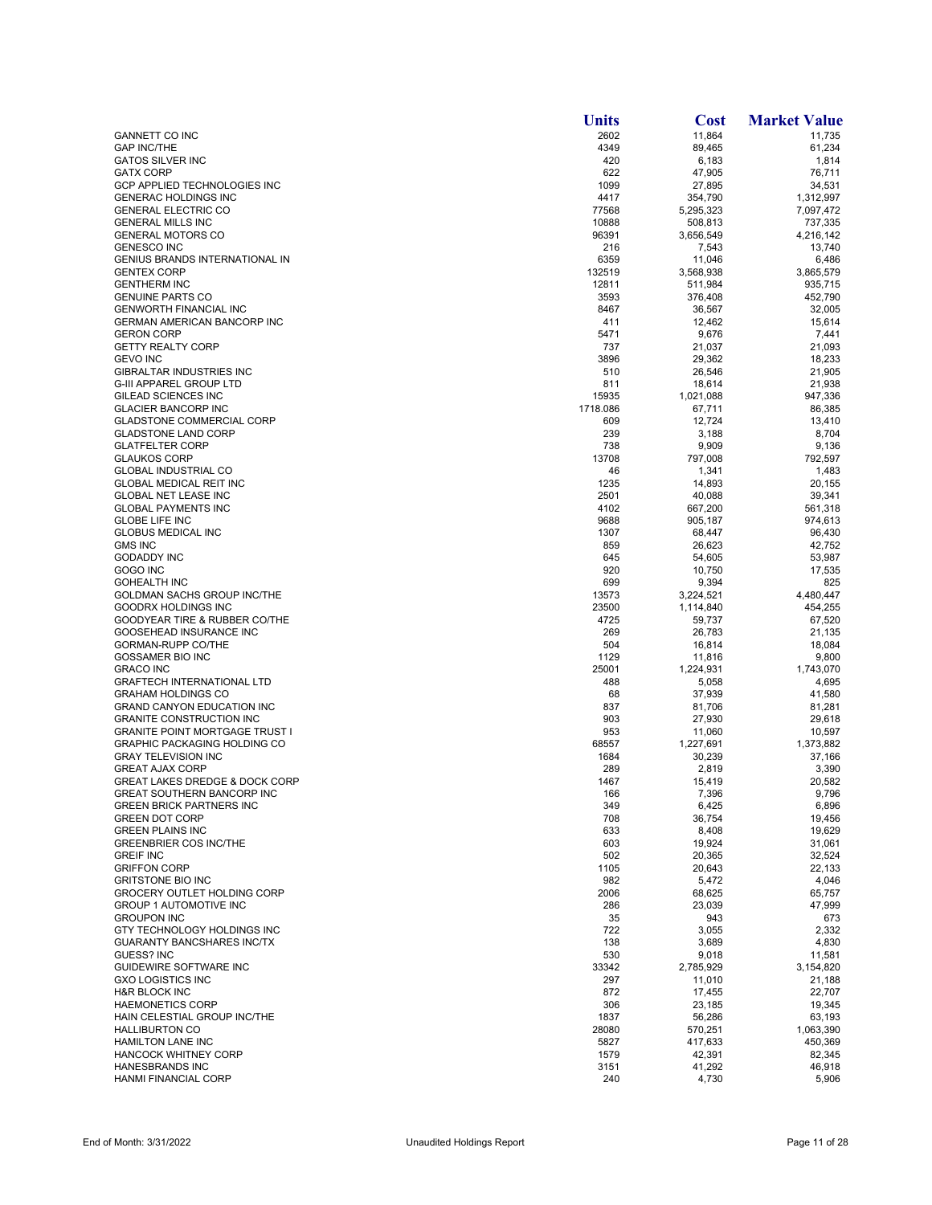| | Units | Cost | Market Value |
|---|---|---|---|
| GANNETT CO INC | 2602 | 11,864 | 11,735 |
| GAP INC/THE | 4349 | 89,465 | 61,234 |
| GATOS SILVER INC | 420 | 6,183 | 1,814 |
| GATX CORP | 622 | 47,905 | 76,711 |
| GCP APPLIED TECHNOLOGIES INC | 1099 | 27,895 | 34,531 |
| GENERAC HOLDINGS INC | 4417 | 354,790 | 1,312,997 |
| GENERAL ELECTRIC CO | 77568 | 5,295,323 | 7,097,472 |
| GENERAL MILLS INC | 10888 | 508,813 | 737,335 |
| GENERAL MOTORS CO | 96391 | 3,656,549 | 4,216,142 |
| GENESCO INC | 216 | 7,543 | 13,740 |
| GENIUS BRANDS INTERNATIONAL IN | 6359 | 11,046 | 6,486 |
| GENTEX CORP | 132519 | 3,568,938 | 3,865,579 |
| GENTHERM INC | 12811 | 511,984 | 935,715 |
| GENUINE PARTS CO | 3593 | 376,408 | 452,790 |
| GENWORTH FINANCIAL INC | 8467 | 36,567 | 32,005 |
| GERMAN AMERICAN BANCORP INC | 411 | 12,462 | 15,614 |
| GERON CORP | 5471 | 9,676 | 7,441 |
| GETTY REALTY CORP | 737 | 21,037 | 21,093 |
| GEVO INC | 3896 | 29,362 | 18,233 |
| GIBRALTAR INDUSTRIES INC | 510 | 26,546 | 21,905 |
| G-III APPAREL GROUP LTD | 811 | 18,614 | 21,938 |
| GILEAD SCIENCES INC | 15935 | 1,021,088 | 947,336 |
| GLACIER BANCORP INC | 1718.086 | 67,711 | 86,385 |
| GLADSTONE COMMERCIAL CORP | 609 | 12,724 | 13,410 |
| GLADSTONE LAND CORP | 239 | 3,188 | 8,704 |
| GLATFELTER CORP | 738 | 9,909 | 9,136 |
| GLAUKOS CORP | 13708 | 797,008 | 792,597 |
| GLOBAL INDUSTRIAL CO | 46 | 1,341 | 1,483 |
| GLOBAL MEDICAL REIT INC | 1235 | 14,893 | 20,155 |
| GLOBAL NET LEASE INC | 2501 | 40,088 | 39,341 |
| GLOBAL PAYMENTS INC | 4102 | 667,200 | 561,318 |
| GLOBE LIFE INC | 9688 | 905,187 | 974,613 |
| GLOBUS MEDICAL INC | 1307 | 68,447 | 96,430 |
| GMS INC | 859 | 26,623 | 42,752 |
| GODADDY INC | 645 | 54,605 | 53,987 |
| GOGO INC | 920 | 10,750 | 17,535 |
| GOHEALTH INC | 699 | 9,394 | 825 |
| GOLDMAN SACHS GROUP INC/THE | 13573 | 3,224,521 | 4,480,447 |
| GOODRX HOLDINGS INC | 23500 | 1,114,840 | 454,255 |
| GOODYEAR TIRE & RUBBER CO/THE | 4725 | 59,737 | 67,520 |
| GOOSEHEAD INSURANCE INC | 269 | 26,783 | 21,135 |
| GORMAN-RUPP CO/THE | 504 | 16,814 | 18,084 |
| GOSSAMER BIO INC | 1129 | 11,816 | 9,800 |
| GRACO INC | 25001 | 1,224,931 | 1,743,070 |
| GRAFTECH INTERNATIONAL LTD | 488 | 5,058 | 4,695 |
| GRAHAM HOLDINGS CO | 68 | 37,939 | 41,580 |
| GRAND CANYON EDUCATION INC | 837 | 81,706 | 81,281 |
| GRANITE CONSTRUCTION INC | 903 | 27,930 | 29,618 |
| GRANITE POINT MORTGAGE TRUST I | 953 | 11,060 | 10,597 |
| GRAPHIC PACKAGING HOLDING CO | 68557 | 1,227,691 | 1,373,882 |
| GRAY TELEVISION INC | 1684 | 30,239 | 37,166 |
| GREAT AJAX CORP | 289 | 2,819 | 3,390 |
| GREAT LAKES DREDGE & DOCK CORP | 1467 | 15,419 | 20,582 |
| GREAT SOUTHERN BANCORP INC | 166 | 7,396 | 9,796 |
| GREEN BRICK PARTNERS INC | 349 | 6,425 | 6,896 |
| GREEN DOT CORP | 708 | 36,754 | 19,456 |
| GREEN PLAINS INC | 633 | 8,408 | 19,629 |
| GREENBRIER COS INC/THE | 603 | 19,924 | 31,061 |
| GREIF INC | 502 | 20,365 | 32,524 |
| GRIFFON CORP | 1105 | 20,643 | 22,133 |
| GRITSTONE BIO INC | 982 | 5,472 | 4,046 |
| GROCERY OUTLET HOLDING CORP | 2006 | 68,625 | 65,757 |
| GROUP 1 AUTOMOTIVE INC | 286 | 23,039 | 47,999 |
| GROUPON INC | 35 | 943 | 673 |
| GTY TECHNOLOGY HOLDINGS INC | 722 | 3,055 | 2,332 |
| GUARANTY BANCSHARES INC/TX | 138 | 3,689 | 4,830 |
| GUESS? INC | 530 | 9,018 | 11,581 |
| GUIDEWIRE SOFTWARE INC | 33342 | 2,785,929 | 3,154,820 |
| GXO LOGISTICS INC | 297 | 11,010 | 21,188 |
| H&R BLOCK INC | 872 | 17,455 | 22,707 |
| HAEMONETICS CORP | 306 | 23,185 | 19,345 |
| HAIN CELESTIAL GROUP INC/THE | 1837 | 56,286 | 63,193 |
| HALLIBURTON CO | 28080 | 570,251 | 1,063,390 |
| HAMILTON LANE INC | 5827 | 417,633 | 450,369 |
| HANCOCK WHITNEY CORP | 1579 | 42,391 | 82,345 |
| HANESBRANDS INC | 3151 | 41,292 | 46,918 |
| HANMI FINANCIAL CORP | 240 | 4,730 | 5,906 |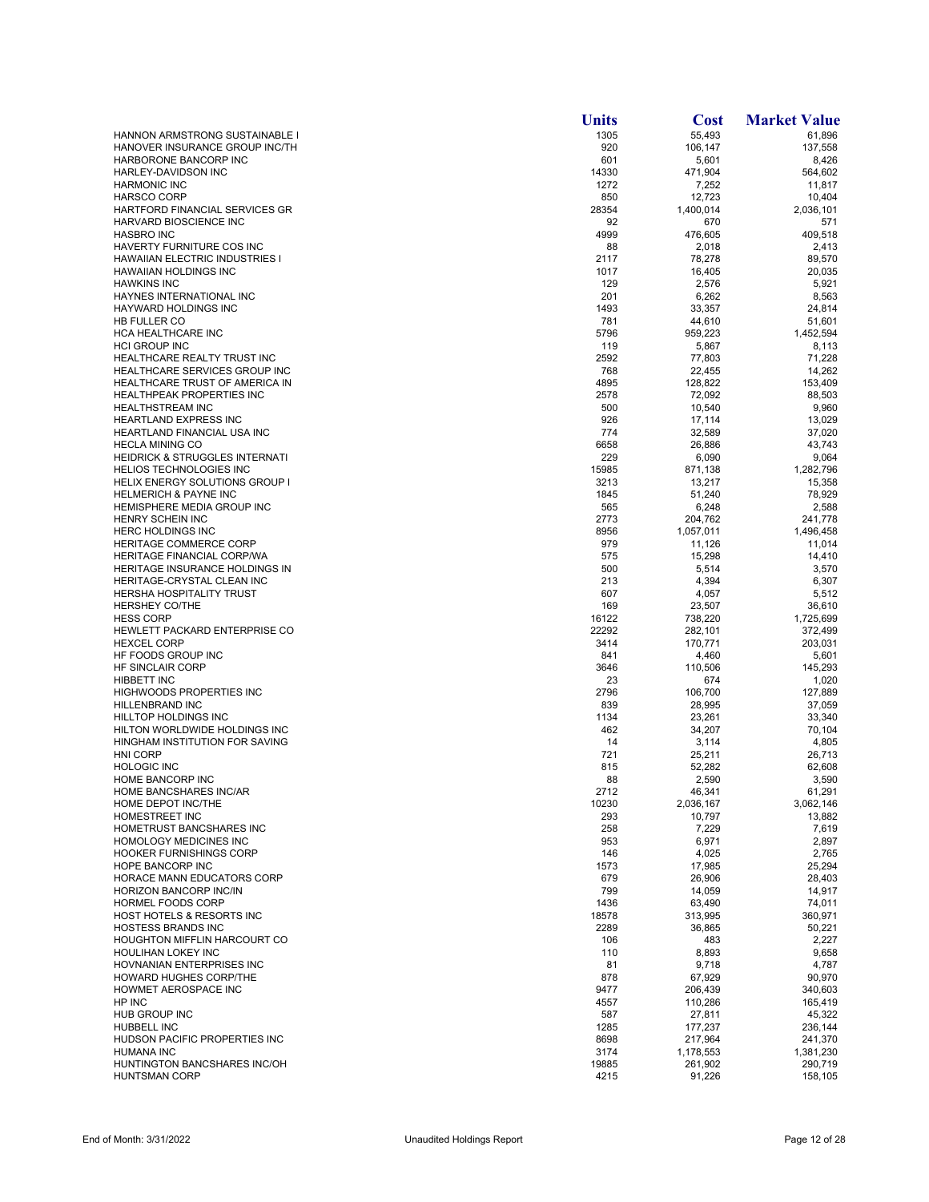| | Units | Cost | Market Value |
|---|---|---|---|
| HANNON ARMSTRONG SUSTAINABLE I | 1305 | 55,493 | 61,896 |
| HANOVER INSURANCE GROUP INC/TH | 920 | 106,147 | 137,558 |
| HARBORONE BANCORP INC | 601 | 5,601 | 8,426 |
| HARLEY-DAVIDSON INC | 14330 | 471,904 | 564,602 |
| HARMONIC INC | 1272 | 7,252 | 11,817 |
| HARSCO CORP | 850 | 12,723 | 10,404 |
| HARTFORD FINANCIAL SERVICES GR | 28354 | 1,400,014 | 2,036,101 |
| HARVARD BIOSCIENCE INC | 92 | 670 | 571 |
| HASBRO INC | 4999 | 476,605 | 409,518 |
| HAVERTY FURNITURE COS INC | 88 | 2,018 | 2,413 |
| HAWAIIAN ELECTRIC INDUSTRIES I | 2117 | 78,278 | 89,570 |
| HAWAIIAN HOLDINGS INC | 1017 | 16,405 | 20,035 |
| HAWKINS INC | 129 | 2,576 | 5,921 |
| HAYNES INTERNATIONAL INC | 201 | 6,262 | 8,563 |
| HAYWARD HOLDINGS INC | 1493 | 33,357 | 24,814 |
| HB FULLER CO | 781 | 44,610 | 51,601 |
| HCA HEALTHCARE INC | 5796 | 959,223 | 1,452,594 |
| HCI GROUP INC | 119 | 5,867 | 8,113 |
| HEALTHCARE REALTY TRUST INC | 2592 | 77,803 | 71,228 |
| HEALTHCARE SERVICES GROUP INC | 768 | 22,455 | 14,262 |
| HEALTHCARE TRUST OF AMERICA IN | 4895 | 128,822 | 153,409 |
| HEALTHPEAK PROPERTIES INC | 2578 | 72,092 | 88,503 |
| HEALTHSTREAM INC | 500 | 10,540 | 9,960 |
| HEARTLAND EXPRESS INC | 926 | 17,114 | 13,029 |
| HEARTLAND FINANCIAL USA INC | 774 | 32,589 | 37,020 |
| HECLA MINING CO | 6658 | 26,886 | 43,743 |
| HEIDRICK & STRUGGLES INTERNATI | 229 | 6,090 | 9,064 |
| HELIOS TECHNOLOGIES INC | 15985 | 871,138 | 1,282,796 |
| HELIX ENERGY SOLUTIONS GROUP I | 3213 | 13,217 | 15,358 |
| HELMERICH & PAYNE INC | 1845 | 51,240 | 78,929 |
| HEMISPHERE MEDIA GROUP INC | 565 | 6,248 | 2,588 |
| HENRY SCHEIN INC | 2773 | 204,762 | 241,778 |
| HERC HOLDINGS INC | 8956 | 1,057,011 | 1,496,458 |
| HERITAGE COMMERCE CORP | 979 | 11,126 | 11,014 |
| HERITAGE FINANCIAL CORP/WA | 575 | 15,298 | 14,410 |
| HERITAGE INSURANCE HOLDINGS IN | 500 | 5,514 | 3,570 |
| HERITAGE-CRYSTAL CLEAN INC | 213 | 4,394 | 6,307 |
| HERSHA HOSPITALITY TRUST | 607 | 4,057 | 5,512 |
| HERSHEY CO/THE | 169 | 23,507 | 36,610 |
| HESS CORP | 16122 | 738,220 | 1,725,699 |
| HEWLETT PACKARD ENTERPRISE CO | 22292 | 282,101 | 372,499 |
| HEXCEL CORP | 3414 | 170,771 | 203,031 |
| HF FOODS GROUP INC | 841 | 4,460 | 5,601 |
| HF SINCLAIR CORP | 3646 | 110,506 | 145,293 |
| HIBBETT INC | 23 | 674 | 1,020 |
| HIGHWOODS PROPERTIES INC | 2796 | 106,700 | 127,889 |
| HILLENBRAND INC | 839 | 28,995 | 37,059 |
| HILLTOP HOLDINGS INC | 1134 | 23,261 | 33,340 |
| HILTON WORLDWIDE HOLDINGS INC | 462 | 34,207 | 70,104 |
| HINGHAM INSTITUTION FOR SAVING | 14 | 3,114 | 4,805 |
| HNI CORP | 721 | 25,211 | 26,713 |
| HOLOGIC INC | 815 | 52,282 | 62,608 |
| HOME BANCORP INC | 88 | 2,590 | 3,590 |
| HOME BANCSHARES INC/AR | 2712 | 46,341 | 61,291 |
| HOME DEPOT INC/THE | 10230 | 2,036,167 | 3,062,146 |
| HOMESTREET INC | 293 | 10,797 | 13,882 |
| HOMETRUST BANCSHARES INC | 258 | 7,229 | 7,619 |
| HOMOLOGY MEDICINES INC | 953 | 6,971 | 2,897 |
| HOOKER FURNISHINGS CORP | 146 | 4,025 | 2,765 |
| HOPE BANCORP INC | 1573 | 17,985 | 25,294 |
| HORACE MANN EDUCATORS CORP | 679 | 26,906 | 28,403 |
| HORIZON BANCORP INC/IN | 799 | 14,059 | 14,917 |
| HORMEL FOODS CORP | 1436 | 63,490 | 74,011 |
| HOST HOTELS & RESORTS INC | 18578 | 313,995 | 360,971 |
| HOSTESS BRANDS INC | 2289 | 36,865 | 50,221 |
| HOUGHTON MIFFLIN HARCOURT CO | 106 | 483 | 2,227 |
| HOULIHAN LOKEY INC | 110 | 8,893 | 9,658 |
| HOVNANIAN ENTERPRISES INC | 81 | 9,718 | 4,787 |
| HOWARD HUGHES CORP/THE | 878 | 67,929 | 90,970 |
| HOWMET AEROSPACE INC | 9477 | 206,439 | 340,603 |
| HP INC | 4557 | 110,286 | 165,419 |
| HUB GROUP INC | 587 | 27,811 | 45,322 |
| HUBBELL INC | 1285 | 177,237 | 236,144 |
| HUDSON PACIFIC PROPERTIES INC | 8698 | 217,964 | 241,370 |
| HUMANA INC | 3174 | 1,178,553 | 1,381,230 |
| HUNTINGTON BANCSHARES INC/OH | 19885 | 261,902 | 290,719 |
| HUNTSMAN CORP | 4215 | 91,226 | 158,105 |

End of Month: 3/31/2022 | Unaudited Holdings Report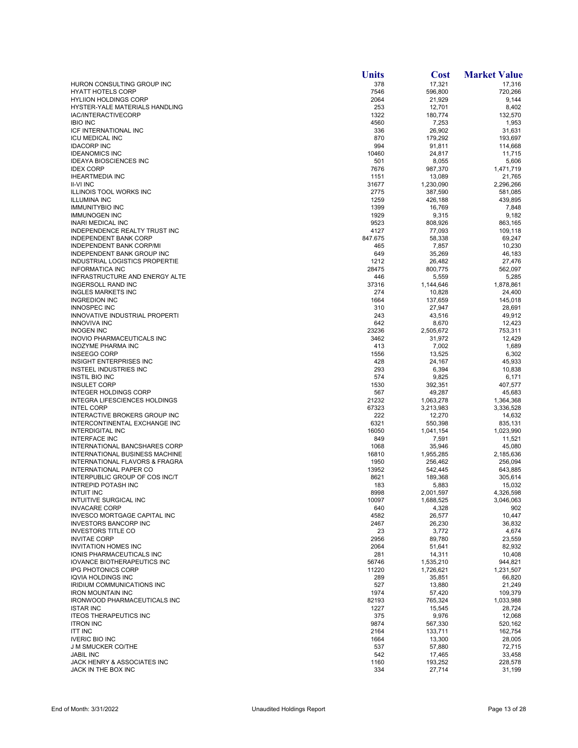| | Units | Cost | Market Value |
|---|---|---|---|
| HURON CONSULTING GROUP INC | 378 | 17,321 | 17,316 |
| HYATT HOTELS CORP | 7546 | 596,800 | 720,266 |
| HYLIION HOLDINGS CORP | 2064 | 21,929 | 9,144 |
| HYSTER-YALE MATERIALS HANDLING | 253 | 12,701 | 8,402 |
| IAC/INTERACTIVECORP | 1322 | 180,774 | 132,570 |
| IBIO INC | 4560 | 7,253 | 1,953 |
| ICF INTERNATIONAL INC | 336 | 26,902 | 31,631 |
| ICU MEDICAL INC | 870 | 179,292 | 193,697 |
| IDACORP INC | 994 | 91,811 | 114,668 |
| IDEANOMICS INC | 10460 | 24,817 | 11,715 |
| IDEAYA BIOSCIENCES INC | 501 | 8,055 | 5,606 |
| IDEX CORP | 7676 | 987,370 | 1,471,719 |
| IHEARTMEDIA INC | 1151 | 13,089 | 21,765 |
| II-VI INC | 31677 | 1,230,090 | 2,296,266 |
| ILLINOIS TOOL WORKS INC | 2775 | 387,590 | 581,085 |
| ILLUMINA INC | 1259 | 426,188 | 439,895 |
| IMMUNITYBIO INC | 1399 | 16,769 | 7,848 |
| IMMUNOGEN INC | 1929 | 9,315 | 9,182 |
| INARI MEDICAL INC | 9523 | 808,926 | 863,165 |
| INDEPENDENCE REALTY TRUST INC | 4127 | 77,093 | 109,118 |
| INDEPENDENT BANK CORP | 847.675 | 58,338 | 69,247 |
| INDEPENDENT BANK CORP/MI | 465 | 7,857 | 10,230 |
| INDEPENDENT BANK GROUP INC | 649 | 35,269 | 46,183 |
| INDUSTRIAL LOGISTICS PROPERTIE | 1212 | 26,482 | 27,476 |
| INFORMATICA INC | 28475 | 800,775 | 562,097 |
| INFRASTRUCTURE AND ENERGY ALTE | 446 | 5,559 | 5,285 |
| INGERSOLL RAND INC | 37316 | 1,144,646 | 1,878,861 |
| INGLES MARKETS INC | 274 | 10,828 | 24,400 |
| INGREDION INC | 1664 | 137,659 | 145,018 |
| INNOSPEC INC | 310 | 27,947 | 28,691 |
| INNOVATIVE INDUSTRIAL PROPERTI | 243 | 43,516 | 49,912 |
| INNOVIVA INC | 642 | 8,670 | 12,423 |
| INOGEN INC | 23236 | 2,505,672 | 753,311 |
| INOVIO PHARMACEUTICALS INC | 3462 | 31,972 | 12,429 |
| INOZYME PHARMA INC | 413 | 7,002 | 1,689 |
| INSEEGO CORP | 1556 | 13,525 | 6,302 |
| INSIGHT ENTERPRISES INC | 428 | 24,167 | 45,933 |
| INSTEEL INDUSTRIES INC | 293 | 6,394 | 10,838 |
| INSTIL BIO INC | 574 | 9,825 | 6,171 |
| INSULET CORP | 1530 | 392,351 | 407,577 |
| INTEGER HOLDINGS CORP | 567 | 49,287 | 45,683 |
| INTEGRA LIFESCIENCES HOLDINGS | 21232 | 1,063,278 | 1,364,368 |
| INTEL CORP | 67323 | 3,213,983 | 3,336,528 |
| INTERACTIVE BROKERS GROUP INC | 222 | 12,270 | 14,632 |
| INTERCONTINENTAL EXCHANGE INC | 6321 | 550,398 | 835,131 |
| INTERDIGITAL INC | 16050 | 1,041,154 | 1,023,990 |
| INTERFACE INC | 849 | 7,591 | 11,521 |
| INTERNATIONAL BANCSHARES CORP | 1068 | 35,946 | 45,080 |
| INTERNATIONAL BUSINESS MACHINE | 16810 | 1,955,285 | 2,185,636 |
| INTERNATIONAL FLAVORS & FRAGRA | 1950 | 256,462 | 256,094 |
| INTERNATIONAL PAPER CO | 13952 | 542,445 | 643,885 |
| INTERPUBLIC GROUP OF COS INC/T | 8621 | 189,368 | 305,614 |
| INTREPID POTASH INC | 183 | 5,883 | 15,032 |
| INTUIT INC | 8998 | 2,001,597 | 4,326,598 |
| INTUITIVE SURGICAL INC | 10097 | 1,688,525 | 3,046,063 |
| INVACARE CORP | 640 | 4,328 | 902 |
| INVESCO MORTGAGE CAPITAL INC | 4582 | 26,577 | 10,447 |
| INVESTORS BANCORP INC | 2467 | 26,230 | 36,832 |
| INVESTORS TITLE CO | 23 | 3,772 | 4,674 |
| INVITAE CORP | 2956 | 89,780 | 23,559 |
| INVITATION HOMES INC | 2064 | 51,641 | 82,932 |
| IONIS PHARMACEUTICALS INC | 281 | 14,311 | 10,408 |
| IOVANCE BIOTHERAPEUTICS INC | 56746 | 1,535,210 | 944,821 |
| IPG PHOTONICS CORP | 11220 | 1,726,621 | 1,231,507 |
| IQVIA HOLDINGS INC | 289 | 35,851 | 66,820 |
| IRIDIUM COMMUNICATIONS INC | 527 | 13,880 | 21,249 |
| IRON MOUNTAIN INC | 1974 | 57,420 | 109,379 |
| IRONWOOD PHARMACEUTICALS INC | 82193 | 765,324 | 1,033,988 |
| ISTAR INC | 1227 | 15,545 | 28,724 |
| ITEOS THERAPEUTICS INC | 375 | 9,976 | 12,068 |
| ITRON INC | 9874 | 567,330 | 520,162 |
| ITT INC | 2164 | 133,711 | 162,754 |
| IVERIC BIO INC | 1664 | 13,300 | 28,005 |
| J M SMUCKER CO/THE | 537 | 57,880 | 72,715 |
| JABIL INC | 542 | 17,465 | 33,458 |
| JACK HENRY & ASSOCIATES INC | 1160 | 193,252 | 228,578 |
| JACK IN THE BOX INC | 334 | 27,714 | 31,199 |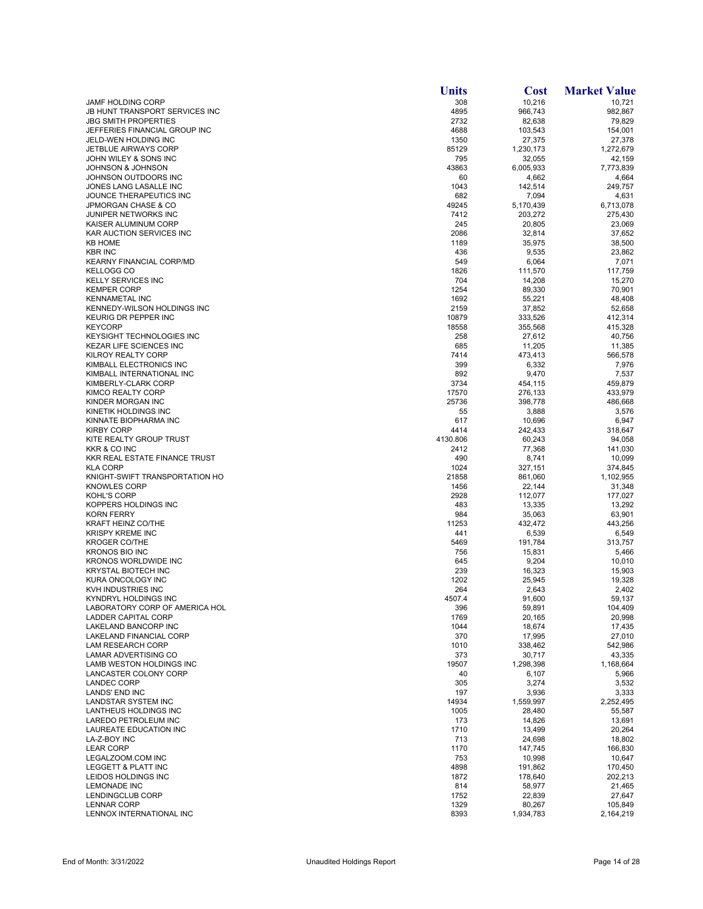| | Units | Cost | Market Value |
|---|---|---|---|
| JAMF HOLDING CORP | 308 | 10,216 | 10,721 |
| JB HUNT TRANSPORT SERVICES INC | 4895 | 966,743 | 982,867 |
| JBG SMITH PROPERTIES | 2732 | 82,638 | 79,829 |
| JEFFERIES FINANCIAL GROUP INC | 4688 | 103,543 | 154,001 |
| JELD-WEN HOLDING INC | 1350 | 27,375 | 27,378 |
| JETBLUE AIRWAYS CORP | 85129 | 1,230,173 | 1,272,679 |
| JOHN WILEY & SONS INC | 795 | 32,055 | 42,159 |
| JOHNSON & JOHNSON | 43863 | 6,005,933 | 7,773,839 |
| JOHNSON OUTDOORS INC | 60 | 4,662 | 4,664 |
| JONES LANG LASALLE INC | 1043 | 142,514 | 249,757 |
| JOUNCE THERAPEUTICS INC | 682 | 7,094 | 4,631 |
| JPMORGAN CHASE & CO | 49245 | 5,170,439 | 6,713,078 |
| JUNIPER NETWORKS INC | 7412 | 203,272 | 275,430 |
| KAISER ALUMINUM CORP | 245 | 20,805 | 23,069 |
| KAR AUCTION SERVICES INC | 2086 | 32,814 | 37,652 |
| KB HOME | 1189 | 35,975 | 38,500 |
| KBR INC | 436 | 9,535 | 23,862 |
| KEARNY FINANCIAL CORP/MD | 549 | 6,064 | 7,071 |
| KELLOGG CO | 1826 | 111,570 | 117,759 |
| KELLY SERVICES INC | 704 | 14,208 | 15,270 |
| KEMPER CORP | 1254 | 89,330 | 70,901 |
| KENNAMETAL INC | 1692 | 55,221 | 48,408 |
| KENNEDY-WILSON HOLDINGS INC | 2159 | 37,852 | 52,658 |
| KEURIG DR PEPPER INC | 10879 | 333,526 | 412,314 |
| KEYCORP | 18558 | 355,568 | 415,328 |
| KEYSIGHT TECHNOLOGIES INC | 258 | 27,612 | 40,756 |
| KEZAR LIFE SCIENCES INC | 685 | 11,205 | 11,385 |
| KILROY REALTY CORP | 7414 | 473,413 | 566,578 |
| KIMBALL ELECTRONICS INC | 399 | 6,332 | 7,976 |
| KIMBALL INTERNATIONAL INC | 892 | 9,470 | 7,537 |
| KIMBERLY-CLARK CORP | 3734 | 454,115 | 459,879 |
| KIMCO REALTY CORP | 17570 | 276,133 | 433,979 |
| KINDER MORGAN INC | 25736 | 398,778 | 486,668 |
| KINETIK HOLDINGS INC | 55 | 3,888 | 3,576 |
| KINNATE BIOPHARMA INC | 617 | 10,696 | 6,947 |
| KIRBY CORP | 4414 | 242,433 | 318,647 |
| KITE REALTY GROUP TRUST | 4130.806 | 60,243 | 94,058 |
| KKR & CO INC | 2412 | 77,368 | 141,030 |
| KKR REAL ESTATE FINANCE TRUST | 490 | 8,741 | 10,099 |
| KLA CORP | 1024 | 327,151 | 374,845 |
| KNIGHT-SWIFT TRANSPORTATION HO | 21858 | 861,060 | 1,102,955 |
| KNOWLES CORP | 1456 | 22,144 | 31,348 |
| KOHL'S CORP | 2928 | 112,077 | 177,027 |
| KOPPERS HOLDINGS INC | 483 | 13,335 | 13,292 |
| KORN FERRY | 984 | 35,063 | 63,901 |
| KRAFT HEINZ CO/THE | 11253 | 432,472 | 443,256 |
| KRISPY KREME INC | 441 | 6,539 | 6,549 |
| KROGER CO/THE | 5469 | 191,784 | 313,757 |
| KRONOS BIO INC | 756 | 15,831 | 5,466 |
| KRONOS WORLDWIDE INC | 645 | 9,204 | 10,010 |
| KRYSTAL BIOTECH INC | 239 | 16,323 | 15,903 |
| KURA ONCOLOGY INC | 1202 | 25,945 | 19,328 |
| KVH INDUSTRIES INC | 264 | 2,643 | 2,402 |
| KYNDRYL HOLDINGS INC | 4507.4 | 91,600 | 59,137 |
| LABORATORY CORP OF AMERICA HOL | 396 | 59,891 | 104,409 |
| LADDER CAPITAL CORP | 1769 | 20,165 | 20,998 |
| LAKELAND BANCORP INC | 1044 | 18,674 | 17,435 |
| LAKELAND FINANCIAL CORP | 370 | 17,995 | 27,010 |
| LAM RESEARCH CORP | 1010 | 338,462 | 542,986 |
| LAMAR ADVERTISING CO | 373 | 30,717 | 43,335 |
| LAMB WESTON HOLDINGS INC | 19507 | 1,298,398 | 1,168,664 |
| LANCASTER COLONY CORP | 40 | 6,107 | 5,966 |
| LANDEC CORP | 305 | 3,274 | 3,532 |
| LANDS' END INC | 197 | 3,936 | 3,333 |
| LANDSTAR SYSTEM INC | 14934 | 1,559,997 | 2,252,495 |
| LANTHEUS HOLDINGS INC | 1005 | 28,480 | 55,587 |
| LAREDO PETROLEUM INC | 173 | 14,826 | 13,691 |
| LAUREATE EDUCATION INC | 1710 | 13,499 | 20,264 |
| LA-Z-BOY INC | 713 | 24,698 | 18,802 |
| LEAR CORP | 1170 | 147,745 | 166,830 |
| LEGALZOOM.COM INC | 753 | 10,998 | 10,647 |
| LEGGETT & PLATT INC | 4898 | 191,862 | 170,450 |
| LEIDOS HOLDINGS INC | 1872 | 178,640 | 202,213 |
| LEMONADE INC | 814 | 58,977 | 21,465 |
| LENDINGCLUB CORP | 1752 | 22,839 | 27,647 |
| LENNAR CORP | 1329 | 80,267 | 105,849 |
| LENNOX INTERNATIONAL INC | 8393 | 1,934,783 | 2,164,219 |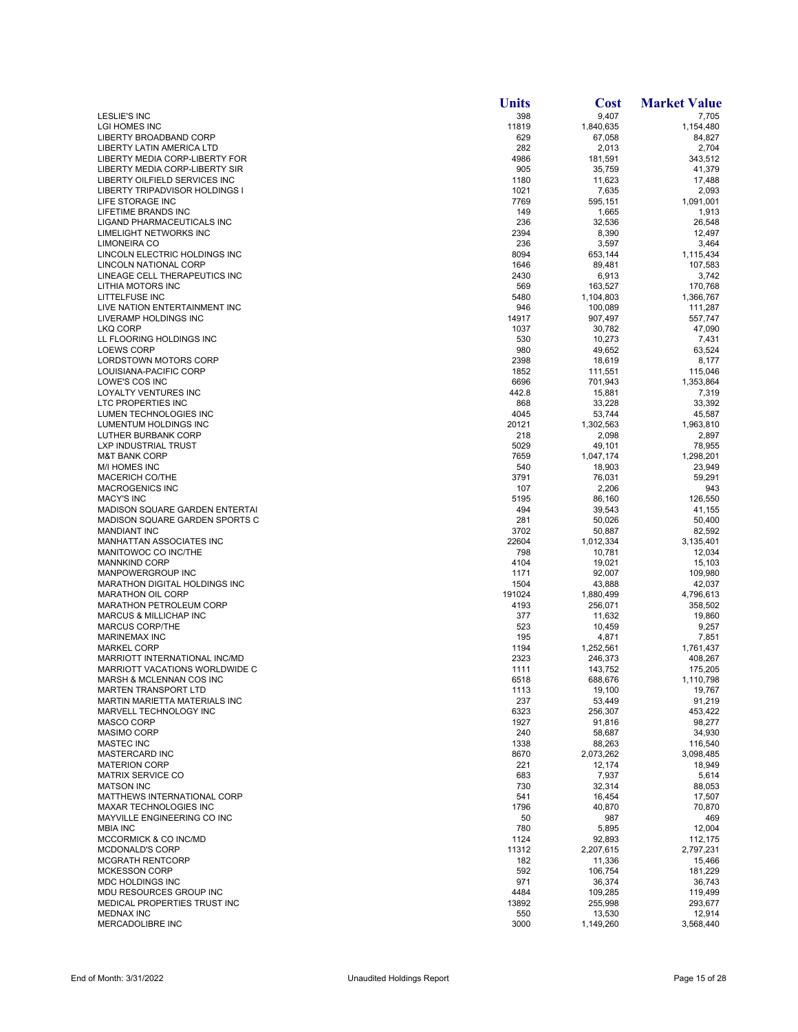| | Units | Cost | Market Value |
|---|---|---|---|
| LESLIE'S INC | 398 | 9,407 | 7,705 |
| LGI HOMES INC | 11819 | 1,840,635 | 1,154,480 |
| LIBERTY BROADBAND CORP | 629 | 67,058 | 84,827 |
| LIBERTY LATIN AMERICA LTD | 282 | 2,013 | 2,704 |
| LIBERTY MEDIA CORP-LIBERTY FOR | 4986 | 181,591 | 343,512 |
| LIBERTY MEDIA CORP-LIBERTY SIR | 905 | 35,759 | 41,379 |
| LIBERTY OILFIELD SERVICES INC | 1180 | 11,623 | 17,488 |
| LIBERTY TRIPADVISOR HOLDINGS I | 1021 | 7,635 | 2,093 |
| LIFE STORAGE INC | 7769 | 595,151 | 1,091,001 |
| LIFETIME BRANDS INC | 149 | 1,665 | 1,913 |
| LIGAND PHARMACEUTICALS INC | 236 | 32,536 | 26,548 |
| LIMELIGHT NETWORKS INC | 2394 | 8,390 | 12,497 |
| LIMONEIRA CO | 236 | 3,597 | 3,464 |
| LINCOLN ELECTRIC HOLDINGS INC | 8094 | 653,144 | 1,115,434 |
| LINCOLN NATIONAL CORP | 1646 | 89,481 | 107,583 |
| LINEAGE CELL THERAPEUTICS INC | 2430 | 6,913 | 3,742 |
| LITHIA MOTORS INC | 569 | 163,527 | 170,768 |
| LITTELFUSE INC | 5480 | 1,104,803 | 1,366,767 |
| LIVE NATION ENTERTAINMENT INC | 946 | 100,089 | 111,287 |
| LIVERAMP HOLDINGS INC | 14917 | 907,497 | 557,747 |
| LKQ CORP | 1037 | 30,782 | 47,090 |
| LL FLOORING HOLDINGS INC | 530 | 10,273 | 7,431 |
| LOEWS CORP | 980 | 49,652 | 63,524 |
| LORDSTOWN MOTORS CORP | 2398 | 18,619 | 8,177 |
| LOUISIANA-PACIFIC CORP | 1852 | 111,551 | 115,046 |
| LOWE'S COS INC | 6696 | 701,943 | 1,353,864 |
| LOYALTY VENTURES INC | 442.8 | 15,881 | 7,319 |
| LTC PROPERTIES INC | 868 | 33,228 | 33,392 |
| LUMEN TECHNOLOGIES INC | 4045 | 53,744 | 45,587 |
| LUMENTUM HOLDINGS INC | 20121 | 1,302,563 | 1,963,810 |
| LUTHER BURBANK CORP | 218 | 2,098 | 2,897 |
| LXP INDUSTRIAL TRUST | 5029 | 49,101 | 78,955 |
| M&T BANK CORP | 7659 | 1,047,174 | 1,298,201 |
| M/I HOMES INC | 540 | 18,903 | 23,949 |
| MACERICH CO/THE | 3791 | 76,031 | 59,291 |
| MACROGENICS INC | 107 | 2,206 | 943 |
| MACY'S INC | 5195 | 86,160 | 126,550 |
| MADISON SQUARE GARDEN ENTERTAI | 494 | 39,543 | 41,155 |
| MADISON SQUARE GARDEN SPORTS C | 281 | 50,026 | 50,400 |
| MANDIANT INC | 3702 | 50,887 | 82,592 |
| MANHATTAN ASSOCIATES INC | 22604 | 1,012,334 | 3,135,401 |
| MANITOWOC CO INC/THE | 798 | 10,781 | 12,034 |
| MANNKIND CORP | 4104 | 19,021 | 15,103 |
| MANPOWERGROUP INC | 1171 | 92,007 | 109,980 |
| MARATHON DIGITAL HOLDINGS INC | 1504 | 43,888 | 42,037 |
| MARATHON OIL CORP | 191024 | 1,880,499 | 4,796,613 |
| MARATHON PETROLEUM CORP | 4193 | 256,071 | 358,502 |
| MARCUS & MILLICHAP INC | 377 | 11,632 | 19,860 |
| MARCUS CORP/THE | 523 | 10,459 | 9,257 |
| MARINEMAX INC | 195 | 4,871 | 7,851 |
| MARKEL CORP | 1194 | 1,252,561 | 1,761,437 |
| MARRIOTT INTERNATIONAL INC/MD | 2323 | 246,373 | 408,267 |
| MARRIOTT VACATIONS WORLDWIDE C | 1111 | 143,752 | 175,205 |
| MARSH & MCLENNAN COS INC | 6518 | 688,676 | 1,110,798 |
| MARTEN TRANSPORT LTD | 1113 | 19,100 | 19,767 |
| MARTIN MARIETTA MATERIALS INC | 237 | 53,449 | 91,219 |
| MARVELL TECHNOLOGY INC | 6323 | 256,307 | 453,422 |
| MASCO CORP | 1927 | 91,816 | 98,277 |
| MASIMO CORP | 240 | 58,687 | 34,930 |
| MASTEC INC | 1338 | 88,263 | 116,540 |
| MASTERCARD INC | 8670 | 2,073,262 | 3,098,485 |
| MATERION CORP | 221 | 12,174 | 18,949 |
| MATRIX SERVICE CO | 683 | 7,937 | 5,614 |
| MATSON INC | 730 | 32,314 | 88,053 |
| MATTHEWS INTERNATIONAL CORP | 541 | 16,454 | 17,507 |
| MAXAR TECHNOLOGIES INC | 1796 | 40,870 | 70,870 |
| MAYVILLE ENGINEERING CO INC | 50 | 987 | 469 |
| MBIA INC | 780 | 5,895 | 12,004 |
| MCCORMICK & CO INC/MD | 1124 | 92,893 | 112,175 |
| MCDONALD'S CORP | 11312 | 2,207,615 | 2,797,231 |
| MCGRATH RENTCORP | 182 | 11,336 | 15,466 |
| MCKESSON CORP | 592 | 106,754 | 181,229 |
| MDC HOLDINGS INC | 971 | 36,374 | 36,743 |
| MDU RESOURCES GROUP INC | 4484 | 109,285 | 119,499 |
| MEDICAL PROPERTIES TRUST INC | 13892 | 255,998 | 293,677 |
| MEDNAX INC | 550 | 13,530 | 12,914 |
| MERCADOLIBRE INC | 3000 | 1,149,260 | 3,568,440 |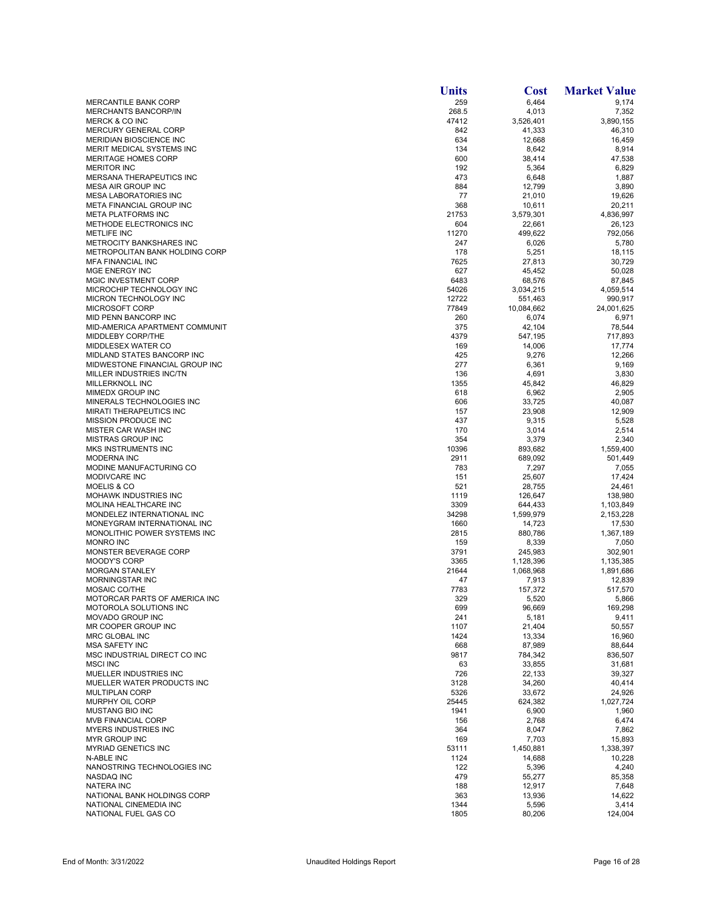| | Units | Cost | Market Value |
|---|---|---|---|
| MERCANTILE BANK CORP | 259 | 6,464 | 9,174 |
| MERCHANTS BANCORP/IN | 268.5 | 4,013 | 7,352 |
| MERCK & CO INC | 47412 | 3,526,401 | 3,890,155 |
| MERCURY GENERAL CORP | 842 | 41,333 | 46,310 |
| MERIDIAN BIOSCIENCE INC | 634 | 12,668 | 16,459 |
| MERIT MEDICAL SYSTEMS INC | 134 | 8,642 | 8,914 |
| MERITAGE HOMES CORP | 600 | 38,414 | 47,538 |
| MERITOR INC | 192 | 5,364 | 6,829 |
| MERSANA THERAPEUTICS INC | 473 | 6,648 | 1,887 |
| MESA AIR GROUP INC | 884 | 12,799 | 3,890 |
| MESA LABORATORIES INC | 77 | 21,010 | 19,626 |
| META FINANCIAL GROUP INC | 368 | 10,611 | 20,211 |
| META PLATFORMS INC | 21753 | 3,579,301 | 4,836,997 |
| METHODE ELECTRONICS INC | 604 | 22,661 | 26,123 |
| METLIFE INC | 11270 | 499,622 | 792,056 |
| METROCITY BANKSHARES INC | 247 | 6,026 | 5,780 |
| METROPOLITAN BANK HOLDING CORP | 178 | 5,251 | 18,115 |
| MFA FINANCIAL INC | 7625 | 27,813 | 30,729 |
| MGE ENERGY INC | 627 | 45,452 | 50,028 |
| MGIC INVESTMENT CORP | 6483 | 68,576 | 87,845 |
| MICROCHIP TECHNOLOGY INC | 54026 | 3,034,215 | 4,059,514 |
| MICRON TECHNOLOGY INC | 12722 | 551,463 | 990,917 |
| MICROSOFT CORP | 77849 | 10,084,662 | 24,001,625 |
| MID PENN BANCORP INC | 260 | 6,074 | 6,971 |
| MID-AMERICA APARTMENT COMMUNIT | 375 | 42,104 | 78,544 |
| MIDDLEBY CORP/THE | 4379 | 547,195 | 717,893 |
| MIDDLESEX WATER CO | 169 | 14,006 | 17,774 |
| MIDLAND STATES BANCORP INC | 425 | 9,276 | 12,266 |
| MIDWESTONE FINANCIAL GROUP INC | 277 | 6,361 | 9,169 |
| MILLER INDUSTRIES INC/TN | 136 | 4,691 | 3,830 |
| MILLERKNOLL INC | 1355 | 45,842 | 46,829 |
| MIMEDX GROUP INC | 618 | 6,962 | 2,905 |
| MINERALS TECHNOLOGIES INC | 606 | 33,725 | 40,087 |
| MIRATI THERAPEUTICS INC | 157 | 23,908 | 12,909 |
| MISSION PRODUCE INC | 437 | 9,315 | 5,528 |
| MISTER CAR WASH INC | 170 | 3,014 | 2,514 |
| MISTRAS GROUP INC | 354 | 3,379 | 2,340 |
| MKS INSTRUMENTS INC | 10396 | 893,682 | 1,559,400 |
| MODERNA INC | 2911 | 689,092 | 501,449 |
| MODINE MANUFACTURING CO | 783 | 7,297 | 7,055 |
| MODIVCARE INC | 151 | 25,607 | 17,424 |
| MOELIS & CO | 521 | 28,755 | 24,461 |
| MOHAWK INDUSTRIES INC | 1119 | 126,647 | 138,980 |
| MOLINA HEALTHCARE INC | 3309 | 644,433 | 1,103,849 |
| MONDELEZ INTERNATIONAL INC | 34298 | 1,599,979 | 2,153,228 |
| MONEYGRAM INTERNATIONAL INC | 1660 | 14,723 | 17,530 |
| MONOLITHIC POWER SYSTEMS INC | 2815 | 880,786 | 1,367,189 |
| MONRO INC | 159 | 8,339 | 7,050 |
| MONSTER BEVERAGE CORP | 3791 | 245,983 | 302,901 |
| MOODY'S CORP | 3365 | 1,128,396 | 1,135,385 |
| MORGAN STANLEY | 21644 | 1,068,968 | 1,891,686 |
| MORNINGSTAR INC | 47 | 7,913 | 12,839 |
| MOSAIC CO/THE | 7783 | 157,372 | 517,570 |
| MOTORCAR PARTS OF AMERICA INC | 329 | 5,520 | 5,866 |
| MOTOROLA SOLUTIONS INC | 699 | 96,669 | 169,298 |
| MOVADO GROUP INC | 241 | 5,181 | 9,411 |
| MR COOPER GROUP INC | 1107 | 21,404 | 50,557 |
| MRC GLOBAL INC | 1424 | 13,334 | 16,960 |
| MSA SAFETY INC | 668 | 87,989 | 88,644 |
| MSC INDUSTRIAL DIRECT CO INC | 9817 | 784,342 | 836,507 |
| MSCI INC | 63 | 33,855 | 31,681 |
| MUELLER INDUSTRIES INC | 726 | 22,133 | 39,327 |
| MUELLER WATER PRODUCTS INC | 3128 | 34,260 | 40,414 |
| MULTIPLAN CORP | 5326 | 33,672 | 24,926 |
| MURPHY OIL CORP | 25445 | 624,382 | 1,027,724 |
| MUSTANG BIO INC | 1941 | 6,900 | 1,960 |
| MVB FINANCIAL CORP | 156 | 2,768 | 6,474 |
| MYERS INDUSTRIES INC | 364 | 8,047 | 7,862 |
| MYR GROUP INC | 169 | 7,703 | 15,893 |
| MYRIAD GENETICS INC | 53111 | 1,450,881 | 1,338,397 |
| N-ABLE INC | 1124 | 14,688 | 10,228 |
| NANOSTRING TECHNOLOGIES INC | 122 | 5,396 | 4,240 |
| NASDAQ INC | 479 | 55,277 | 85,358 |
| NATERA INC | 188 | 12,917 | 7,648 |
| NATIONAL BANK HOLDINGS CORP | 363 | 13,936 | 14,622 |
| NATIONAL CINEMEDIA INC | 1344 | 5,596 | 3,414 |
| NATIONAL FUEL GAS CO | 1805 | 80,206 | 124,004 |

End of Month: 3/31/2022 Unaudited Holdings Report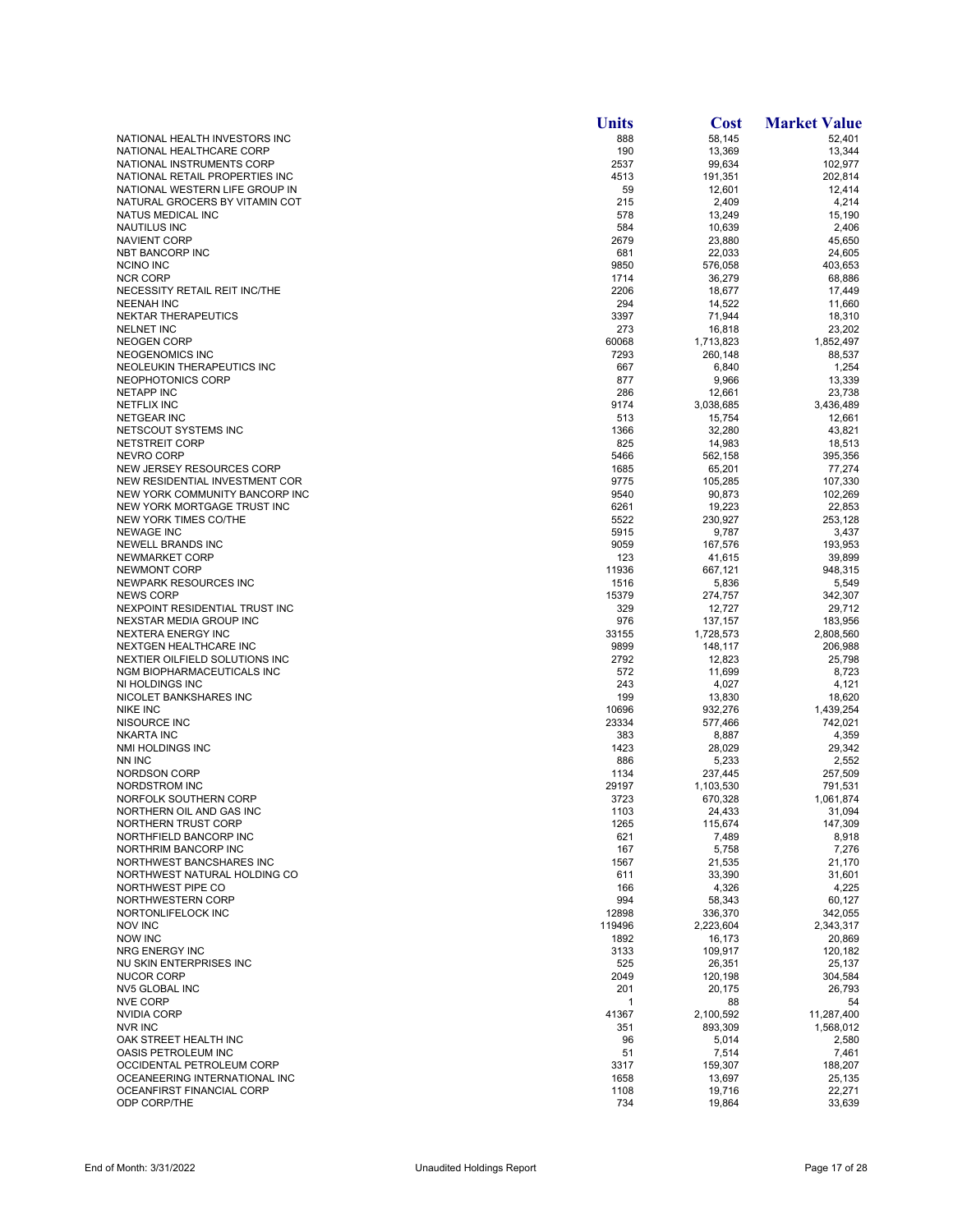| | Units | Cost | Market Value |
|---|---|---|---|
| NATIONAL HEALTH INVESTORS INC | 888 | 58,145 | 52,401 |
| NATIONAL HEALTHCARE CORP | 190 | 13,369 | 13,344 |
| NATIONAL INSTRUMENTS CORP | 2537 | 99,634 | 102,977 |
| NATIONAL RETAIL PROPERTIES INC | 4513 | 191,351 | 202,814 |
| NATIONAL WESTERN LIFE GROUP IN | 59 | 12,601 | 12,414 |
| NATURAL GROCERS BY VITAMIN COT | 215 | 2,409 | 4,214 |
| NATUS MEDICAL INC | 578 | 13,249 | 15,190 |
| NAUTILUS INC | 584 | 10,639 | 2,406 |
| NAVIENT CORP | 2679 | 23,880 | 45,650 |
| NBT BANCORP INC | 681 | 22,033 | 24,605 |
| NCINO INC | 9850 | 576,058 | 403,653 |
| NCR CORP | 1714 | 36,279 | 68,886 |
| NECESSITY RETAIL REIT INC/THE | 2206 | 18,677 | 17,449 |
| NEENAH INC | 294 | 14,522 | 11,660 |
| NEKTAR THERAPEUTICS | 3397 | 71,944 | 18,310 |
| NELNET INC | 273 | 16,818 | 23,202 |
| NEOGEN CORP | 60068 | 1,713,823 | 1,852,497 |
| NEOGENOMICS INC | 7293 | 260,148 | 88,537 |
| NEOLEUKIN THERAPEUTICS INC | 667 | 6,840 | 1,254 |
| NEOPHOTONICS CORP | 877 | 9,966 | 13,339 |
| NETAPP INC | 286 | 12,661 | 23,738 |
| NETFLIX INC | 9174 | 3,038,685 | 3,436,489 |
| NETGEAR INC | 513 | 15,754 | 12,661 |
| NETSCOUT SYSTEMS INC | 1366 | 32,280 | 43,821 |
| NETSTREIT CORP | 825 | 14,983 | 18,513 |
| NEVRO CORP | 5466 | 562,158 | 395,356 |
| NEW JERSEY RESOURCES CORP | 1685 | 65,201 | 77,274 |
| NEW RESIDENTIAL INVESTMENT COR | 9775 | 105,285 | 107,330 |
| NEW YORK COMMUNITY BANCORP INC | 9540 | 90,873 | 102,269 |
| NEW YORK MORTGAGE TRUST INC | 6261 | 19,223 | 22,853 |
| NEW YORK TIMES CO/THE | 5522 | 230,927 | 253,128 |
| NEWAGE INC | 5915 | 9,787 | 3,437 |
| NEWELL BRANDS INC | 9059 | 167,576 | 193,953 |
| NEWMARKET CORP | 123 | 41,615 | 39,899 |
| NEWMONT CORP | 11936 | 667,121 | 948,315 |
| NEWPARK RESOURCES INC | 1516 | 5,836 | 5,549 |
| NEWS CORP | 15379 | 274,757 | 342,307 |
| NEXPOINT RESIDENTIAL TRUST INC | 329 | 12,727 | 29,712 |
| NEXSTAR MEDIA GROUP INC | 976 | 137,157 | 183,956 |
| NEXTERA ENERGY INC | 33155 | 1,728,573 | 2,808,560 |
| NEXTGEN HEALTHCARE INC | 9899 | 148,117 | 206,988 |
| NEXTIER OILFIELD SOLUTIONS INC | 2792 | 12,823 | 25,798 |
| NGM BIOPHARMACEUTICALS INC | 572 | 11,699 | 8,723 |
| NI HOLDINGS INC | 243 | 4,027 | 4,121 |
| NICOLET BANKSHARES INC | 199 | 13,830 | 18,620 |
| NIKE INC | 10696 | 932,276 | 1,439,254 |
| NISOURCE INC | 23334 | 577,466 | 742,021 |
| NKARTA INC | 383 | 8,887 | 4,359 |
| NMI HOLDINGS INC | 1423 | 28,029 | 29,342 |
| NN INC | 886 | 5,233 | 2,552 |
| NORDSON CORP | 1134 | 237,445 | 257,509 |
| NORDSTROM INC | 29197 | 1,103,530 | 791,531 |
| NORFOLK SOUTHERN CORP | 3723 | 670,328 | 1,061,874 |
| NORTHERN OIL AND GAS INC | 1103 | 24,433 | 31,094 |
| NORTHERN TRUST CORP | 1265 | 115,674 | 147,309 |
| NORTHFIELD BANCORP INC | 621 | 7,489 | 8,918 |
| NORTHRIM BANCORP INC | 167 | 5,758 | 7,276 |
| NORTHWEST BANCSHARES INC | 1567 | 21,535 | 21,170 |
| NORTHWEST NATURAL HOLDING CO | 611 | 33,390 | 31,601 |
| NORTHWEST PIPE CO | 166 | 4,326 | 4,225 |
| NORTHWESTERN CORP | 994 | 58,343 | 60,127 |
| NORTONLIFELOCK INC | 12898 | 336,370 | 342,055 |
| NOV INC | 119496 | 2,223,604 | 2,343,317 |
| NOW INC | 1892 | 16,173 | 20,869 |
| NRG ENERGY INC | 3133 | 109,917 | 120,182 |
| NU SKIN ENTERPRISES INC | 525 | 26,351 | 25,137 |
| NUCOR CORP | 2049 | 120,198 | 304,584 |
| NV5 GLOBAL INC | 201 | 20,175 | 26,793 |
| NVE CORP | 1 | 88 | 54 |
| NVIDIA CORP | 41367 | 2,100,592 | 11,287,400 |
| NVR INC | 351 | 893,309 | 1,568,012 |
| OAK STREET HEALTH INC | 96 | 5,014 | 2,580 |
| OASIS PETROLEUM INC | 51 | 7,514 | 7,461 |
| OCCIDENTAL PETROLEUM CORP | 3317 | 159,307 | 188,207 |
| OCEANEERING INTERNATIONAL INC | 1658 | 13,697 | 25,135 |
| OCEANFIRST FINANCIAL CORP | 1108 | 19,716 | 22,271 |
| ODP CORP/THE | 734 | 19,864 | 33,639 |

End of Month: 3/31/2022 Unaudited Holdings Report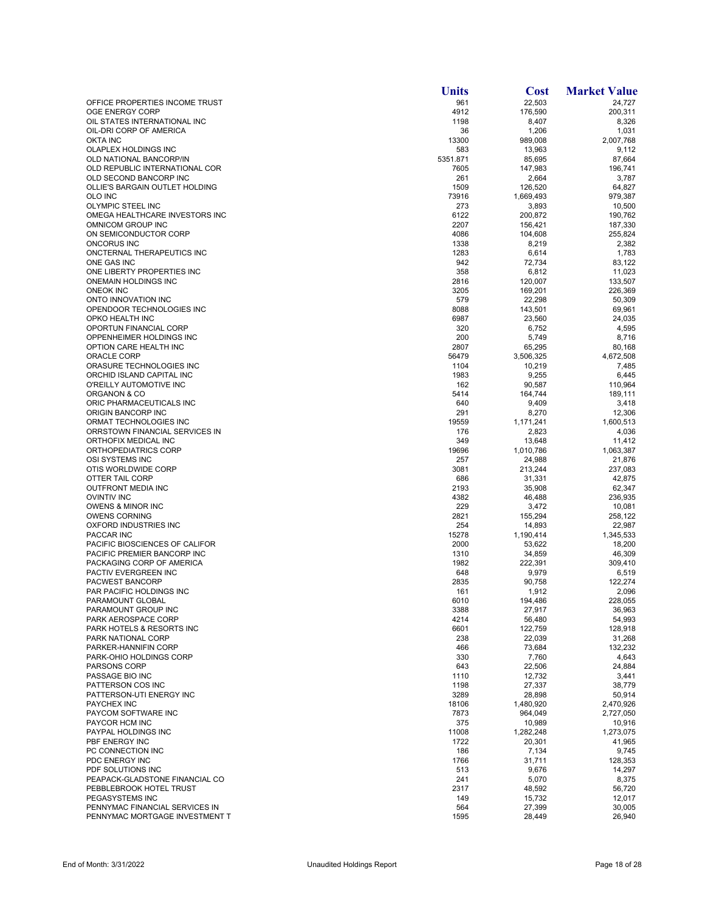| | Units | Cost | Market Value |
|---|---|---|---|
| OFFICE PROPERTIES INCOME TRUST | 961 | 22,503 | 24,727 |
| OGE ENERGY CORP | 4912 | 176,590 | 200,311 |
| OIL STATES INTERNATIONAL INC | 1198 | 8,407 | 8,326 |
| OIL-DRI CORP OF AMERICA | 36 | 1,206 | 1,031 |
| OKTA INC | 13300 | 989,008 | 2,007,768 |
| OLAPLEX HOLDINGS INC | 583 | 13,963 | 9,112 |
| OLD NATIONAL BANCORP/IN | 5351.871 | 85,695 | 87,664 |
| OLD REPUBLIC INTERNATIONAL COR | 7605 | 147,983 | 196,741 |
| OLD SECOND BANCORP INC | 261 | 2,664 | 3,787 |
| OLLIE'S BARGAIN OUTLET HOLDING | 1509 | 126,520 | 64,827 |
| OLO INC | 73916 | 1,669,493 | 979,387 |
| OLYMPIC STEEL INC | 273 | 3,893 | 10,500 |
| OMEGA HEALTHCARE INVESTORS INC | 6122 | 200,872 | 190,762 |
| OMNICOM GROUP INC | 2207 | 156,421 | 187,330 |
| ON SEMICONDUCTOR CORP | 4086 | 104,608 | 255,824 |
| ONCORUS INC | 1338 | 8,219 | 2,382 |
| ONCTERNAL THERAPEUTICS INC | 1283 | 6,614 | 1,783 |
| ONE GAS INC | 942 | 72,734 | 83,122 |
| ONE LIBERTY PROPERTIES INC | 358 | 6,812 | 11,023 |
| ONEMAIN HOLDINGS INC | 2816 | 120,007 | 133,507 |
| ONEOK INC | 3205 | 169,201 | 226,369 |
| ONTO INNOVATION INC | 579 | 22,298 | 50,309 |
| OPENDOOR TECHNOLOGIES INC | 8088 | 143,501 | 69,961 |
| OPKO HEALTH INC | 6987 | 23,560 | 24,035 |
| OPORTUN FINANCIAL CORP | 320 | 6,752 | 4,595 |
| OPPENHEIMER HOLDINGS INC | 200 | 5,749 | 8,716 |
| OPTION CARE HEALTH INC | 2807 | 65,295 | 80,168 |
| ORACLE CORP | 56479 | 3,506,325 | 4,672,508 |
| ORASURE TECHNOLOGIES INC | 1104 | 10,219 | 7,485 |
| ORCHID ISLAND CAPITAL INC | 1983 | 9,255 | 6,445 |
| O'REILLY AUTOMOTIVE INC | 162 | 90,587 | 110,964 |
| ORGANON & CO | 5414 | 164,744 | 189,111 |
| ORIC PHARMACEUTICALS INC | 640 | 9,409 | 3,418 |
| ORIGIN BANCORP INC | 291 | 8,270 | 12,306 |
| ORMAT TECHNOLOGIES INC | 19559 | 1,171,241 | 1,600,513 |
| ORRSTOWN FINANCIAL SERVICES IN | 176 | 2,823 | 4,036 |
| ORTHOFIX MEDICAL INC | 349 | 13,648 | 11,412 |
| ORTHOPEDIATRICS CORP | 19696 | 1,010,786 | 1,063,387 |
| OSI SYSTEMS INC | 257 | 24,988 | 21,876 |
| OTIS WORLDWIDE CORP | 3081 | 213,244 | 237,083 |
| OTTER TAIL CORP | 686 | 31,331 | 42,875 |
| OUTFRONT MEDIA INC | 2193 | 35,908 | 62,347 |
| OVINTIV INC | 4382 | 46,488 | 236,935 |
| OWENS & MINOR INC | 229 | 3,472 | 10,081 |
| OWENS CORNING | 2821 | 155,294 | 258,122 |
| OXFORD INDUSTRIES INC | 254 | 14,893 | 22,987 |
| PACCAR INC | 15278 | 1,190,414 | 1,345,533 |
| PACIFIC BIOSCIENCES OF CALIFOR | 2000 | 53,622 | 18,200 |
| PACIFIC PREMIER BANCORP INC | 1310 | 34,859 | 46,309 |
| PACKAGING CORP OF AMERICA | 1982 | 222,391 | 309,410 |
| PACTIV EVERGREEN INC | 648 | 9,979 | 6,519 |
| PACWEST BANCORP | 2835 | 90,758 | 122,274 |
| PAR PACIFIC HOLDINGS INC | 161 | 1,912 | 2,096 |
| PARAMOUNT GLOBAL | 6010 | 194,486 | 228,055 |
| PARAMOUNT GROUP INC | 3388 | 27,917 | 36,963 |
| PARK AEROSPACE CORP | 4214 | 56,480 | 54,993 |
| PARK HOTELS & RESORTS INC | 6601 | 122,759 | 128,918 |
| PARK NATIONAL CORP | 238 | 22,039 | 31,268 |
| PARKER-HANNIFIN CORP | 466 | 73,684 | 132,232 |
| PARK-OHIO HOLDINGS CORP | 330 | 7,760 | 4,643 |
| PARSONS CORP | 643 | 22,506 | 24,884 |
| PASSAGE BIO INC | 1110 | 12,732 | 3,441 |
| PATTERSON COS INC | 1198 | 27,337 | 38,779 |
| PATTERSON-UTI ENERGY INC | 3289 | 28,898 | 50,914 |
| PAYCHEX INC | 18106 | 1,480,920 | 2,470,926 |
| PAYCOM SOFTWARE INC | 7873 | 964,049 | 2,727,050 |
| PAYCOR HCM INC | 375 | 10,989 | 10,916 |
| PAYPAL HOLDINGS INC | 11008 | 1,282,248 | 1,273,075 |
| PBF ENERGY INC | 1722 | 20,301 | 41,965 |
| PC CONNECTION INC | 186 | 7,134 | 9,745 |
| PDC ENERGY INC | 1766 | 31,711 | 128,353 |
| PDF SOLUTIONS INC | 513 | 9,676 | 14,297 |
| PEAPACK-GLADSTONE FINANCIAL CO | 241 | 5,070 | 8,375 |
| PEBBLEBROOK HOTEL TRUST | 2317 | 48,592 | 56,720 |
| PEGASYSTEMS INC | 149 | 15,732 | 12,017 |
| PENNYMAC FINANCIAL SERVICES IN | 564 | 27,399 | 30,005 |
| PENNYMAC MORTGAGE INVESTMENT T | 1595 | 28,449 | 26,940 |

End of Month: 3/31/2022 — Unaudited Holdings Report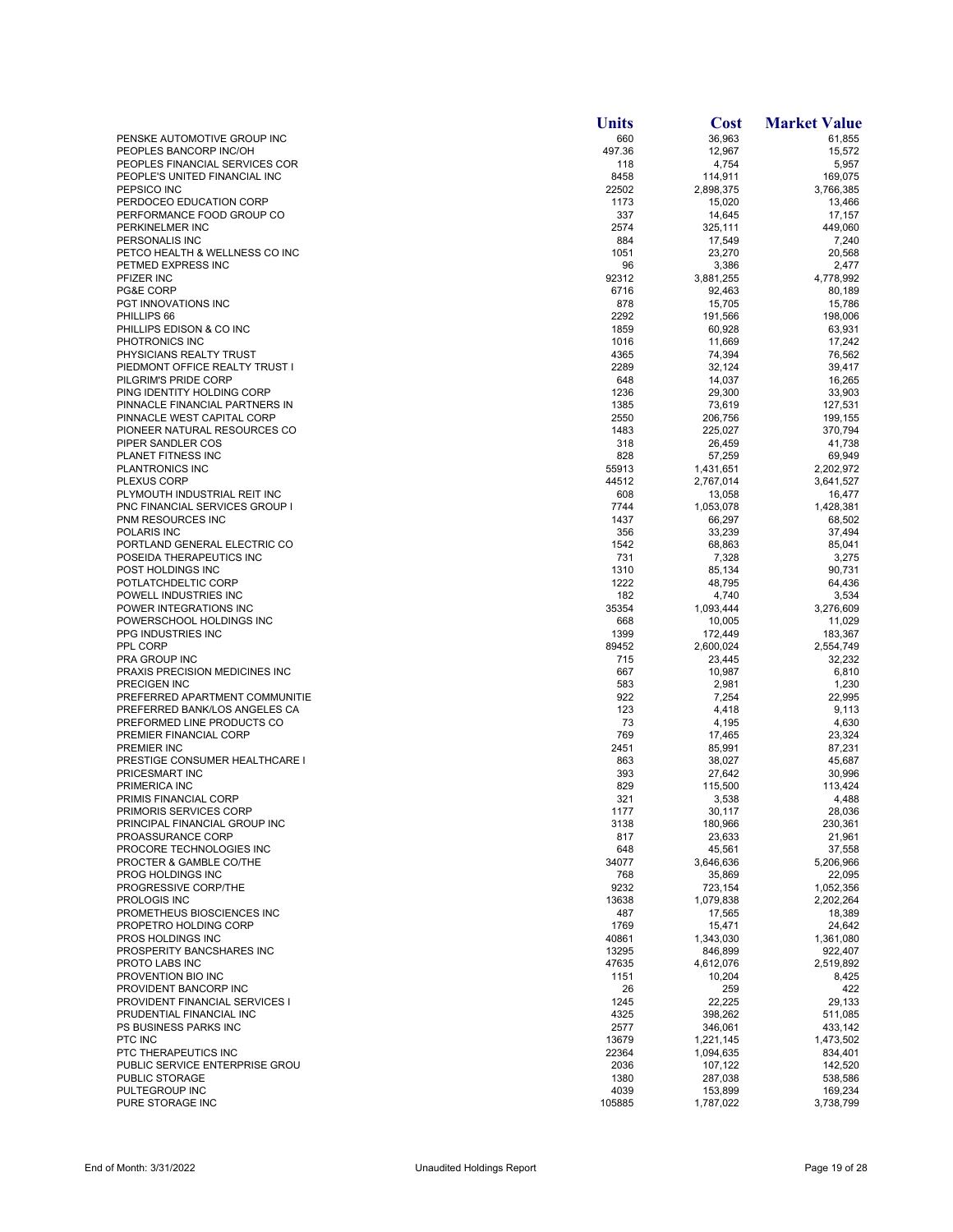| | Units | Cost | Market Value |
|---|---|---|---|
| PENSKE AUTOMOTIVE GROUP INC | 660 | 36,963 | 61,855 |
| PEOPLES BANCORP INC/OH | 497.36 | 12,967 | 15,572 |
| PEOPLES FINANCIAL SERVICES COR | 118 | 4,754 | 5,957 |
| PEOPLE'S UNITED FINANCIAL INC | 8458 | 114,911 | 169,075 |
| PEPSICO INC | 22502 | 2,898,375 | 3,766,385 |
| PERDOCEO EDUCATION CORP | 1173 | 15,020 | 13,466 |
| PERFORMANCE FOOD GROUP CO | 337 | 14,645 | 17,157 |
| PERKINELMER INC | 2574 | 325,111 | 449,060 |
| PERSONALIS INC | 884 | 17,549 | 7,240 |
| PETCO HEALTH & WELLNESS CO INC | 1051 | 23,270 | 20,568 |
| PETMED EXPRESS INC | 96 | 3,386 | 2,477 |
| PFIZER INC | 92312 | 3,881,255 | 4,778,992 |
| PG&E CORP | 6716 | 92,463 | 80,189 |
| PGT INNOVATIONS INC | 878 | 15,705 | 15,786 |
| PHILLIPS 66 | 2292 | 191,566 | 198,006 |
| PHILLIPS EDISON & CO INC | 1859 | 60,928 | 63,931 |
| PHOTRONICS INC | 1016 | 11,669 | 17,242 |
| PHYSICIANS REALTY TRUST | 4365 | 74,394 | 76,562 |
| PIEDMONT OFFICE REALTY TRUST I | 2289 | 32,124 | 39,417 |
| PILGRIM'S PRIDE CORP | 648 | 14,037 | 16,265 |
| PING IDENTITY HOLDING CORP | 1236 | 29,300 | 33,903 |
| PINNACLE FINANCIAL PARTNERS IN | 1385 | 73,619 | 127,531 |
| PINNACLE WEST CAPITAL CORP | 2550 | 206,756 | 199,155 |
| PIONEER NATURAL RESOURCES CO | 1483 | 225,027 | 370,794 |
| PIPER SANDLER COS | 318 | 26,459 | 41,738 |
| PLANET FITNESS INC | 828 | 57,259 | 69,949 |
| PLANTRONICS INC | 55913 | 1,431,651 | 2,202,972 |
| PLEXUS CORP | 44512 | 2,767,014 | 3,641,527 |
| PLYMOUTH INDUSTRIAL REIT INC | 608 | 13,058 | 16,477 |
| PNC FINANCIAL SERVICES GROUP I | 7744 | 1,053,078 | 1,428,381 |
| PNM RESOURCES INC | 1437 | 66,297 | 68,502 |
| POLARIS INC | 356 | 33,239 | 37,494 |
| PORTLAND GENERAL ELECTRIC CO | 1542 | 68,863 | 85,041 |
| POSEIDA THERAPEUTICS INC | 731 | 7,328 | 3,275 |
| POST HOLDINGS INC | 1310 | 85,134 | 90,731 |
| POTLATCHDELTIC CORP | 1222 | 48,795 | 64,436 |
| POWELL INDUSTRIES INC | 182 | 4,740 | 3,534 |
| POWER INTEGRATIONS INC | 35354 | 1,093,444 | 3,276,609 |
| POWERSCHOOL HOLDINGS INC | 668 | 10,005 | 11,029 |
| PPG INDUSTRIES INC | 1399 | 172,449 | 183,367 |
| PPL CORP | 89452 | 2,600,024 | 2,554,749 |
| PRA GROUP INC | 715 | 23,445 | 32,232 |
| PRAXIS PRECISION MEDICINES INC | 667 | 10,987 | 6,810 |
| PRECIGEN INC | 583 | 2,981 | 1,230 |
| PREFERRED APARTMENT COMMUNITIE | 922 | 7,254 | 22,995 |
| PREFERRED BANK/LOS ANGELES CA | 123 | 4,418 | 9,113 |
| PREFORMED LINE PRODUCTS CO | 73 | 4,195 | 4,630 |
| PREMIER FINANCIAL CORP | 769 | 17,465 | 23,324 |
| PREMIER INC | 2451 | 85,991 | 87,231 |
| PRESTIGE CONSUMER HEALTHCARE I | 863 | 38,027 | 45,687 |
| PRICESMART INC | 393 | 27,642 | 30,996 |
| PRIMERICA INC | 829 | 115,500 | 113,424 |
| PRIMIS FINANCIAL CORP | 321 | 3,538 | 4,488 |
| PRIMORIS SERVICES CORP | 1177 | 30,117 | 28,036 |
| PRINCIPAL FINANCIAL GROUP INC | 3138 | 180,966 | 230,361 |
| PROASSURANCE CORP | 817 | 23,633 | 21,961 |
| PROCORE TECHNOLOGIES INC | 648 | 45,561 | 37,558 |
| PROCTER & GAMBLE CO/THE | 34077 | 3,646,636 | 5,206,966 |
| PROG HOLDINGS INC | 768 | 35,869 | 22,095 |
| PROGRESSIVE CORP/THE | 9232 | 723,154 | 1,052,356 |
| PROLOGIS INC | 13638 | 1,079,838 | 2,202,264 |
| PROMETHEUS BIOSCIENCES INC | 487 | 17,565 | 18,389 |
| PROPETRO HOLDING CORP | 1769 | 15,471 | 24,642 |
| PROS HOLDINGS INC | 40861 | 1,343,030 | 1,361,080 |
| PROSPERITY BANCSHARES INC | 13295 | 846,899 | 922,407 |
| PROTO LABS INC | 47635 | 4,612,076 | 2,519,892 |
| PROVENTION BIO INC | 1151 | 10,204 | 8,425 |
| PROVIDENT BANCORP INC | 26 | 259 | 422 |
| PROVIDENT FINANCIAL SERVICES I | 1245 | 22,225 | 29,133 |
| PRUDENTIAL FINANCIAL INC | 4325 | 398,262 | 511,085 |
| PS BUSINESS PARKS INC | 2577 | 346,061 | 433,142 |
| PTC INC | 13679 | 1,221,145 | 1,473,502 |
| PTC THERAPEUTICS INC | 22364 | 1,094,635 | 834,401 |
| PUBLIC SERVICE ENTERPRISE GROU | 2036 | 107,122 | 142,520 |
| PUBLIC STORAGE | 1380 | 287,038 | 538,586 |
| PULTEGROUP INC | 4039 | 153,899 | 169,234 |
| PURE STORAGE INC | 105885 | 1,787,022 | 3,738,799 |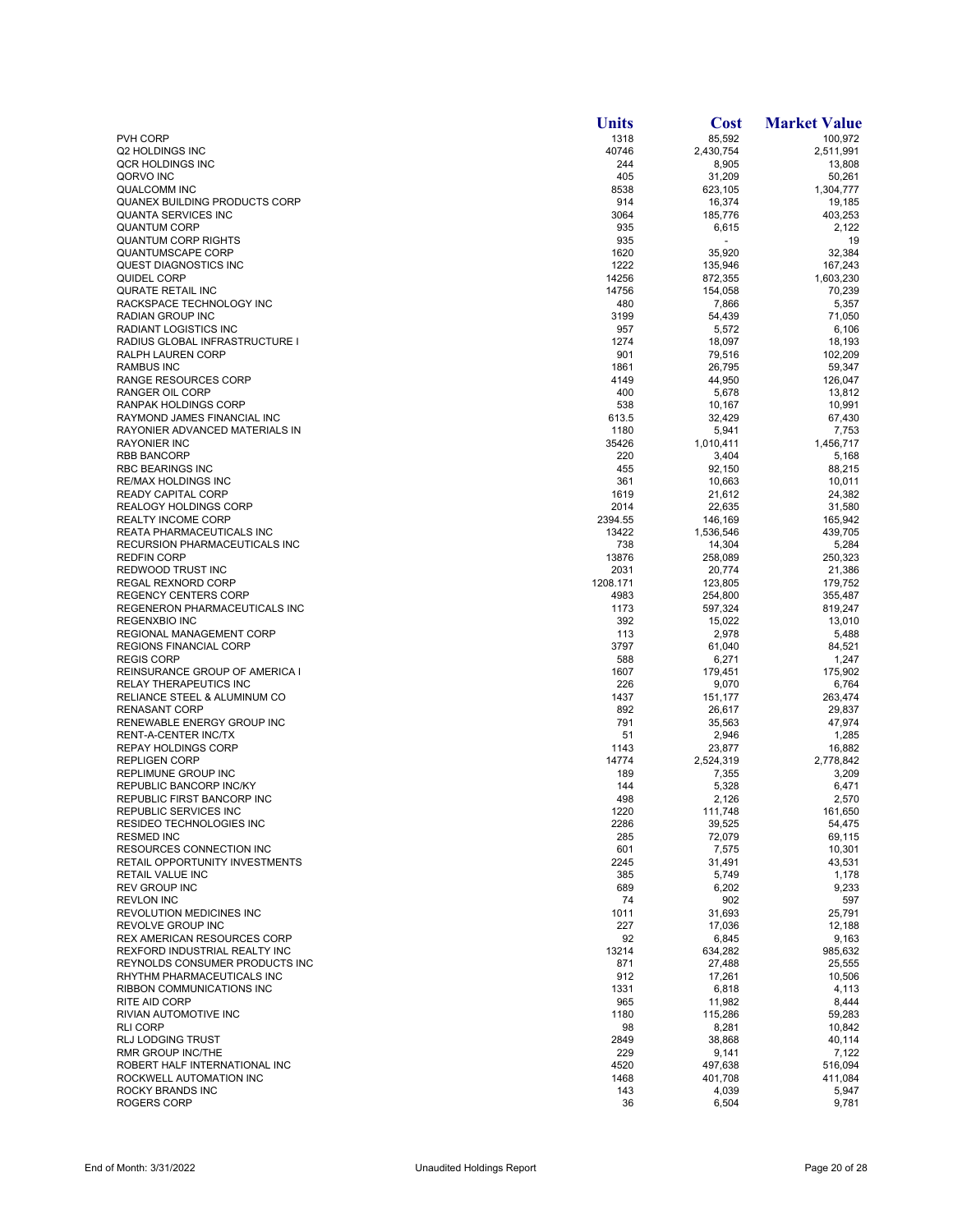| | Units | Cost | Market Value |
|---|---|---|---|
| PVH CORP | 1318 | 85,592 | 100,972 |
| Q2 HOLDINGS INC | 40746 | 2,430,754 | 2,511,991 |
| QCR HOLDINGS INC | 244 | 8,905 | 13,808 |
| QORVO INC | 405 | 31,209 | 50,261 |
| QUALCOMM INC | 8538 | 623,105 | 1,304,777 |
| QUANEX BUILDING PRODUCTS CORP | 914 | 16,374 | 19,185 |
| QUANTA SERVICES INC | 3064 | 185,776 | 403,253 |
| QUANTUM CORP | 935 | 6,615 | 2,122 |
| QUANTUM CORP RIGHTS | 935 | - | 19 |
| QUANTUMSCAPE CORP | 1620 | 35,920 | 32,384 |
| QUEST DIAGNOSTICS INC | 1222 | 135,946 | 167,243 |
| QUIDEL CORP | 14256 | 872,355 | 1,603,230 |
| QURATE RETAIL INC | 14756 | 154,058 | 70,239 |
| RACKSPACE TECHNOLOGY INC | 480 | 7,866 | 5,357 |
| RADIAN GROUP INC | 3199 | 54,439 | 71,050 |
| RADIANT LOGISTICS INC | 957 | 5,572 | 6,106 |
| RADIUS GLOBAL INFRASTRUCTURE I | 1274 | 18,097 | 18,193 |
| RALPH LAUREN CORP | 901 | 79,516 | 102,209 |
| RAMBUS INC | 1861 | 26,795 | 59,347 |
| RANGE RESOURCES CORP | 4149 | 44,950 | 126,047 |
| RANGER OIL CORP | 400 | 5,678 | 13,812 |
| RANPAK HOLDINGS CORP | 538 | 10,167 | 10,991 |
| RAYMOND JAMES FINANCIAL INC | 613.5 | 32,429 | 67,430 |
| RAYONIER ADVANCED MATERIALS IN | 1180 | 5,941 | 7,753 |
| RAYONIER INC | 35426 | 1,010,411 | 1,456,717 |
| RBB BANCORP | 220 | 3,404 | 5,168 |
| RBC BEARINGS INC | 455 | 92,150 | 88,215 |
| RE/MAX HOLDINGS INC | 361 | 10,663 | 10,011 |
| READY CAPITAL CORP | 1619 | 21,612 | 24,382 |
| REALOGY HOLDINGS CORP | 2014 | 22,635 | 31,580 |
| REALTY INCOME CORP | 2394.55 | 146,169 | 165,942 |
| REATA PHARMACEUTICALS INC | 13422 | 1,536,546 | 439,705 |
| RECURSION PHARMACEUTICALS INC | 738 | 14,304 | 5,284 |
| REDFIN CORP | 13876 | 258,089 | 250,323 |
| REDWOOD TRUST INC | 2031 | 20,774 | 21,386 |
| REGAL REXNORD CORP | 1208.171 | 123,805 | 179,752 |
| REGENCY CENTERS CORP | 4983 | 254,800 | 355,487 |
| REGENERON PHARMACEUTICALS INC | 1173 | 597,324 | 819,247 |
| REGENXBIO INC | 392 | 15,022 | 13,010 |
| REGIONAL MANAGEMENT CORP | 113 | 2,978 | 5,488 |
| REGIONS FINANCIAL CORP | 3797 | 61,040 | 84,521 |
| REGIS CORP | 588 | 6,271 | 1,247 |
| REINSURANCE GROUP OF AMERICA I | 1607 | 179,451 | 175,902 |
| RELAY THERAPEUTICS INC | 226 | 9,070 | 6,764 |
| RELIANCE STEEL & ALUMINUM CO | 1437 | 151,177 | 263,474 |
| RENASANT CORP | 892 | 26,617 | 29,837 |
| RENEWABLE ENERGY GROUP INC | 791 | 35,563 | 47,974 |
| RENT-A-CENTER INC/TX | 51 | 2,946 | 1,285 |
| REPAY HOLDINGS CORP | 1143 | 23,877 | 16,882 |
| REPLIGEN CORP | 14774 | 2,524,319 | 2,778,842 |
| REPLIMUNE GROUP INC | 189 | 7,355 | 3,209 |
| REPUBLIC BANCORP INC/KY | 144 | 5,328 | 6,471 |
| REPUBLIC FIRST BANCORP INC | 498 | 2,126 | 2,570 |
| REPUBLIC SERVICES INC | 1220 | 111,748 | 161,650 |
| RESIDEO TECHNOLOGIES INC | 2286 | 39,525 | 54,475 |
| RESMED INC | 285 | 72,079 | 69,115 |
| RESOURCES CONNECTION INC | 601 | 7,575 | 10,301 |
| RETAIL OPPORTUNITY INVESTMENTS | 2245 | 31,491 | 43,531 |
| RETAIL VALUE INC | 385 | 5,749 | 1,178 |
| REV GROUP INC | 689 | 6,202 | 9,233 |
| REVLON INC | 74 | 902 | 597 |
| REVOLUTION MEDICINES INC | 1011 | 31,693 | 25,791 |
| REVOLVE GROUP INC | 227 | 17,036 | 12,188 |
| REX AMERICAN RESOURCES CORP | 92 | 6,845 | 9,163 |
| REXFORD INDUSTRIAL REALTY INC | 13214 | 634,282 | 985,632 |
| REYNOLDS CONSUMER PRODUCTS INC | 871 | 27,488 | 25,555 |
| RHYTHM PHARMACEUTICALS INC | 912 | 17,261 | 10,506 |
| RIBBON COMMUNICATIONS INC | 1331 | 6,818 | 4,113 |
| RITE AID CORP | 965 | 11,982 | 8,444 |
| RIVIAN AUTOMOTIVE INC | 1180 | 115,286 | 59,283 |
| RLI CORP | 98 | 8,281 | 10,842 |
| RLJ LODGING TRUST | 2849 | 38,868 | 40,114 |
| RMR GROUP INC/THE | 229 | 9,141 | 7,122 |
| ROBERT HALF INTERNATIONAL INC | 4520 | 497,638 | 516,094 |
| ROCKWELL AUTOMATION INC | 1468 | 401,708 | 411,084 |
| ROCKY BRANDS INC | 143 | 4,039 | 5,947 |
| ROGERS CORP | 36 | 6,504 | 9,781 |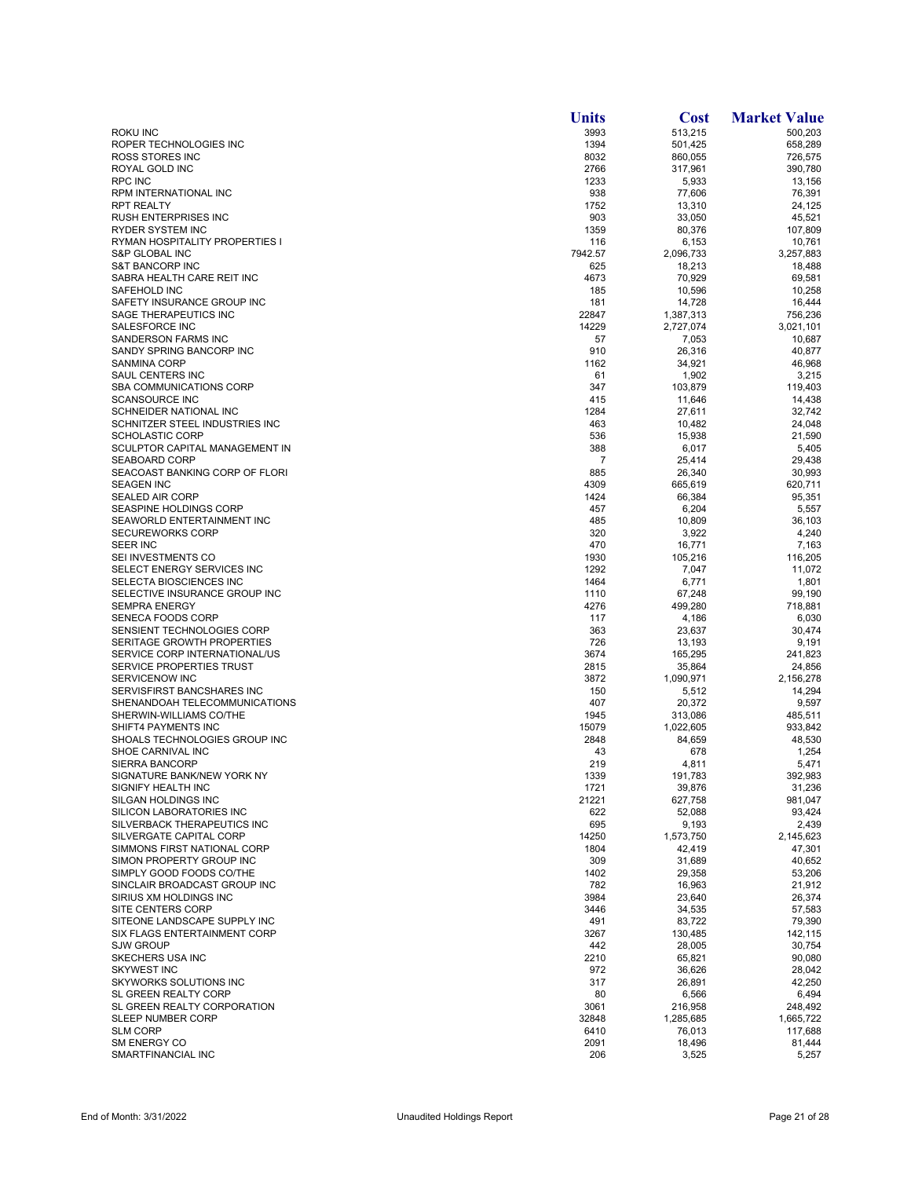| | Units | Cost | Market Value |
|---|---|---|---|
| ROKU INC | 3993 | 513,215 | 500,203 |
| ROPER TECHNOLOGIES INC | 1394 | 501,425 | 658,289 |
| ROSS STORES INC | 8032 | 860,055 | 726,575 |
| ROYAL GOLD INC | 2766 | 317,961 | 390,780 |
| RPC INC | 1233 | 5,933 | 13,156 |
| RPM INTERNATIONAL INC | 938 | 77,606 | 76,391 |
| RPT REALTY | 1752 | 13,310 | 24,125 |
| RUSH ENTERPRISES INC | 903 | 33,050 | 45,521 |
| RYDER SYSTEM INC | 1359 | 80,376 | 107,809 |
| RYMAN HOSPITALITY PROPERTIES I | 116 | 6,153 | 10,761 |
| S&P GLOBAL INC | 7942.57 | 2,096,733 | 3,257,883 |
| S&T BANCORP INC | 625 | 18,213 | 18,488 |
| SABRA HEALTH CARE REIT INC | 4673 | 70,929 | 69,581 |
| SAFEHOLD INC | 185 | 10,596 | 10,258 |
| SAFETY INSURANCE GROUP INC | 181 | 14,728 | 16,444 |
| SAGE THERAPEUTICS INC | 22847 | 1,387,313 | 756,236 |
| SALESFORCE INC | 14229 | 2,727,074 | 3,021,101 |
| SANDERSON FARMS INC | 57 | 7,053 | 10,687 |
| SANDY SPRING BANCORP INC | 910 | 26,316 | 40,877 |
| SANMINA CORP | 1162 | 34,921 | 46,968 |
| SAUL CENTERS INC | 61 | 1,902 | 3,215 |
| SBA COMMUNICATIONS CORP | 347 | 103,879 | 119,403 |
| SCANSOURCE INC | 415 | 11,646 | 14,438 |
| SCHNEIDER NATIONAL INC | 1284 | 27,611 | 32,742 |
| SCHNITZER STEEL INDUSTRIES INC | 463 | 10,482 | 24,048 |
| SCHOLASTIC CORP | 536 | 15,938 | 21,590 |
| SCULPTOR CAPITAL MANAGEMENT IN | 388 | 6,017 | 5,405 |
| SEABOARD CORP | 7 | 25,414 | 29,438 |
| SEACOAST BANKING CORP OF FLORI | 885 | 26,340 | 30,993 |
| SEAGEN INC | 4309 | 665,619 | 620,711 |
| SEALED AIR CORP | 1424 | 66,384 | 95,351 |
| SEASPINE HOLDINGS CORP | 457 | 6,204 | 5,557 |
| SEAWORLD ENTERTAINMENT INC | 485 | 10,809 | 36,103 |
| SECUREWORKS CORP | 320 | 3,922 | 4,240 |
| SEER INC | 470 | 16,771 | 7,163 |
| SEI INVESTMENTS CO | 1930 | 105,216 | 116,205 |
| SELECT ENERGY SERVICES INC | 1292 | 7,047 | 11,072 |
| SELECTA BIOSCIENCES INC | 1464 | 6,771 | 1,801 |
| SELECTIVE INSURANCE GROUP INC | 1110 | 67,248 | 99,190 |
| SEMPRA ENERGY | 4276 | 499,280 | 718,881 |
| SENECA FOODS CORP | 117 | 4,186 | 6,030 |
| SENSIENT TECHNOLOGIES CORP | 363 | 23,637 | 30,474 |
| SERITAGE GROWTH PROPERTIES | 726 | 13,193 | 9,191 |
| SERVICE CORP INTERNATIONAL/US | 3674 | 165,295 | 241,823 |
| SERVICE PROPERTIES TRUST | 2815 | 35,864 | 24,856 |
| SERVICENOW INC | 3872 | 1,090,971 | 2,156,278 |
| SERVISFIRST BANCSHARES INC | 150 | 5,512 | 14,294 |
| SHENANDOAH TELECOMMUNICATIONS | 407 | 20,372 | 9,597 |
| SHERWIN-WILLIAMS CO/THE | 1945 | 313,086 | 485,511 |
| SHIFT4 PAYMENTS INC | 15079 | 1,022,605 | 933,842 |
| SHOALS TECHNOLOGIES GROUP INC | 2848 | 84,659 | 48,530 |
| SHOE CARNIVAL INC | 43 | 678 | 1,254 |
| SIERRA BANCORP | 219 | 4,811 | 5,471 |
| SIGNATURE BANK/NEW YORK NY | 1339 | 191,783 | 392,983 |
| SIGNIFY HEALTH INC | 1721 | 39,876 | 31,236 |
| SILGAN HOLDINGS INC | 21221 | 627,758 | 981,047 |
| SILICON LABORATORIES INC | 622 | 52,088 | 93,424 |
| SILVERBACK THERAPEUTICS INC | 695 | 9,193 | 2,439 |
| SILVERGATE CAPITAL CORP | 14250 | 1,573,750 | 2,145,623 |
| SIMMONS FIRST NATIONAL CORP | 1804 | 42,419 | 47,301 |
| SIMON PROPERTY GROUP INC | 309 | 31,689 | 40,652 |
| SIMPLY GOOD FOODS CO/THE | 1402 | 29,358 | 53,206 |
| SINCLAIR BROADCAST GROUP INC | 782 | 16,963 | 21,912 |
| SIRIUS XM HOLDINGS INC | 3984 | 23,640 | 26,374 |
| SITE CENTERS CORP | 3446 | 34,535 | 57,583 |
| SITEONE LANDSCAPE SUPPLY INC | 491 | 83,722 | 79,390 |
| SIX FLAGS ENTERTAINMENT CORP | 3267 | 130,485 | 142,115 |
| SJW GROUP | 442 | 28,005 | 30,754 |
| SKECHERS USA INC | 2210 | 65,821 | 90,080 |
| SKYWEST INC | 972 | 36,626 | 28,042 |
| SKYWORKS SOLUTIONS INC | 317 | 26,891 | 42,250 |
| SL GREEN REALTY CORP | 80 | 6,566 | 6,494 |
| SL GREEN REALTY CORPORATION | 3061 | 216,958 | 248,492 |
| SLEEP NUMBER CORP | 32848 | 1,285,685 | 1,665,722 |
| SLM CORP | 6410 | 76,013 | 117,688 |
| SM ENERGY CO | 2091 | 18,496 | 81,444 |
| SMARTFINANCIAL INC | 206 | 3,525 | 5,257 |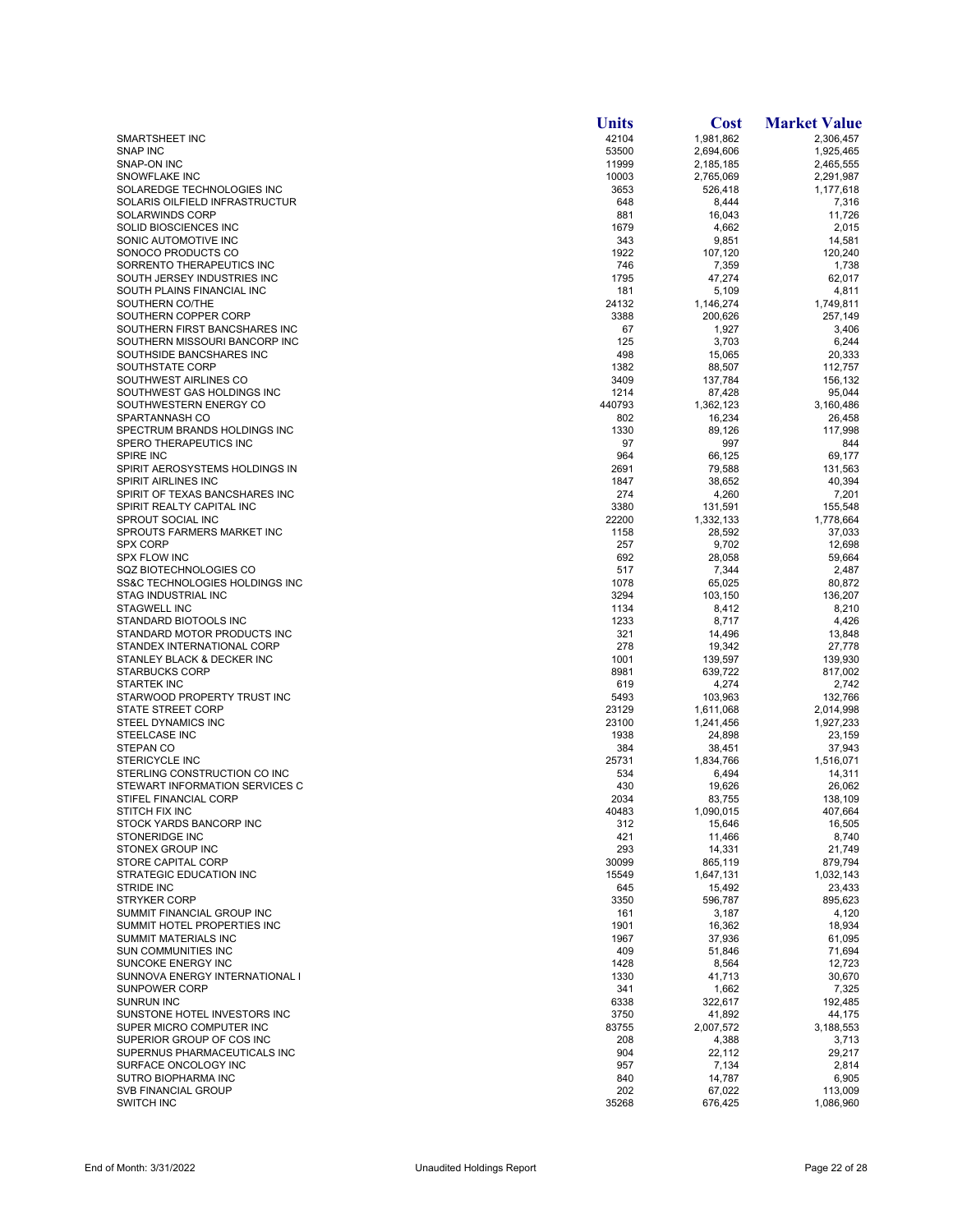| | Units | Cost | Market Value |
|---|---|---|---|
| SMARTSHEET INC | 42104 | 1,981,862 | 2,306,457 |
| SNAP INC | 53500 | 2,694,606 | 1,925,465 |
| SNAP-ON INC | 11999 | 2,185,185 | 2,465,555 |
| SNOWFLAKE INC | 10003 | 2,765,069 | 2,291,987 |
| SOLAREDGE TECHNOLOGIES INC | 3653 | 526,418 | 1,177,618 |
| SOLARIS OILFIELD INFRASTRUCTUR | 648 | 8,444 | 7,316 |
| SOLARWINDS CORP | 881 | 16,043 | 11,726 |
| SOLID BIOSCIENCES INC | 1679 | 4,662 | 2,015 |
| SONIC AUTOMOTIVE INC | 343 | 9,851 | 14,581 |
| SONOCO PRODUCTS CO | 1922 | 107,120 | 120,240 |
| SORRENTO THERAPEUTICS INC | 746 | 7,359 | 1,738 |
| SOUTH JERSEY INDUSTRIES INC | 1795 | 47,274 | 62,017 |
| SOUTH PLAINS FINANCIAL INC | 181 | 5,109 | 4,811 |
| SOUTHERN CO/THE | 24132 | 1,146,274 | 1,749,811 |
| SOUTHERN COPPER CORP | 3388 | 200,626 | 257,149 |
| SOUTHERN FIRST BANCSHARES INC | 67 | 1,927 | 3,406 |
| SOUTHERN MISSOURI BANCORP INC | 125 | 3,703 | 6,244 |
| SOUTHSIDE BANCSHARES INC | 498 | 15,065 | 20,333 |
| SOUTHSTATE CORP | 1382 | 88,507 | 112,757 |
| SOUTHWEST AIRLINES CO | 3409 | 137,784 | 156,132 |
| SOUTHWEST GAS HOLDINGS INC | 1214 | 87,428 | 95,044 |
| SOUTHWESTERN ENERGY CO | 440793 | 1,362,123 | 3,160,486 |
| SPARTANNASH CO | 802 | 16,234 | 26,458 |
| SPECTRUM BRANDS HOLDINGS INC | 1330 | 89,126 | 117,998 |
| SPERO THERAPEUTICS INC | 97 | 997 | 844 |
| SPIRE INC | 964 | 66,125 | 69,177 |
| SPIRIT AEROSYSTEMS HOLDINGS IN | 2691 | 79,588 | 131,563 |
| SPIRIT AIRLINES INC | 1847 | 38,652 | 40,394 |
| SPIRIT OF TEXAS BANCSHARES INC | 274 | 4,260 | 7,201 |
| SPIRIT REALTY CAPITAL INC | 3380 | 131,591 | 155,548 |
| SPROUT SOCIAL INC | 22200 | 1,332,133 | 1,778,664 |
| SPROUTS FARMERS MARKET INC | 1158 | 28,592 | 37,033 |
| SPX CORP | 257 | 9,702 | 12,698 |
| SPX FLOW INC | 692 | 28,058 | 59,664 |
| SQZ BIOTECHNOLOGIES CO | 517 | 7,344 | 2,487 |
| SS&C TECHNOLOGIES HOLDINGS INC | 1078 | 65,025 | 80,872 |
| STAG INDUSTRIAL INC | 3294 | 103,150 | 136,207 |
| STAGWELL INC | 1134 | 8,412 | 8,210 |
| STANDARD BIOTOOLS INC | 1233 | 8,717 | 4,426 |
| STANDARD MOTOR PRODUCTS INC | 321 | 14,496 | 13,848 |
| STANDEX INTERNATIONAL CORP | 278 | 19,342 | 27,778 |
| STANLEY BLACK & DECKER INC | 1001 | 139,597 | 139,930 |
| STARBUCKS CORP | 8981 | 639,722 | 817,002 |
| STARTEK INC | 619 | 4,274 | 2,742 |
| STARWOOD PROPERTY TRUST INC | 5493 | 103,963 | 132,766 |
| STATE STREET CORP | 23129 | 1,611,068 | 2,014,998 |
| STEEL DYNAMICS INC | 23100 | 1,241,456 | 1,927,233 |
| STEELCASE INC | 1938 | 24,898 | 23,159 |
| STEPAN CO | 384 | 38,451 | 37,943 |
| STERICYCLE INC | 25731 | 1,834,766 | 1,516,071 |
| STERLING CONSTRUCTION CO INC | 534 | 6,494 | 14,311 |
| STEWART INFORMATION SERVICES C | 430 | 19,626 | 26,062 |
| STIFEL FINANCIAL CORP | 2034 | 83,755 | 138,109 |
| STITCH FIX INC | 40483 | 1,090,015 | 407,664 |
| STOCK YARDS BANCORP INC | 312 | 15,646 | 16,505 |
| STONERIDGE INC | 421 | 11,466 | 8,740 |
| STONEX GROUP INC | 293 | 14,331 | 21,749 |
| STORE CAPITAL CORP | 30099 | 865,119 | 879,794 |
| STRATEGIC EDUCATION INC | 15549 | 1,647,131 | 1,032,143 |
| STRIDE INC | 645 | 15,492 | 23,433 |
| STRYKER CORP | 3350 | 596,787 | 895,623 |
| SUMMIT FINANCIAL GROUP INC | 161 | 3,187 | 4,120 |
| SUMMIT HOTEL PROPERTIES INC | 1901 | 16,362 | 18,934 |
| SUMMIT MATERIALS INC | 1967 | 37,936 | 61,095 |
| SUN COMMUNITIES INC | 409 | 51,846 | 71,694 |
| SUNCOKE ENERGY INC | 1428 | 8,564 | 12,723 |
| SUNNOVA ENERGY INTERNATIONAL I | 1330 | 41,713 | 30,670 |
| SUNPOWER CORP | 341 | 1,662 | 7,325 |
| SUNRUN INC | 6338 | 322,617 | 192,485 |
| SUNSTONE HOTEL INVESTORS INC | 3750 | 41,892 | 44,175 |
| SUPER MICRO COMPUTER INC | 83755 | 2,007,572 | 3,188,553 |
| SUPERIOR GROUP OF COS INC | 208 | 4,388 | 3,713 |
| SUPERNUS PHARMACEUTICALS INC | 904 | 22,112 | 29,217 |
| SURFACE ONCOLOGY INC | 957 | 7,134 | 2,814 |
| SUTRO BIOPHARMA INC | 840 | 14,787 | 6,905 |
| SVB FINANCIAL GROUP | 202 | 67,022 | 113,009 |
| SWITCH INC | 35268 | 676,425 | 1,086,960 |

End of Month: 3/31/2022 Unaudited Holdings Report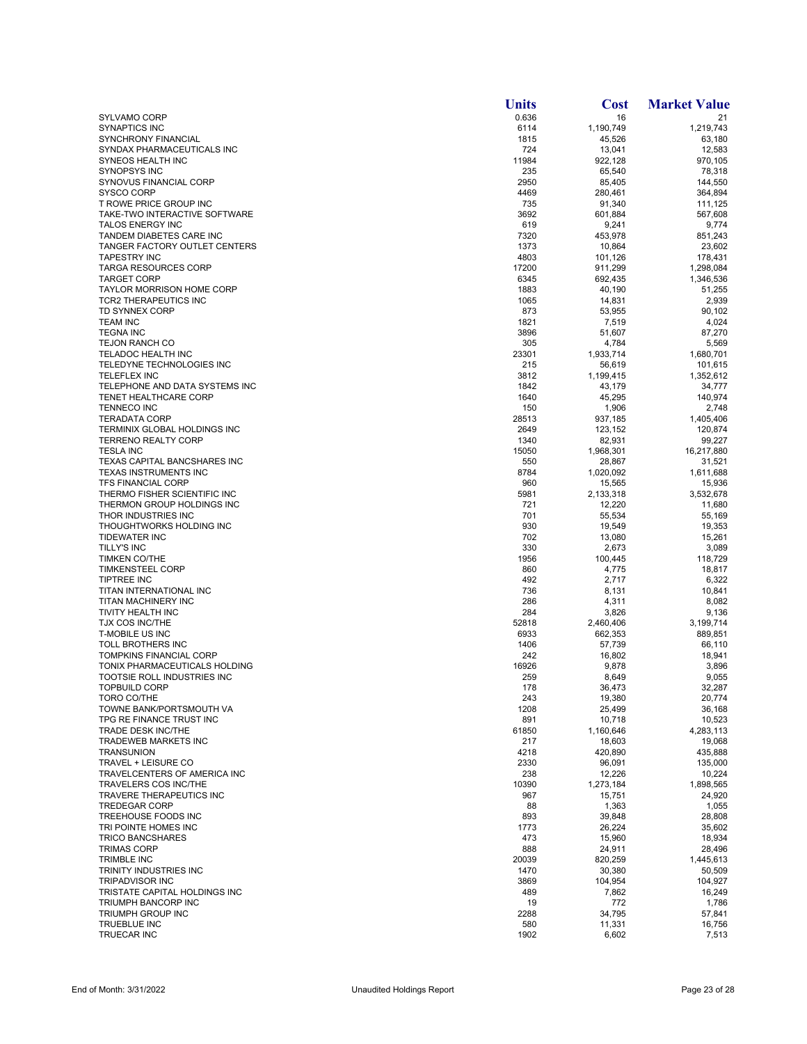| | Units | Cost | Market Value |
|---|---|---|---|
| SYLVAMO CORP | 0.636 | 16 | 21 |
| SYNAPTICS INC | 6114 | 1,190,749 | 1,219,743 |
| SYNCHRONY FINANCIAL | 1815 | 45,526 | 63,180 |
| SYNDAX PHARMACEUTICALS INC | 724 | 13,041 | 12,583 |
| SYNEOS HEALTH INC | 11984 | 922,128 | 970,105 |
| SYNOPSYS INC | 235 | 65,540 | 78,318 |
| SYNOVUS FINANCIAL CORP | 2950 | 85,405 | 144,550 |
| SYSCO CORP | 4469 | 280,461 | 364,894 |
| T ROWE PRICE GROUP INC | 735 | 91,340 | 111,125 |
| TAKE-TWO INTERACTIVE SOFTWARE | 3692 | 601,884 | 567,608 |
| TALOS ENERGY INC | 619 | 9,241 | 9,774 |
| TANDEM DIABETES CARE INC | 7320 | 453,978 | 851,243 |
| TANGER FACTORY OUTLET CENTERS | 1373 | 10,864 | 23,602 |
| TAPESTRY INC | 4803 | 101,126 | 178,431 |
| TARGA RESOURCES CORP | 17200 | 911,299 | 1,298,084 |
| TARGET CORP | 6345 | 692,435 | 1,346,536 |
| TAYLOR MORRISON HOME CORP | 1883 | 40,190 | 51,255 |
| TCR2 THERAPEUTICS INC | 1065 | 14,831 | 2,939 |
| TD SYNNEX CORP | 873 | 53,955 | 90,102 |
| TEAM INC | 1821 | 7,519 | 4,024 |
| TEGNA INC | 3896 | 51,607 | 87,270 |
| TEJON RANCH CO | 305 | 4,784 | 5,569 |
| TELADOC HEALTH INC | 23301 | 1,933,714 | 1,680,701 |
| TELEDYNE TECHNOLOGIES INC | 215 | 56,619 | 101,615 |
| TELEFLEX INC | 3812 | 1,199,415 | 1,352,612 |
| TELEPHONE AND DATA SYSTEMS INC | 1842 | 43,179 | 34,777 |
| TENET HEALTHCARE CORP | 1640 | 45,295 | 140,974 |
| TENNECO INC | 150 | 1,906 | 2,748 |
| TERADATA CORP | 28513 | 937,185 | 1,405,406 |
| TERMINIX GLOBAL HOLDINGS INC | 2649 | 123,152 | 120,874 |
| TERRENO REALTY CORP | 1340 | 82,931 | 99,227 |
| TESLA INC | 15050 | 1,968,301 | 16,217,880 |
| TEXAS CAPITAL BANCSHARES INC | 550 | 28,867 | 31,521 |
| TEXAS INSTRUMENTS INC | 8784 | 1,020,092 | 1,611,688 |
| TFS FINANCIAL CORP | 960 | 15,565 | 15,936 |
| THERMO FISHER SCIENTIFIC INC | 5981 | 2,133,318 | 3,532,678 |
| THERMON GROUP HOLDINGS INC | 721 | 12,220 | 11,680 |
| THOR INDUSTRIES INC | 701 | 55,534 | 55,169 |
| THOUGHTWORKS HOLDING INC | 930 | 19,549 | 19,353 |
| TIDEWATER INC | 702 | 13,080 | 15,261 |
| TILLY'S INC | 330 | 2,673 | 3,089 |
| TIMKEN CO/THE | 1956 | 100,445 | 118,729 |
| TIMKENSTEEL CORP | 860 | 4,775 | 18,817 |
| TIPTREE INC | 492 | 2,717 | 6,322 |
| TITAN INTERNATIONAL INC | 736 | 8,131 | 10,841 |
| TITAN MACHINERY INC | 286 | 4,311 | 8,082 |
| TIVITY HEALTH INC | 284 | 3,826 | 9,136 |
| TJX COS INC/THE | 52818 | 2,460,406 | 3,199,714 |
| T-MOBILE US INC | 6933 | 662,353 | 889,851 |
| TOLL BROTHERS INC | 1406 | 57,739 | 66,110 |
| TOMPKINS FINANCIAL CORP | 242 | 16,802 | 18,941 |
| TONIX PHARMACEUTICALS HOLDING | 16926 | 9,878 | 3,896 |
| TOOTSIE ROLL INDUSTRIES INC | 259 | 8,649 | 9,055 |
| TOPBUILD CORP | 178 | 36,473 | 32,287 |
| TORO CO/THE | 243 | 19,380 | 20,774 |
| TOWNE BANK/PORTSMOUTH VA | 1208 | 25,499 | 36,168 |
| TPG RE FINANCE TRUST INC | 891 | 10,718 | 10,523 |
| TRADE DESK INC/THE | 61850 | 1,160,646 | 4,283,113 |
| TRADEWEB MARKETS INC | 217 | 18,603 | 19,068 |
| TRANSUNION | 4218 | 420,890 | 435,888 |
| TRAVEL + LEISURE CO | 2330 | 96,091 | 135,000 |
| TRAVELCENTERS OF AMERICA INC | 238 | 12,226 | 10,224 |
| TRAVELERS COS INC/THE | 10390 | 1,273,184 | 1,898,565 |
| TRAVERE THERAPEUTICS INC | 967 | 15,751 | 24,920 |
| TREDEGAR CORP | 88 | 1,363 | 1,055 |
| TREEHOUSE FOODS INC | 893 | 39,848 | 28,808 |
| TRI POINTE HOMES INC | 1773 | 26,224 | 35,602 |
| TRICO BANCSHARES | 473 | 15,960 | 18,934 |
| TRIMAS CORP | 888 | 24,911 | 28,496 |
| TRIMBLE INC | 20039 | 820,259 | 1,445,613 |
| TRINITY INDUSTRIES INC | 1470 | 30,380 | 50,509 |
| TRIPADVISOR INC | 3869 | 104,954 | 104,927 |
| TRISTATE CAPITAL HOLDINGS INC | 489 | 7,862 | 16,249 |
| TRIUMPH BANCORP INC | 19 | 772 | 1,786 |
| TRIUMPH GROUP INC | 2288 | 34,795 | 57,841 |
| TRUEBLUE INC | 580 | 11,331 | 16,756 |
| TRUECAR INC | 1902 | 6,602 | 7,513 |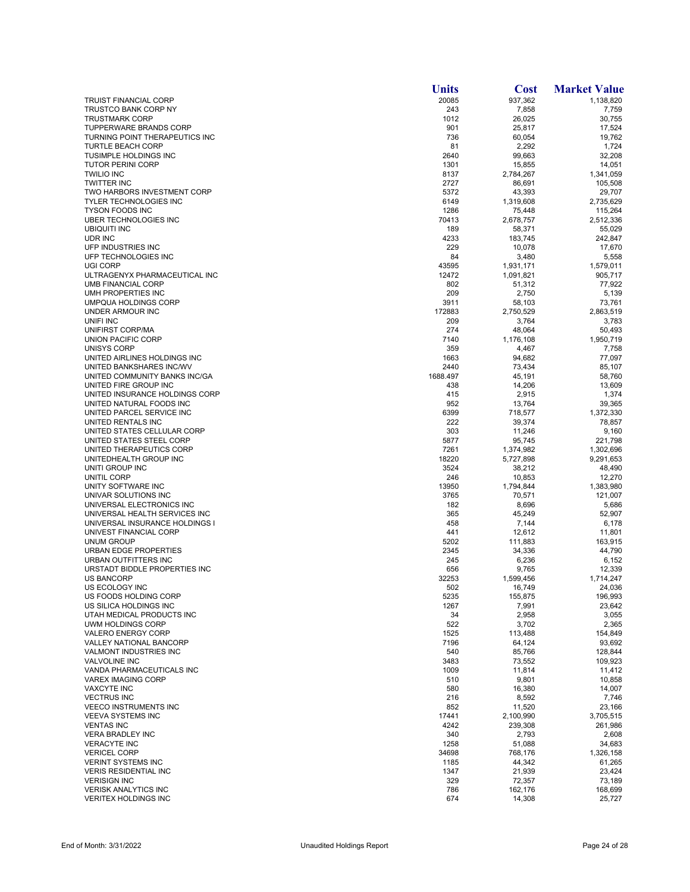| | Units | Cost | Market Value |
|---|---|---|---|
| TRUIST FINANCIAL CORP | 20085 | 937,362 | 1,138,820 |
| TRUSTCO BANK CORP NY | 243 | 7,858 | 7,759 |
| TRUSTMARK CORP | 1012 | 26,025 | 30,755 |
| TUPPERWARE BRANDS CORP | 901 | 25,817 | 17,524 |
| TURNING POINT THERAPEUTICS INC | 736 | 60,054 | 19,762 |
| TURTLE BEACH CORP | 81 | 2,292 | 1,724 |
| TUSIMPLE HOLDINGS INC | 2640 | 99,663 | 32,208 |
| TUTOR PERINI CORP | 1301 | 15,855 | 14,051 |
| TWILIO INC | 8137 | 2,784,267 | 1,341,059 |
| TWITTER INC | 2727 | 86,691 | 105,508 |
| TWO HARBORS INVESTMENT CORP | 5372 | 43,393 | 29,707 |
| TYLER TECHNOLOGIES INC | 6149 | 1,319,608 | 2,735,629 |
| TYSON FOODS INC | 1286 | 75,448 | 115,264 |
| UBER TECHNOLOGIES INC | 70413 | 2,678,757 | 2,512,336 |
| UBIQUITI INC | 189 | 58,371 | 55,029 |
| UDR INC | 4233 | 183,745 | 242,847 |
| UFP INDUSTRIES INC | 229 | 10,078 | 17,670 |
| UFP TECHNOLOGIES INC | 84 | 3,480 | 5,558 |
| UGI CORP | 43595 | 1,931,171 | 1,579,011 |
| ULTRAGENYX PHARMACEUTICAL INC | 12472 | 1,091,821 | 905,717 |
| UMB FINANCIAL CORP | 802 | 51,312 | 77,922 |
| UMH PROPERTIES INC | 209 | 2,750 | 5,139 |
| UMPQUA HOLDINGS CORP | 3911 | 58,103 | 73,761 |
| UNDER ARMOUR INC | 172883 | 2,750,529 | 2,863,519 |
| UNIFI INC | 209 | 3,764 | 3,783 |
| UNIFIRST CORP/MA | 274 | 48,064 | 50,493 |
| UNION PACIFIC CORP | 7140 | 1,176,108 | 1,950,719 |
| UNISYS CORP | 359 | 4,467 | 7,758 |
| UNITED AIRLINES HOLDINGS INC | 1663 | 94,682 | 77,097 |
| UNITED BANKSHARES INC/WV | 2440 | 73,434 | 85,107 |
| UNITED COMMUNITY BANKS INC/GA | 1688.497 | 45,191 | 58,760 |
| UNITED FIRE GROUP INC | 438 | 14,206 | 13,609 |
| UNITED INSURANCE HOLDINGS CORP | 415 | 2,915 | 1,374 |
| UNITED NATURAL FOODS INC | 952 | 13,764 | 39,365 |
| UNITED PARCEL SERVICE INC | 6399 | 718,577 | 1,372,330 |
| UNITED RENTALS INC | 222 | 39,374 | 78,857 |
| UNITED STATES CELLULAR CORP | 303 | 11,246 | 9,160 |
| UNITED STATES STEEL CORP | 5877 | 95,745 | 221,798 |
| UNITED THERAPEUTICS CORP | 7261 | 1,374,982 | 1,302,696 |
| UNITEDHEALTH GROUP INC | 18220 | 5,727,898 | 9,291,653 |
| UNITI GROUP INC | 3524 | 38,212 | 48,490 |
| UNITIL CORP | 246 | 10,853 | 12,270 |
| UNITY SOFTWARE INC | 13950 | 1,794,844 | 1,383,980 |
| UNIVAR SOLUTIONS INC | 3765 | 70,571 | 121,007 |
| UNIVERSAL ELECTRONICS INC | 182 | 8,696 | 5,686 |
| UNIVERSAL HEALTH SERVICES INC | 365 | 45,249 | 52,907 |
| UNIVERSAL INSURANCE HOLDINGS I | 458 | 7,144 | 6,178 |
| UNIVEST FINANCIAL CORP | 441 | 12,612 | 11,801 |
| UNUM GROUP | 5202 | 111,883 | 163,915 |
| URBAN EDGE PROPERTIES | 2345 | 34,336 | 44,790 |
| URBAN OUTFITTERS INC | 245 | 6,236 | 6,152 |
| URSTADT BIDDLE PROPERTIES INC | 656 | 9,765 | 12,339 |
| US BANCORP | 32253 | 1,599,456 | 1,714,247 |
| US ECOLOGY INC | 502 | 16,749 | 24,036 |
| US FOODS HOLDING CORP | 5235 | 155,875 | 196,993 |
| US SILICA HOLDINGS INC | 1267 | 7,991 | 23,642 |
| UTAH MEDICAL PRODUCTS INC | 34 | 2,958 | 3,055 |
| UWM HOLDINGS CORP | 522 | 3,702 | 2,365 |
| VALERO ENERGY CORP | 1525 | 113,488 | 154,849 |
| VALLEY NATIONAL BANCORP | 7196 | 64,124 | 93,692 |
| VALMONT INDUSTRIES INC | 540 | 85,766 | 128,844 |
| VALVOLINE INC | 3483 | 73,552 | 109,923 |
| VANDA PHARMACEUTICALS INC | 1009 | 11,814 | 11,412 |
| VAREX IMAGING CORP | 510 | 9,801 | 10,858 |
| VAXCYTE INC | 580 | 16,380 | 14,007 |
| VECTRUS INC | 216 | 8,592 | 7,746 |
| VEECO INSTRUMENTS INC | 852 | 11,520 | 23,166 |
| VEEVA SYSTEMS INC | 17441 | 2,100,990 | 3,705,515 |
| VENTAS INC | 4242 | 239,308 | 261,986 |
| VERA BRADLEY INC | 340 | 2,793 | 2,608 |
| VERACYTE INC | 1258 | 51,088 | 34,683 |
| VERICEL CORP | 34698 | 768,176 | 1,326,158 |
| VERINT SYSTEMS INC | 1185 | 44,342 | 61,265 |
| VERIS RESIDENTIAL INC | 1347 | 21,939 | 23,424 |
| VERISIGN INC | 329 | 72,357 | 73,189 |
| VERISK ANALYTICS INC | 786 | 162,176 | 168,699 |
| VERITEX HOLDINGS INC | 674 | 14,308 | 25,727 |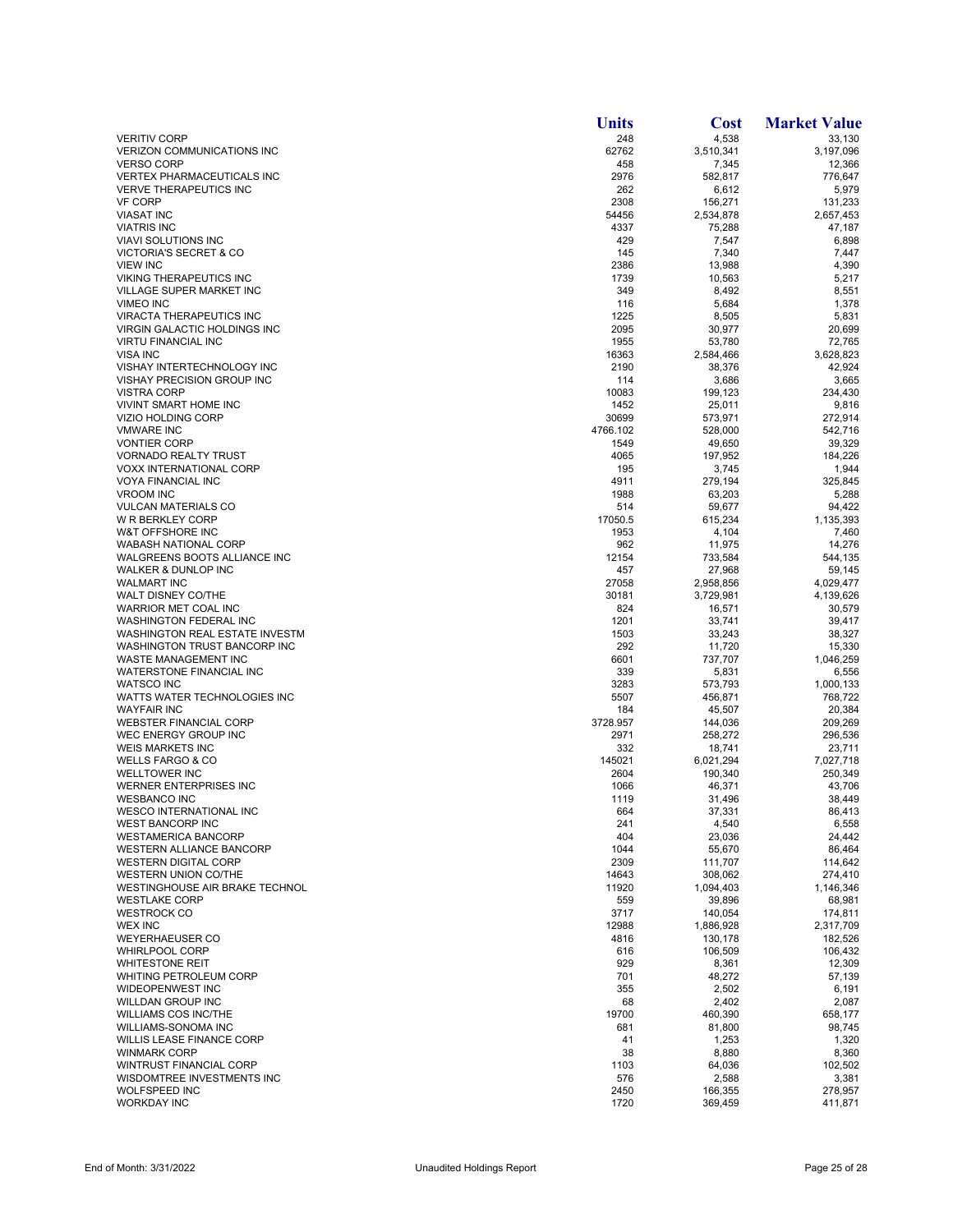| | Units | Cost | Market Value |
|---|---|---|---|
| VERITIV CORP | 248 | 4,538 | 33,130 |
| VERIZON COMMUNICATIONS INC | 62762 | 3,510,341 | 3,197,096 |
| VERSO CORP | 458 | 7,345 | 12,366 |
| VERTEX PHARMACEUTICALS INC | 2976 | 582,817 | 776,647 |
| VERVE THERAPEUTICS INC | 262 | 6,612 | 5,979 |
| VF CORP | 2308 | 156,271 | 131,233 |
| VIASAT INC | 54456 | 2,534,878 | 2,657,453 |
| VIATRIS INC | 4337 | 75,288 | 47,187 |
| VIAVI SOLUTIONS INC | 429 | 7,547 | 6,898 |
| VICTORIA'S SECRET & CO | 145 | 7,340 | 7,447 |
| VIEW INC | 2386 | 13,988 | 4,390 |
| VIKING THERAPEUTICS INC | 1739 | 10,563 | 5,217 |
| VILLAGE SUPER MARKET INC | 349 | 8,492 | 8,551 |
| VIMEO INC | 116 | 5,684 | 1,378 |
| VIRACTA THERAPEUTICS INC | 1225 | 8,505 | 5,831 |
| VIRGIN GALACTIC HOLDINGS INC | 2095 | 30,977 | 20,699 |
| VIRTU FINANCIAL INC | 1955 | 53,780 | 72,765 |
| VISA INC | 16363 | 2,584,466 | 3,628,823 |
| VISHAY INTERTECHNOLOGY INC | 2190 | 38,376 | 42,924 |
| VISHAY PRECISION GROUP INC | 114 | 3,686 | 3,665 |
| VISTRA CORP | 10083 | 199,123 | 234,430 |
| VIVINT SMART HOME INC | 1452 | 25,011 | 9,816 |
| VIZIO HOLDING CORP | 30699 | 573,971 | 272,914 |
| VMWARE INC | 4766.102 | 528,000 | 542,716 |
| VONTIER CORP | 1549 | 49,650 | 39,329 |
| VORNADO REALTY TRUST | 4065 | 197,952 | 184,226 |
| VOXX INTERNATIONAL CORP | 195 | 3,745 | 1,944 |
| VOYA FINANCIAL INC | 4911 | 279,194 | 325,845 |
| VROOM INC | 1988 | 63,203 | 5,288 |
| VULCAN MATERIALS CO | 514 | 59,677 | 94,422 |
| W R BERKLEY CORP | 17050.5 | 615,234 | 1,135,393 |
| W&T OFFSHORE INC | 1953 | 4,104 | 7,460 |
| WABASH NATIONAL CORP | 962 | 11,975 | 14,276 |
| WALGREENS BOOTS ALLIANCE INC | 12154 | 733,584 | 544,135 |
| WALKER & DUNLOP INC | 457 | 27,968 | 59,145 |
| WALMART INC | 27058 | 2,958,856 | 4,029,477 |
| WALT DISNEY CO/THE | 30181 | 3,729,981 | 4,139,626 |
| WARRIOR MET COAL INC | 824 | 16,571 | 30,579 |
| WASHINGTON FEDERAL INC | 1201 | 33,741 | 39,417 |
| WASHINGTON REAL ESTATE INVESTM | 1503 | 33,243 | 38,327 |
| WASHINGTON TRUST BANCORP INC | 292 | 11,720 | 15,330 |
| WASTE MANAGEMENT INC | 6601 | 737,707 | 1,046,259 |
| WATERSTONE FINANCIAL INC | 339 | 5,831 | 6,556 |
| WATSCO INC | 3283 | 573,793 | 1,000,133 |
| WATTS WATER TECHNOLOGIES INC | 5507 | 456,871 | 768,722 |
| WAYFAIR INC | 184 | 45,507 | 20,384 |
| WEBSTER FINANCIAL CORP | 3728.957 | 144,036 | 209,269 |
| WEC ENERGY GROUP INC | 2971 | 258,272 | 296,536 |
| WEIS MARKETS INC | 332 | 18,741 | 23,711 |
| WELLS FARGO & CO | 145021 | 6,021,294 | 7,027,718 |
| WELLTOWER INC | 2604 | 190,340 | 250,349 |
| WERNER ENTERPRISES INC | 1066 | 46,371 | 43,706 |
| WESBANCO INC | 1119 | 31,496 | 38,449 |
| WESCO INTERNATIONAL INC | 664 | 37,331 | 86,413 |
| WEST BANCORP INC | 241 | 4,540 | 6,558 |
| WESTAMERICA BANCORP | 404 | 23,036 | 24,442 |
| WESTERN ALLIANCE BANCORP | 1044 | 55,670 | 86,464 |
| WESTERN DIGITAL CORP | 2309 | 111,707 | 114,642 |
| WESTERN UNION CO/THE | 14643 | 308,062 | 274,410 |
| WESTINGHOUSE AIR BRAKE TECHNOL | 11920 | 1,094,403 | 1,146,346 |
| WESTLAKE CORP | 559 | 39,896 | 68,981 |
| WESTROCK CO | 3717 | 140,054 | 174,811 |
| WEX INC | 12988 | 1,886,928 | 2,317,709 |
| WEYERHAEUSER CO | 4816 | 130,178 | 182,526 |
| WHIRLPOOL CORP | 616 | 106,509 | 106,432 |
| WHITESTONE REIT | 929 | 8,361 | 12,309 |
| WHITING PETROLEUM CORP | 701 | 48,272 | 57,139 |
| WIDEOPENWEST INC | 355 | 2,502 | 6,191 |
| WILLDAN GROUP INC | 68 | 2,402 | 2,087 |
| WILLIAMS COS INC/THE | 19700 | 460,390 | 658,177 |
| WILLIAMS-SONOMA INC | 681 | 81,800 | 98,745 |
| WILLIS LEASE FINANCE CORP | 41 | 1,253 | 1,320 |
| WINMARK CORP | 38 | 8,880 | 8,360 |
| WINTRUST FINANCIAL CORP | 1103 | 64,036 | 102,502 |
| WISDOMTREE INVESTMENTS INC | 576 | 2,588 | 3,381 |
| WOLFSPEED INC | 2450 | 166,355 | 278,957 |
| WORKDAY INC | 1720 | 369,459 | 411,871 |

End of Month: 3/31/2022 Unaudited Holdings Report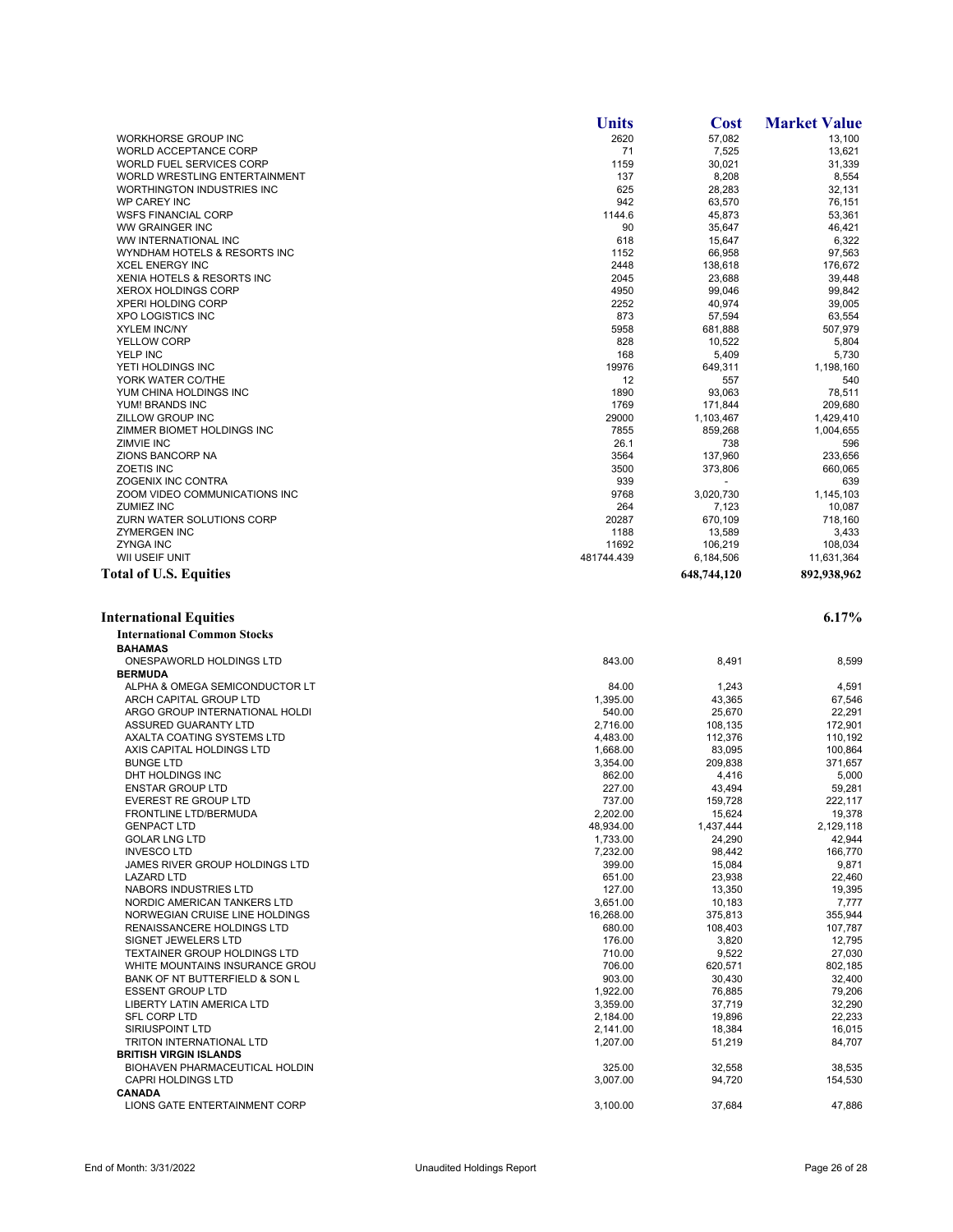| | Units | Cost | Market Value |
|---|---|---|---|
| WORKHORSE GROUP INC | 2620 | 57,082 | 13,100 |
| WORLD ACCEPTANCE CORP | 71 | 7,525 | 13,621 |
| WORLD FUEL SERVICES CORP | 1159 | 30,021 | 31,339 |
| WORLD WRESTLING ENTERTAINMENT | 137 | 8,208 | 8,554 |
| WORTHINGTON INDUSTRIES INC | 625 | 28,283 | 32,131 |
| WP CAREY INC | 942 | 63,570 | 76,151 |
| WSFS FINANCIAL CORP | 1144.6 | 45,873 | 53,361 |
| WW GRAINGER INC | 90 | 35,647 | 46,421 |
| WW INTERNATIONAL INC | 618 | 15,647 | 6,322 |
| WYNDHAM HOTELS & RESORTS INC | 1152 | 66,958 | 97,563 |
| XCEL ENERGY INC | 2448 | 138,618 | 176,672 |
| XENIA HOTELS & RESORTS INC | 2045 | 23,688 | 39,448 |
| XEROX HOLDINGS CORP | 4950 | 99,046 | 99,842 |
| XPERI HOLDING CORP | 2252 | 40,974 | 39,005 |
| XPO LOGISTICS INC | 873 | 57,594 | 63,554 |
| XYLEM INC/NY | 5958 | 681,888 | 507,979 |
| YELLOW CORP | 828 | 10,522 | 5,804 |
| YELP INC | 168 | 5,409 | 5,730 |
| YETI HOLDINGS INC | 19976 | 649,311 | 1,198,160 |
| YORK WATER CO/THE | 12 | 557 | 540 |
| YUM CHINA HOLDINGS INC | 1890 | 93,063 | 78,511 |
| YUM! BRANDS INC | 1769 | 171,844 | 209,680 |
| ZILLOW GROUP INC | 29000 | 1,103,467 | 1,429,410 |
| ZIMMER BIOMET HOLDINGS INC | 7855 | 859,268 | 1,004,655 |
| ZIMVIE INC | 26.1 | 738 | 596 |
| ZIONS BANCORP NA | 3564 | 137,960 | 233,656 |
| ZOETIS INC | 3500 | 373,806 | 660,065 |
| ZOGENIX INC CONTRA | 939 | - | 639 |
| ZOOM VIDEO COMMUNICATIONS INC | 9768 | 3,020,730 | 1,145,103 |
| ZUMIEZ INC | 264 | 7,123 | 10,087 |
| ZURN WATER SOLUTIONS CORP | 20287 | 670,109 | 718,160 |
| ZYMERGEN INC | 1188 | 13,589 | 3,433 |
| ZYNGA INC | 11692 | 106,219 | 108,034 |
| WII USEIF UNIT | 481744.439 | 6,184,506 | 11,631,364 |
| **Total of U.S. Equities** | | **648,744,120** | **892,938,962** |

## International Equities — 6.17%

### International Common Stocks

| | Units | Cost | Market Value |
|---|---|---|---|
| **BAHAMAS** | | | |
| ONESPAWORLD HOLDINGS LTD | 843.00 | 8,491 | 8,599 |
| **BERMUDA** | | | |
| ALPHA & OMEGA SEMICONDUCTOR LT | 84.00 | 1,243 | 4,591 |
| ARCH CAPITAL GROUP LTD | 1,395.00 | 43,365 | 67,546 |
| ARGO GROUP INTERNATIONAL HOLDI | 540.00 | 25,670 | 22,291 |
| ASSURED GUARANTY LTD | 2,716.00 | 108,135 | 172,901 |
| AXALTA COATING SYSTEMS LTD | 4,483.00 | 112,376 | 110,192 |
| AXIS CAPITAL HOLDINGS LTD | 1,668.00 | 83,095 | 100,864 |
| BUNGE LTD | 3,354.00 | 209,838 | 371,657 |
| DHT HOLDINGS INC | 862.00 | 4,416 | 5,000 |
| ENSTAR GROUP LTD | 227.00 | 43,494 | 59,281 |
| EVEREST RE GROUP LTD | 737.00 | 159,728 | 222,117 |
| FRONTLINE LTD/BERMUDA | 2,202.00 | 15,624 | 19,378 |
| GENPACT LTD | 48,934.00 | 1,437,444 | 2,129,118 |
| GOLAR LNG LTD | 1,733.00 | 24,290 | 42,944 |
| INVESCO LTD | 7,232.00 | 98,442 | 166,770 |
| JAMES RIVER GROUP HOLDINGS LTD | 399.00 | 15,084 | 9,871 |
| LAZARD LTD | 651.00 | 23,938 | 22,460 |
| NABORS INDUSTRIES LTD | 127.00 | 13,350 | 19,395 |
| NORDIC AMERICAN TANKERS LTD | 3,651.00 | 10,183 | 7,777 |
| NORWEGIAN CRUISE LINE HOLDINGS | 16,268.00 | 375,813 | 355,944 |
| RENAISSANCERE HOLDINGS LTD | 680.00 | 108,403 | 107,787 |
| SIGNET JEWELERS LTD | 176.00 | 3,820 | 12,795 |
| TEXTAINER GROUP HOLDINGS LTD | 710.00 | 9,522 | 27,030 |
| WHITE MOUNTAINS INSURANCE GROU | 706.00 | 620,571 | 802,185 |
| BANK OF NT BUTTERFIELD & SON L | 903.00 | 30,430 | 32,400 |
| ESSENT GROUP LTD | 1,922.00 | 76,885 | 79,206 |
| LIBERTY LATIN AMERICA LTD | 3,359.00 | 37,719 | 32,290 |
| SFL CORP LTD | 2,184.00 | 19,896 | 22,233 |
| SIRIUSPOINT LTD | 2,141.00 | 18,384 | 16,015 |
| TRITON INTERNATIONAL LTD | 1,207.00 | 51,219 | 84,707 |
| **BRITISH VIRGIN ISLANDS** | | | |
| BIOHAVEN PHARMACEUTICAL HOLDIN | 325.00 | 32,558 | 38,535 |
| CAPRI HOLDINGS LTD | 3,007.00 | 94,720 | 154,530 |
| **CANADA** | | | |
| LIONS GATE ENTERTAINMENT CORP | 3,100.00 | 37,684 | 47,886 |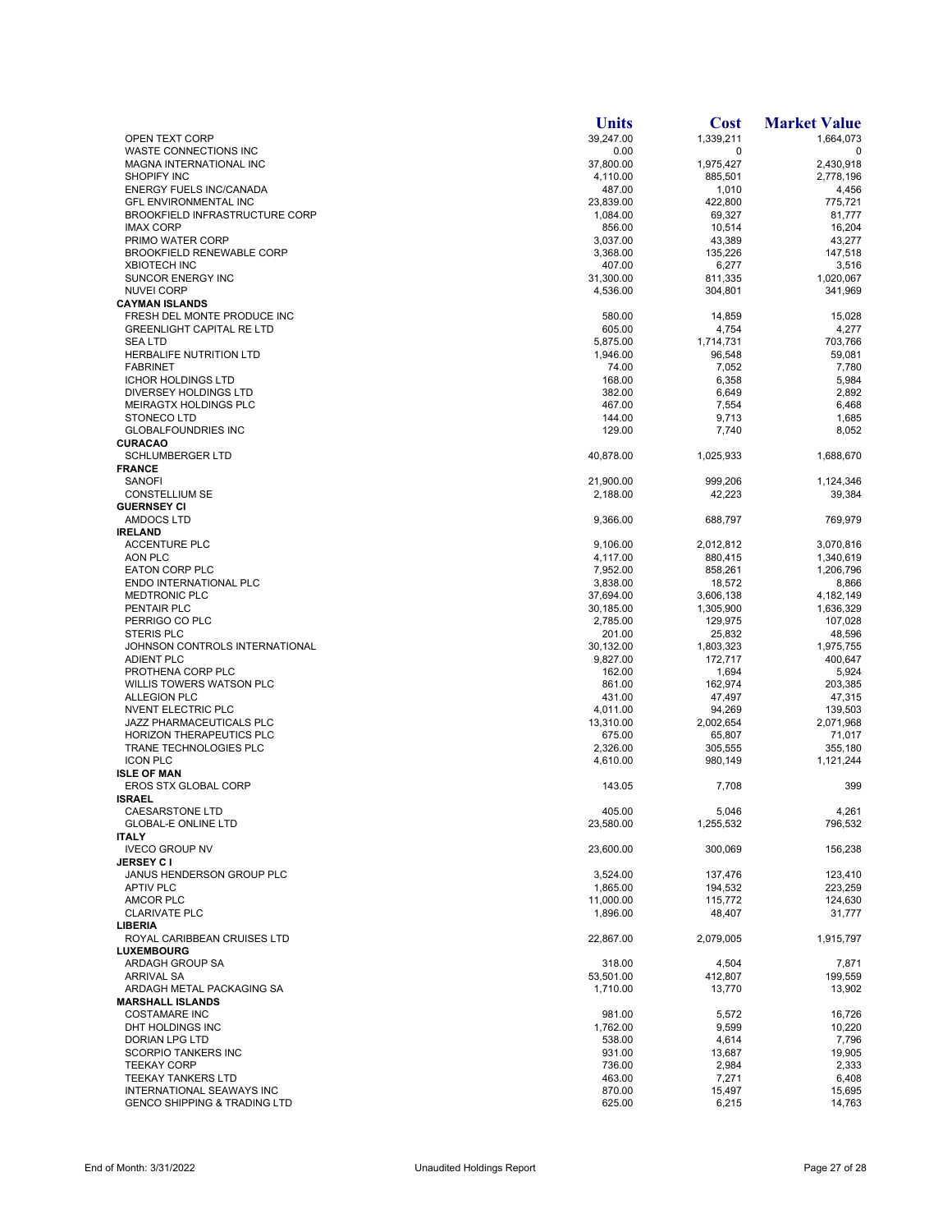| | Units | Cost | Market Value |
|---|---|---|---|
| OPEN TEXT CORP | 39,247.00 | 1,339,211 | 1,664,073 |
| WASTE CONNECTIONS INC | 0.00 | 0 | 0 |
| MAGNA INTERNATIONAL INC | 37,800.00 | 1,975,427 | 2,430,918 |
| SHOPIFY INC | 4,110.00 | 885,501 | 2,778,196 |
| ENERGY FUELS INC/CANADA | 487.00 | 1,010 | 4,456 |
| GFL ENVIRONMENTAL INC | 23,839.00 | 422,800 | 775,721 |
| BROOKFIELD INFRASTRUCTURE CORP | 1,084.00 | 69,327 | 81,777 |
| IMAX CORP | 856.00 | 10,514 | 16,204 |
| PRIMO WATER CORP | 3,037.00 | 43,389 | 43,277 |
| BROOKFIELD RENEWABLE CORP | 3,368.00 | 135,226 | 147,518 |
| XBIOTECH INC | 407.00 | 6,277 | 3,516 |
| SUNCOR ENERGY INC | 31,300.00 | 811,335 | 1,020,067 |
| NUVEI CORP | 4,536.00 | 304,801 | 341,969 |
| **CAYMAN ISLANDS** | | | |
| FRESH DEL MONTE PRODUCE INC | 580.00 | 14,859 | 15,028 |
| GREENLIGHT CAPITAL RE LTD | 605.00 | 4,754 | 4,277 |
| SEA LTD | 5,875.00 | 1,714,731 | 703,766 |
| HERBALIFE NUTRITION LTD | 1,946.00 | 96,548 | 59,081 |
| FABRINET | 74.00 | 7,052 | 7,780 |
| ICHOR HOLDINGS LTD | 168.00 | 6,358 | 5,984 |
| DIVERSEY HOLDINGS LTD | 382.00 | 6,649 | 2,892 |
| MEIRAGTX HOLDINGS PLC | 467.00 | 7,554 | 6,468 |
| STONECO LTD | 144.00 | 9,713 | 1,685 |
| GLOBALFOUNDRIES INC | 129.00 | 7,740 | 8,052 |
| **CURACAO** | | | |
| SCHLUMBERGER LTD | 40,878.00 | 1,025,933 | 1,688,670 |
| **FRANCE** | | | |
| SANOFI | 21,900.00 | 999,206 | 1,124,346 |
| CONSTELLIUM SE | 2,188.00 | 42,223 | 39,384 |
| **GUERNSEY CI** | | | |
| AMDOCS LTD | 9,366.00 | 688,797 | 769,979 |
| **IRELAND** | | | |
| ACCENTURE PLC | 9,106.00 | 2,012,812 | 3,070,816 |
| AON PLC | 4,117.00 | 880,415 | 1,340,619 |
| EATON CORP PLC | 7,952.00 | 858,261 | 1,206,796 |
| ENDO INTERNATIONAL PLC | 3,838.00 | 18,572 | 8,866 |
| MEDTRONIC PLC | 37,694.00 | 3,606,138 | 4,182,149 |
| PENTAIR PLC | 30,185.00 | 1,305,900 | 1,636,329 |
| PERRIGO CO PLC | 2,785.00 | 129,975 | 107,028 |
| STERIS PLC | 201.00 | 25,832 | 48,596 |
| JOHNSON CONTROLS INTERNATIONAL | 30,132.00 | 1,803,323 | 1,975,755 |
| ADIENT PLC | 9,827.00 | 172,717 | 400,647 |
| PROTHENA CORP PLC | 162.00 | 1,694 | 5,924 |
| WILLIS TOWERS WATSON PLC | 861.00 | 162,974 | 203,385 |
| ALLEGION PLC | 431.00 | 47,497 | 47,315 |
| NVENT ELECTRIC PLC | 4,011.00 | 94,269 | 139,503 |
| JAZZ PHARMACEUTICALS PLC | 13,310.00 | 2,002,654 | 2,071,968 |
| HORIZON THERAPEUTICS PLC | 675.00 | 65,807 | 71,017 |
| TRANE TECHNOLOGIES PLC | 2,326.00 | 305,555 | 355,180 |
| ICON PLC | 4,610.00 | 980,149 | 1,121,244 |
| **ISLE OF MAN** | | | |
| EROS STX GLOBAL CORP | 143.05 | 7,708 | 399 |
| **ISRAEL** | | | |
| CAESARSTONE LTD | 405.00 | 5,046 | 4,261 |
| GLOBAL-E ONLINE LTD | 23,580.00 | 1,255,532 | 796,532 |
| **ITALY** | | | |
| IVECO GROUP NV | 23,600.00 | 300,069 | 156,238 |
| **JERSEY C I** | | | |
| JANUS HENDERSON GROUP PLC | 3,524.00 | 137,476 | 123,410 |
| APTIV PLC | 1,865.00 | 194,532 | 223,259 |
| AMCOR PLC | 11,000.00 | 115,772 | 124,630 |
| CLARIVATE PLC | 1,896.00 | 48,407 | 31,777 |
| **LIBERIA** | | | |
| ROYAL CARIBBEAN CRUISES LTD | 22,867.00 | 2,079,005 | 1,915,797 |
| **LUXEMBOURG** | | | |
| ARDAGH GROUP SA | 318.00 | 4,504 | 7,871 |
| ARRIVAL SA | 53,501.00 | 412,807 | 199,559 |
| ARDAGH METAL PACKAGING SA | 1,710.00 | 13,770 | 13,902 |
| **MARSHALL ISLANDS** | | | |
| COSTAMARE INC | 981.00 | 5,572 | 16,726 |
| DHT HOLDINGS INC | 1,762.00 | 9,599 | 10,220 |
| DORIAN LPG LTD | 538.00 | 4,614 | 7,796 |
| SCORPIO TANKERS INC | 931.00 | 13,687 | 19,905 |
| TEEKAY CORP | 736.00 | 2,984 | 2,333 |
| TEEKAY TANKERS LTD | 463.00 | 7,271 | 6,408 |
| INTERNATIONAL SEAWAYS INC | 870.00 | 15,497 | 15,695 |
| GENCO SHIPPING & TRADING LTD | 625.00 | 6,215 | 14,763 |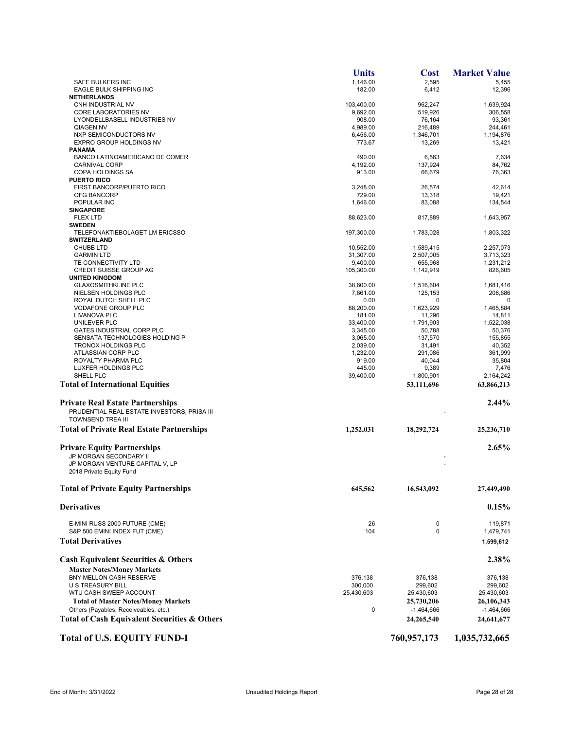| | Units | Cost | Market Value |
|---|---|---|---|
| SAFE BULKERS INC | 1,146.00 | 2,595 | 5,455 |
| EAGLE BULK SHIPPING INC | 182.00 | 6,412 | 12,396 |
| **NETHERLANDS** | | | |
| CNH INDUSTRIAL NV | 103,400.00 | 962,247 | 1,639,924 |
| CORE LABORATORIES NV | 9,692.00 | 519,926 | 306,558 |
| LYONDELLBASELL INDUSTRIES NV | 908.00 | 76,164 | 93,361 |
| QIAGEN NV | 4,989.00 | 216,489 | 244,461 |
| NXP SEMICONDUCTORS NV | 6,456.00 | 1,346,701 | 1,194,876 |
| EXPRO GROUP HOLDINGS NV | 773.67 | 13,269 | 13,421 |
| **PANAMA** | | | |
| BANCO LATINOAMERICANO DE COMER | 490.00 | 6,563 | 7,634 |
| CARNIVAL CORP | 4,192.00 | 137,924 | 84,762 |
| COPA HOLDINGS SA | 913.00 | 66,679 | 76,363 |
| **PUERTO RICO** | | | |
| FIRST BANCORP/PUERTO RICO | 3,248.00 | 26,574 | 42,614 |
| OFG BANCORP | 729.00 | 13,318 | 19,421 |
| POPULAR INC | 1,646.00 | 83,088 | 134,544 |
| **SINGAPORE** | | | |
| FLEX LTD | 88,623.00 | 817,889 | 1,643,957 |
| **SWEDEN** | | | |
| TELEFONAKTIEBOLAGET LM ERICSSO | 197,300.00 | 1,783,028 | 1,803,322 |
| **SWITZERLAND** | | | |
| CHUBB LTD | 10,552.00 | 1,589,415 | 2,257,073 |
| GARMIN LTD | 31,307.00 | 2,507,005 | 3,713,323 |
| TE CONNECTIVITY LTD | 9,400.00 | 655,968 | 1,231,212 |
| CREDIT SUISSE GROUP AG | 105,300.00 | 1,142,919 | 826,605 |
| **UNITED KINGDOM** | | | |
| GLAXOSMITHKLINE PLC | 38,600.00 | 1,516,604 | 1,681,416 |
| NIELSEN HOLDINGS PLC | 7,661.00 | 125,153 | 208,686 |
| ROYAL DUTCH SHELL PLC | 0.00 | 0 | 0 |
| VODAFONE GROUP PLC | 88,200.00 | 1,623,929 | 1,465,884 |
| LIVANOVA PLC | 181.00 | 11,296 | 14,811 |
| UNILEVER PLC | 33,400.00 | 1,791,903 | 1,522,038 |
| GATES INDUSTRIAL CORP PLC | 3,345.00 | 50,788 | 50,376 |
| SENSATA TECHNOLOGIES HOLDING P | 3,065.00 | 137,570 | 155,855 |
| TRONOX HOLDINGS PLC | 2,039.00 | 31,491 | 40,352 |
| ATLASSIAN CORP PLC | 1,232.00 | 291,086 | 361,999 |
| ROYALTY PHARMA PLC | 919.00 | 40,044 | 35,804 |
| LUXFER HOLDINGS PLC | 445.00 | 9,389 | 7,476 |
| SHELL PLC | 39,400.00 | 1,800,901 | 2,164,242 |
| **Total of International Equities** | | **53,111,696** | **63,866,213** |
| **Private Real Estate Partnerships** | | | **2.44%** |
| PRUDENTIAL REAL ESTATE INVESTORS, PRISA III | | - | |
| TOWNSEND TREA III | | | |
| **Total of Private Real Estate Partnerships** | **1,252,031** | **18,292,724** | **25,236,710** |
| **Private Equity Partnerships** | | | **2.65%** |
| JP MORGAN SECONDARY II | | - | |
| JP MORGAN VENTURE CAPITAL V, LP | | - | |
| 2018 Private Equity Fund | | | |
| **Total of Private Equity Partnerships** | **645,562** | **16,543,092** | **27,449,490** |
| **Derivatives** | | | **0.15%** |
| E-MINI RUSS 2000 FUTURE (CME) | 26 | 0 | 119,871 |
| S&P 500 EMINI INDEX FUT (CME) | 104 | 0 | 1,479,741 |
| **Total Derivatives** | | | **1,599,612** |
| **Cash Equivalent Securities & Others** | | | **2.38%** |
| **Master Notes/Money Markets** | | | |
| BNY MELLON CASH RESERVE | 376,138 | 376,138 | 376,138 |
| U S TREASURY BILL | 300,000 | 299,602 | 299,602 |
| WTU CASH SWEEP ACCOUNT | 25,430,603 | 25,430,603 | 25,430,603 |
| **Total of Master Notes/Money Markets** | | **25,730,206** | **26,106,343** |
| Others (Payables, Receiveables, etc.) | 0 | -1,464,666 | -1,464,666 |
| **Total of Cash Equivalent Securities & Others** | | **24,265,540** | **24,641,677** |
| **Total of U.S. EQUITY FUND-I** | | **760,957,173** | **1,035,732,665** |

End of Month: 3/31/2022 Unaudited Holdings Report